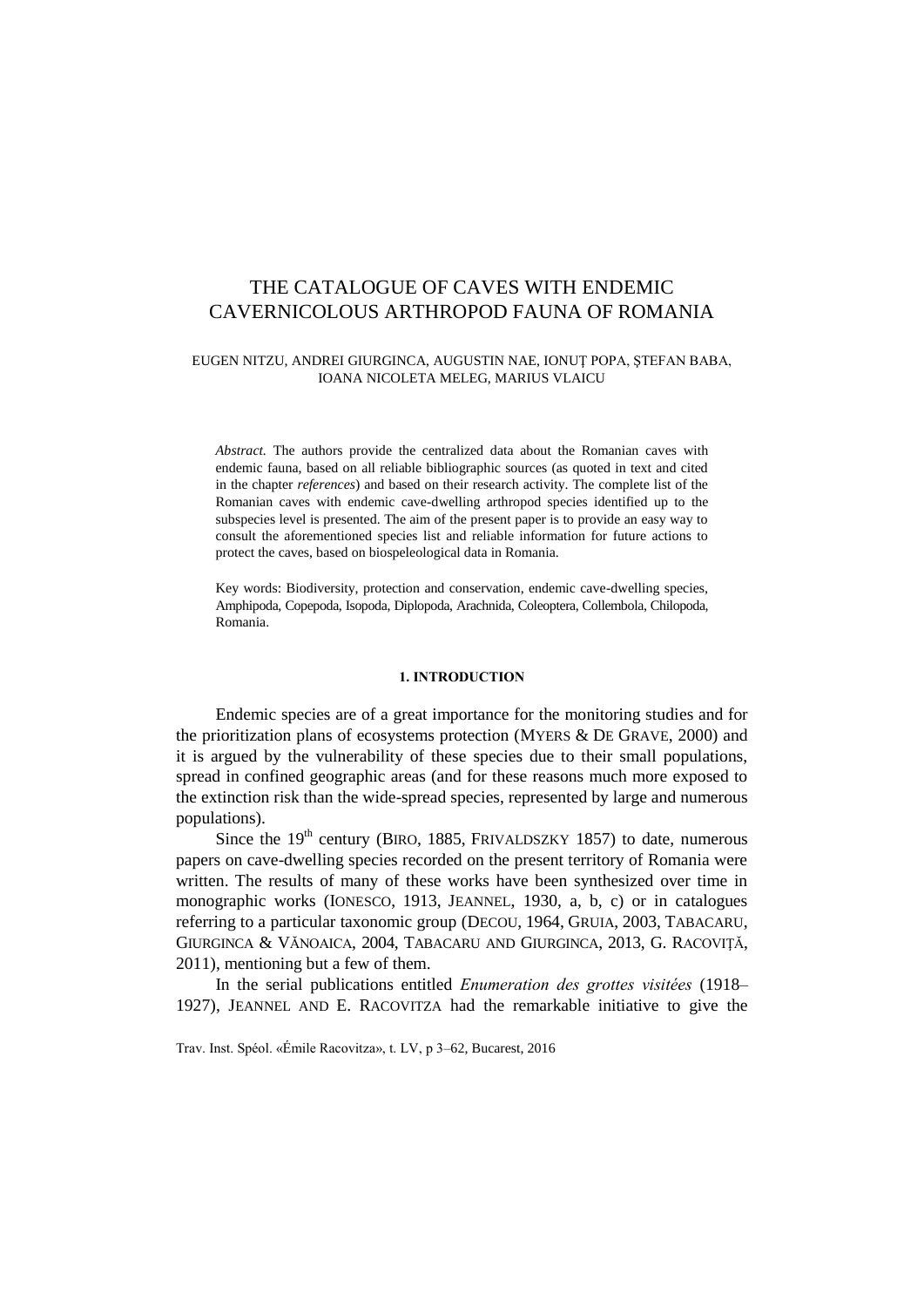# THE CATALOGUE OF CAVES WITH ENDEMIC CAVERNICOLOUS ARTHROPOD FAUNA OF ROMANIA

EUGEN NITZU, ANDREI GIURGINCA, AUGUSTIN NAE, IONUŢ POPA, ŞTEFAN BABA, IOANA NICOLETA MELEG, MARIUS VLAICU

*Abstract.* The authors provide the centralized data about the Romanian caves with endemic fauna, based on all reliable bibliographic sources (as quoted in text and cited in the chapter *references*) and based on their research activity. The complete list of the Romanian caves with endemic cave-dwelling arthropod species identified up to the subspecies level is presented. The aim of the present paper is to provide an easy way to consult the aforementioned species list and reliable information for future actions to protect the caves, based on biospeleological data in Romania.

Key words: Biodiversity, protection and conservation, endemic cave-dwelling species, Amphipoda, Copepoda, Isopoda, Diplopoda, Arachnida, Coleoptera, Collembola, Chilopoda, Romania.

## 1. INTRODUCTION

Endemic species are of a great importance for the monitoring studies and for the prioritization plans of ecosystems protection (MYERS & DE GRAVE, 2000) and it is argued by the vulnerability of these species due to their small populations, spread in confined geographic areas (and for these reasons much more exposed to the extinction risk than the wide-spread species, represented by large and numerous populations).

Since the 19th century (BIRO, 1885, FRIVALDSZKY 1857) to date, numerous papers on cave-dwelling species recorded on the present territory of Romania were written. The results of many of these works have been synthesized over time in monographic works (IONESCO, 1913, JEANNEL, 1930, a, b, c) or in catalogues referring to a particular taxonomic group (DECOU, 1964, GRUIA, 2003, TABACARU, GIURGINCA & VĂNOAICA, 2004, TABACARU AND GIURGINCA, 2013, G. RACOVIŢĂ, 2011), mentioning but a few of them.

In the serial publications entitled *Enumeration des grottes visitées* (1918–1927), JEANNEL AND E. RACOVITZA had the remarkable initiative to give the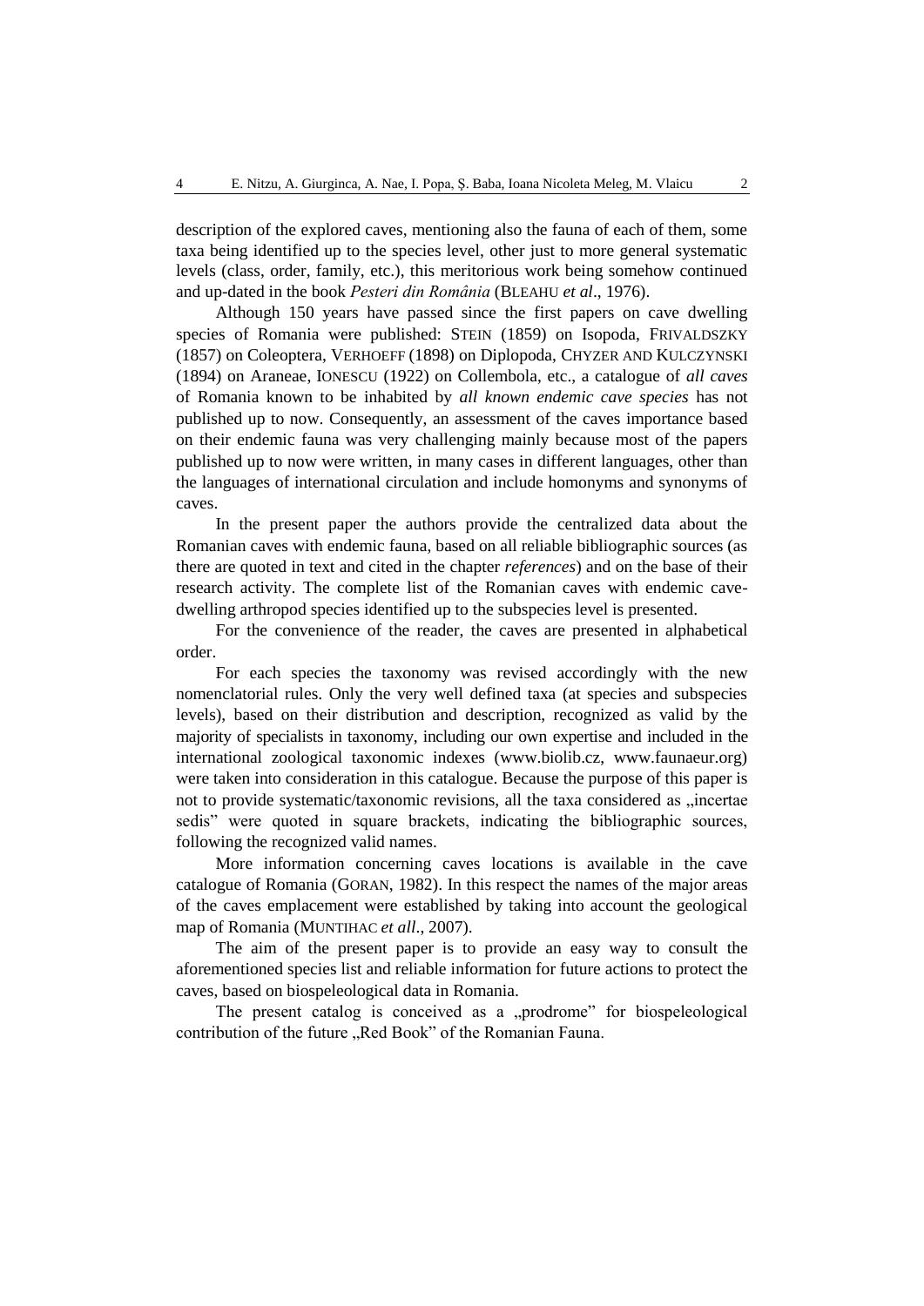description of the explored caves, mentioning also the fauna of each of them, some taxa being identified up to the species level, other just to more general systematic levels (class, order, family, etc.), this meritorious work being somehow continued and up-dated in the book *Pesteri din România* (BLEAHU *et al*., 1976).

Although 150 years have passed since the first papers on cave dwelling species of Romania were published: STEIN (1859) on Isopoda, FRIVALDSZKY (1857) on Coleoptera, VERHOEFF (1898) on Diplopoda, CHYZER AND KULCZYNSKI (1894) on Araneae, IONESCU (1922) on Collembola, etc., a catalogue of *all caves* of Romania known to be inhabited by *all known endemic cave species* has not published up to now. Consequently, an assessment of the caves importance based on their endemic fauna was very challenging mainly because most of the papers published up to now were written, in many cases in different languages, other than the languages of international circulation and include homonyms and synonyms of caves.

In the present paper the authors provide the centralized data about the Romanian caves with endemic fauna, based on all reliable bibliographic sources (as there are quoted in text and cited in the chapter *references*) and on the base of their research activity. The complete list of the Romanian caves with endemic cave-dwelling arthropod species identified up to the subspecies level is presented.

For the convenience of the reader, the caves are presented in alphabetical order.

For each species the taxonomy was revised accordingly with the new nomenclatorial rules. Only the very well defined taxa (at species and subspecies levels), based on their distribution and description, recognized as valid by the majority of specialists in taxonomy, including our own expertise and included in the international zoological taxonomic indexes (www.biolib.cz, www.faunaeur.org) were taken into consideration in this catalogue. Because the purpose of this paper is not to provide systematic/taxonomic revisions, all the taxa considered as „incertae sedis" were quoted in square brackets, indicating the bibliographic sources, following the recognized valid names.

More information concerning caves locations is available in the cave catalogue of Romania (GORAN, 1982). In this respect the names of the major areas of the caves emplacement were established by taking into account the geological map of Romania (MUNTIHAC *et all*., 2007).

The aim of the present paper is to provide an easy way to consult the aforementioned species list and reliable information for future actions to protect the caves, based on biospeleological data in Romania.

The present catalog is conceived as a „prodrome" for biospeleological contribution of the future „Red Book" of the Romanian Fauna.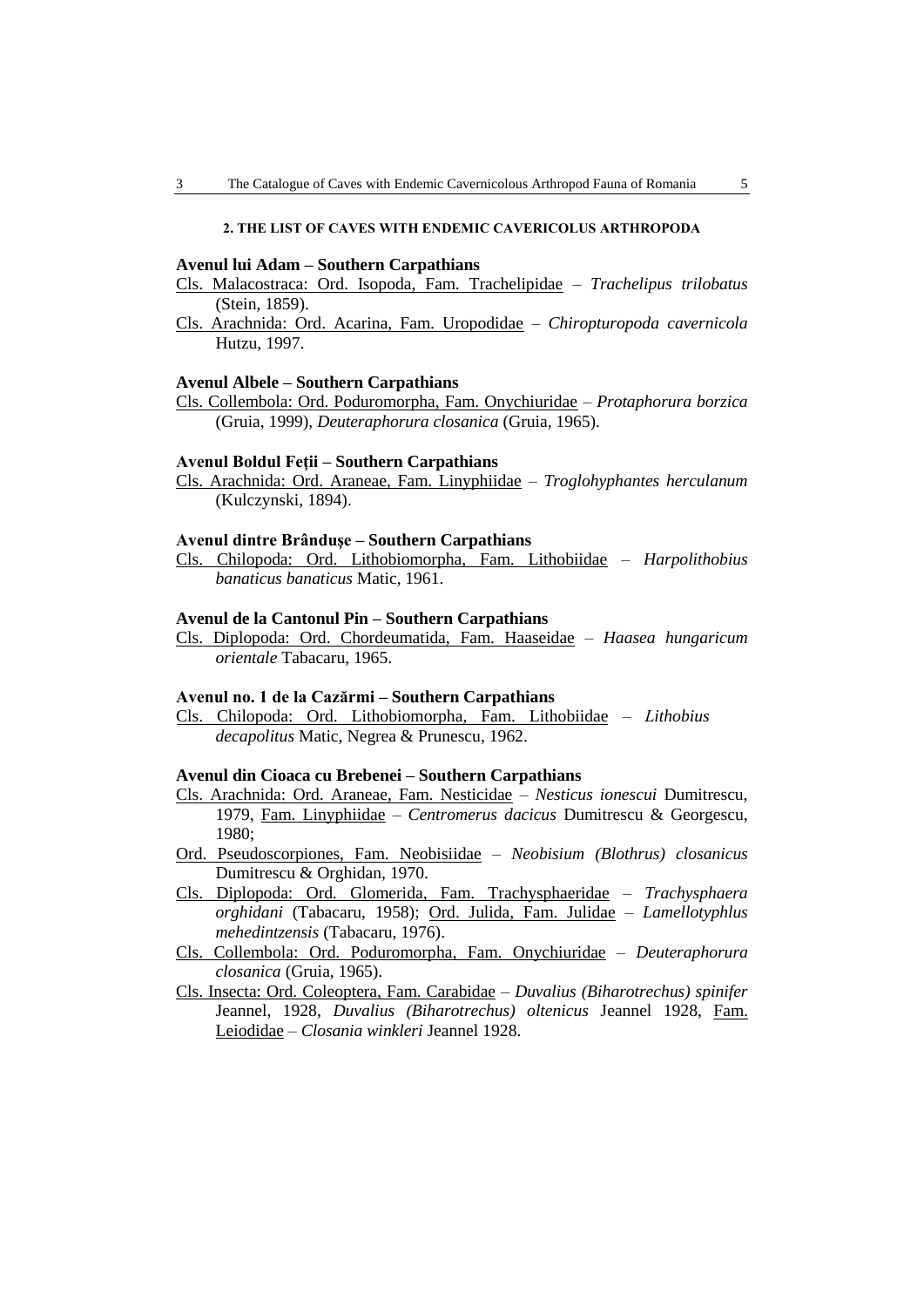## 2. THE LIST OF CAVES WITH ENDEMIC CAVERICOLUS ARTHROPODA

**Avenul lui Adam – Southern Carpathians**

Cls. Malacostraca: Ord. Isopoda, Fam. Trachelipidae – *Trachelipus trilobatus* (Stein, 1859).

Cls. Arachnida: Ord. Acarina, Fam. Uropodidae – *Chiropturopoda cavernicola* Hutzu, 1997.

**Avenul Albele – Southern Carpathians**

Cls. Collembola: Ord. Poduromorpha, Fam. Onychiuridae – *Protaphorura borzica* (Gruia, 1999), *Deuteraphorura closanica* (Gruia, 1965).

**Avenul Boldul Feții – Southern Carpathians**

Cls. Arachnida: Ord. Araneae, Fam. Linyphiidae – *Troglohyphantes herculanum* (Kulczynski, 1894).

**Avenul dintre Brândușe – Southern Carpathians**

Cls. Chilopoda: Ord. Lithobiomorpha, Fam. Lithobiidae – *Harpolithobius banaticus banaticus* Matic, 1961.

**Avenul de la Cantonul Pin – Southern Carpathians**

Cls. Diplopoda: Ord. Chordeumatida, Fam. Haaseidae – *Haasea hungaricum orientale* Tabacaru, 1965.

**Avenul no. 1 de la Cazărmi – Southern Carpathians**

Cls. Chilopoda: Ord. Lithobiomorpha, Fam. Lithobiidae – *Lithobius decapolitus* Matic, Negrea & Prunescu, 1962.

**Avenul din Cioaca cu Brebenei – Southern Carpathians**

Cls. Arachnida: Ord. Araneae, Fam. Nesticidae – *Nesticus ionescui* Dumitrescu, 1979, Fam. Linyphiidae – *Centromerus dacicus* Dumitrescu & Georgescu, 1980;

Ord. Pseudoscorpiones, Fam. Neobisiidae – *Neobisium (Blothrus) closanicus* Dumitrescu & Orghidan, 1970.

Cls. Diplopoda: Ord. Glomerida, Fam. Trachysphaeridae – *Trachysphaera orghidani* (Tabacaru, 1958); Ord. Julida, Fam. Julidae – *Lamellotyphlus mehedintzensis* (Tabacaru, 1976).

Cls. Collembola: Ord. Poduromorpha, Fam. Onychiuridae – *Deuteraphorura closanica* (Gruia, 1965).

Cls. Insecta: Ord. Coleoptera, Fam. Carabidae – *Duvalius (Biharotrechus) spinifer* Jeannel, 1928, *Duvalius (Biharotrechus) oltenicus* Jeannel 1928, Fam. Leiodidae – *Closania winkleri* Jeannel 1928.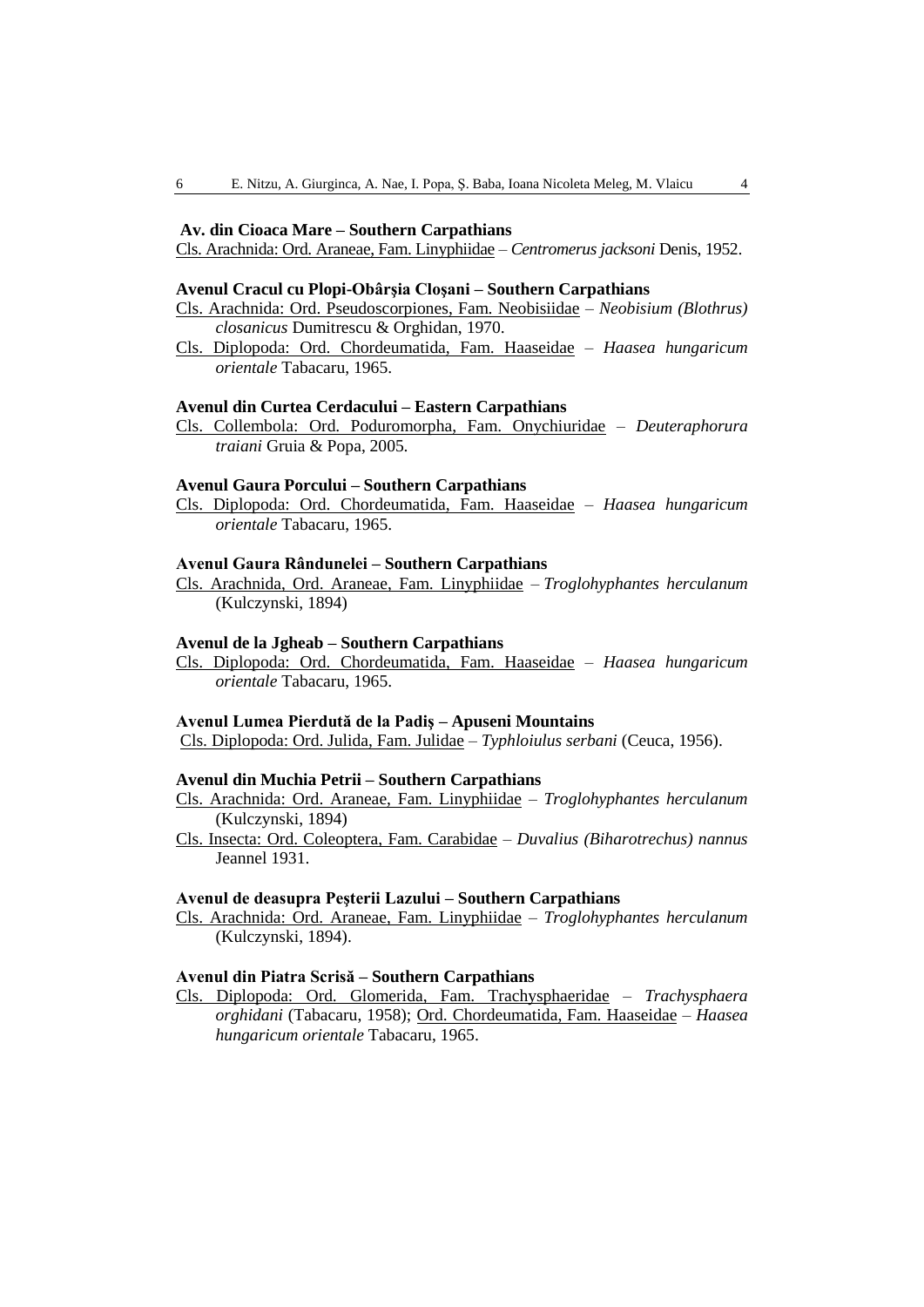**Av. din Cioaca Mare – Southern Carpathians**

Cls. Arachnida: Ord. Araneae, Fam. Linyphiidae – *Centromerus jacksoni* Denis, 1952.

**Avenul Cracul cu Plopi-Obârşia Cloşani – Southern Carpathians**

Cls. Arachnida: Ord. Pseudoscorpiones, Fam. Neobisiidae – *Neobisium (Blothrus) closanicus* Dumitrescu & Orghidan, 1970.

Cls. Diplopoda: Ord. Chordeumatida, Fam. Haaseidae – *Haasea hungaricum orientale* Tabacaru, 1965.

**Avenul din Curtea Cerdacului – Eastern Carpathians**

Cls. Collembola: Ord. Poduromorpha, Fam. Onychiuridae – *Deuteraphorura traiani* Gruia & Popa, 2005.

**Avenul Gaura Porcului – Southern Carpathians**

Cls. Diplopoda: Ord. Chordeumatida, Fam. Haaseidae – *Haasea hungaricum orientale* Tabacaru, 1965.

**Avenul Gaura Rândunelei – Southern Carpathians**

Cls. Arachnida, Ord. Araneae, Fam. Linyphiidae – *Troglohyphantes herculanum* (Kulczynski, 1894)

**Avenul de la Jgheab – Southern Carpathians**

Cls. Diplopoda: Ord. Chordeumatida, Fam. Haaseidae – *Haasea hungaricum orientale* Tabacaru, 1965.

**Avenul Lumea Pierdută de la Padiş – Apuseni Mountains**

Cls. Diplopoda: Ord. Julida, Fam. Julidae – *Typhloiulus serbani* (Ceuca, 1956).

**Avenul din Muchia Petrii – Southern Carpathians**

Cls. Arachnida: Ord. Araneae, Fam. Linyphiidae – *Troglohyphantes herculanum* (Kulczynski, 1894)

Cls. Insecta: Ord. Coleoptera, Fam. Carabidae – *Duvalius (Biharotrechus) nannus* Jeannel 1931.

**Avenul de deasupra Peşterii Lazului – Southern Carpathians**

Cls. Arachnida: Ord. Araneae, Fam. Linyphiidae – *Troglohyphantes herculanum* (Kulczynski, 1894).

**Avenul din Piatra Scrisă – Southern Carpathians**

Cls. Diplopoda: Ord. Glomerida, Fam. Trachysphaeridae – *Trachysphaera orghidani* (Tabacaru, 1958); Ord. Chordeumatida, Fam. Haaseidae – *Haasea hungaricum orientale* Tabacaru, 1965.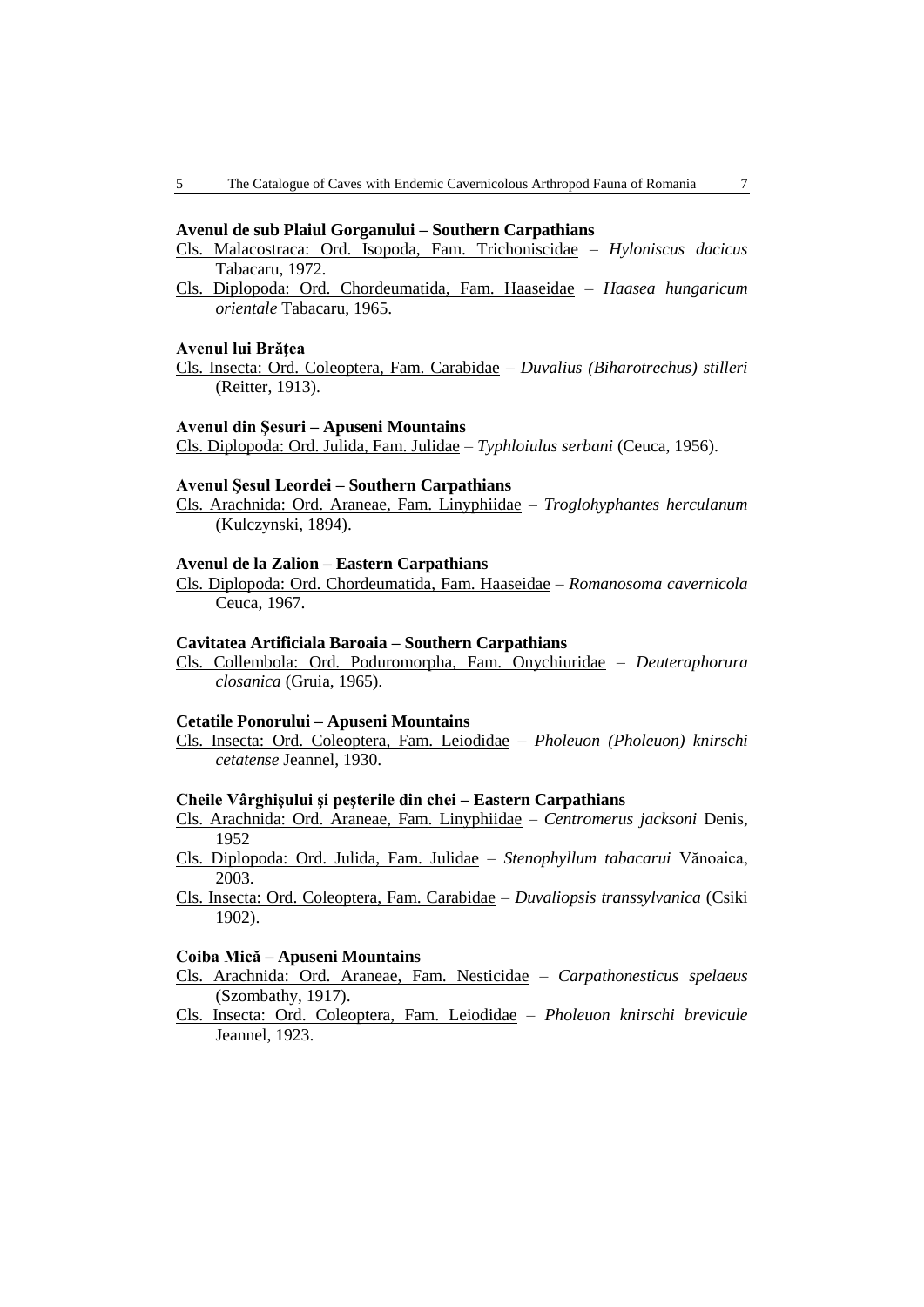**Avenul de sub Plaiul Gorganului – Southern Carpathians**

Cls. Malacostraca: Ord. Isopoda, Fam. Trichoniscidae – *Hyloniscus dacicus* Tabacaru, 1972.

Cls. Diplopoda: Ord. Chordeumatida, Fam. Haaseidae – *Haasea hungaricum orientale* Tabacaru, 1965.

**Avenul lui Brăţea**

Cls. Insecta: Ord. Coleoptera, Fam. Carabidae – *Duvalius (Biharotrechus) stilleri* (Reitter, 1913).

**Avenul din Şesuri – Apuseni Mountains**

Cls. Diplopoda: Ord. Julida, Fam. Julidae – *Typhloiulus serbani* (Ceuca, 1956).

**Avenul Şesul Leordei – Southern Carpathians**

Cls. Arachnida: Ord. Araneae, Fam. Linyphiidae – *Troglohyphantes herculanum* (Kulczynski, 1894).

**Avenul de la Zalion – Eastern Carpathians**

Cls. Diplopoda: Ord. Chordeumatida, Fam. Haaseidae – *Romanosoma cavernicola* Ceuca, 1967.

**Cavitatea Artificiala Baroaia – Southern Carpathians**

Cls. Collembola: Ord. Poduromorpha, Fam. Onychiuridae – *Deuteraphorura closanica* (Gruia, 1965).

**Cetatile Ponorului – Apuseni Mountains**

Cls. Insecta: Ord. Coleoptera, Fam. Leiodidae – *Pholeuon (Pholeuon) knirschi cetatense* Jeannel, 1930.

**Cheile Vârghişului şi peşterile din chei – Eastern Carpathians**

Cls. Arachnida: Ord. Araneae, Fam. Linyphiidae – *Centromerus jacksoni* Denis, 1952

Cls. Diplopoda: Ord. Julida, Fam. Julidae – *Stenophyllum tabacarui* Vănoaica, 2003.

Cls. Insecta: Ord. Coleoptera, Fam. Carabidae – *Duvaliopsis transsylvanica* (Csiki 1902).

**Coiba Mică – Apuseni Mountains**

Cls. Arachnida: Ord. Araneae, Fam. Nesticidae – *Carpathonesticus spelaeus* (Szombathy, 1917).

Cls. Insecta: Ord. Coleoptera, Fam. Leiodidae – *Pholeuon knirschi brevicule* Jeannel, 1923.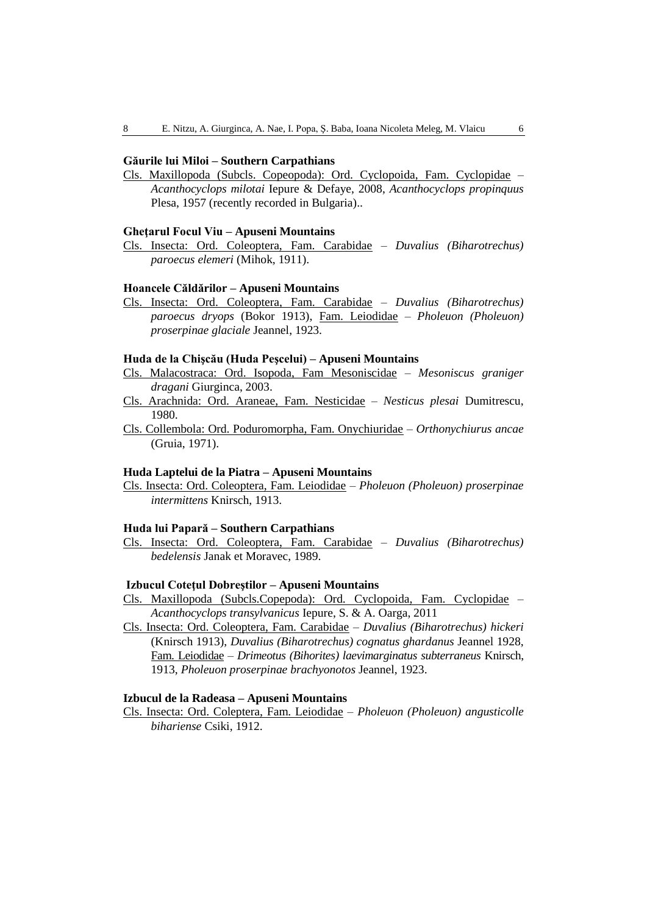**Găurile lui Miloi – Southern Carpathians**

Cls. Maxillopoda (Subcls. Copeopoda): Ord. Cyclopoida, Fam. Cyclopidae – *Acanthocyclops milotai* Iepure & Defaye, 2008, *Acanthocyclops propinquus* Plesa, 1957 (recently recorded in Bulgaria)..

**Gheţarul Focul Viu – Apuseni Mountains**

Cls. Insecta: Ord. Coleoptera, Fam. Carabidae – *Duvalius (Biharotrechus) paroecus elemeri* (Mihok, 1911).

**Hoancele Căldărilor – Apuseni Mountains**

Cls. Insecta: Ord. Coleoptera, Fam. Carabidae – *Duvalius (Biharotrechus) paroecus dryops* (Bokor 1913), Fam. Leiodidae – *Pholeuon (Pholeuon) proserpinae glaciale* Jeannel, 1923.

**Huda de la Chișcău (Huda Peşcelui) – Apuseni Mountains**

Cls. Malacostraca: Ord. Isopoda, Fam Mesoniscidae – *Mesoniscus graniger dragani* Giurginca, 2003.

Cls. Arachnida: Ord. Araneae, Fam. Nesticidae – *Nesticus plesai* Dumitrescu, 1980.

Cls. Collembola: Ord. Poduromorpha, Fam. Onychiuridae – *Orthonychiurus ancae* (Gruia, 1971).

**Huda Laptelui de la Piatra – Apuseni Mountains**

Cls. Insecta: Ord. Coleoptera, Fam. Leiodidae – *Pholeuon (Pholeuon) proserpinae intermittens* Knirsch, 1913.

**Huda lui Papară – Southern Carpathians**

Cls. Insecta: Ord. Coleoptera, Fam. Carabidae – *Duvalius (Biharotrechus) bedelensis* Janak et Moravec, 1989.

**Izbucul Coteţul Dobreştilor – Apuseni Mountains**

Cls. Maxillopoda (Subcls.Copepoda): Ord. Cyclopoida, Fam. Cyclopidae – *Acanthocyclops transylvanicus* Iepure, S. & A. Oarga, 2011

Cls. Insecta: Ord. Coleoptera, Fam. Carabidae – *Duvalius (Biharotrechus) hickeri* (Knirsch 1913), *Duvalius (Biharotrechus) cognatus ghardanus* Jeannel 1928, Fam. Leiodidae – *Drimeotus (Bihorites) laevimarginatus subterraneus* Knirsch, 1913, *Pholeuon proserpinae brachyonotos* Jeannel, 1923.

**Izbucul de la Radeasa – Apuseni Mountains**

Cls. Insecta: Ord. Coleptera, Fam. Leiodidae – *Pholeuon (Pholeuon) angusticolle bihariense* Csiki, 1912.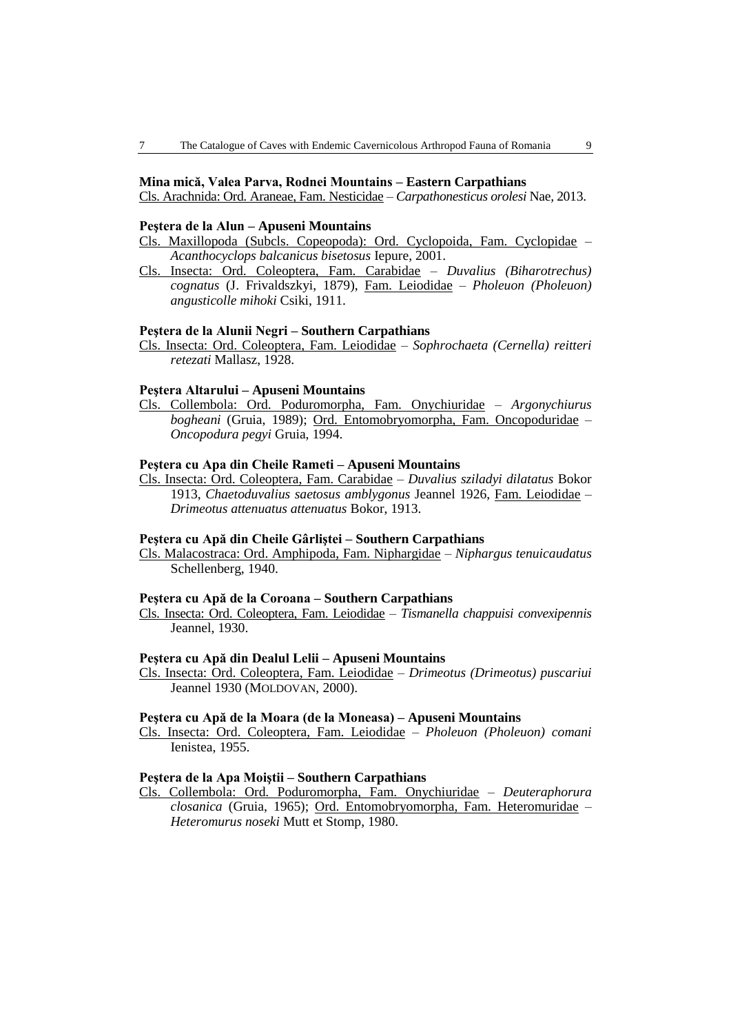**Mina mică, Valea Parva, Rodnei Mountains – Eastern Carpathians**

Cls. Arachnida: Ord. Araneae, Fam. Nesticidae – *Carpathonesticus orolesi* Nae, 2013.

**Peştera de la Alun – Apuseni Mountains**

Cls. Maxillopoda (Subcls. Copeopoda): Ord. Cyclopoida, Fam. Cyclopidae – *Acanthocyclops balcanicus bisetosus* Iepure, 2001.

Cls. Insecta: Ord. Coleoptera, Fam. Carabidae – *Duvalius (Biharotrechus) cognatus* (J. Frivaldszkyi, 1879), Fam. Leiodidae – *Pholeuon (Pholeuon) angusticolle mihoki* Csiki, 1911.

**Peştera de la Alunii Negri – Southern Carpathians**

Cls. Insecta: Ord. Coleoptera, Fam. Leiodidae – *Sophrochaeta (Cernella) reitteri retezati* Mallasz, 1928.

**Peştera Altarului – Apuseni Mountains**

Cls. Collembola: Ord. Poduromorpha, Fam. Onychiuridae – *Argonychiurus bogheani* (Gruia, 1989); Ord. Entomobryomorpha, Fam. Oncopoduridae – *Oncopodura pegyi* Gruia, 1994.

**Peştera cu Apa din Cheile Rameti – Apuseni Mountains**

Cls. Insecta: Ord. Coleoptera, Fam. Carabidae – *Duvalius sziladyi dilatatus* Bokor 1913, *Chaetoduvalius saetosus amblygonus* Jeannel 1926, Fam. Leiodidae – *Drimeotus attenuatus attenuatus* Bokor, 1913.

**Peştera cu Apă din Cheile Gârliştei – Southern Carpathians**

Cls. Malacostraca: Ord. Amphipoda, Fam. Niphargidae – *Niphargus tenuicaudatus* Schellenberg, 1940.

**Peştera cu Apă de la Coroana – Southern Carpathians**

Cls. Insecta: Ord. Coleoptera, Fam. Leiodidae – *Tismanella chappuisi convexipennis* Jeannel, 1930.

**Peştera cu Apă din Dealul Lelii – Apuseni Mountains**

Cls. Insecta: Ord. Coleoptera, Fam. Leiodidae – *Drimeotus (Drimeotus) puscariui* Jeannel 1930 (Moldovan, 2000).

**Peştera cu Apă de la Moara (de la Moneasa) – Apuseni Mountains**

Cls. Insecta: Ord. Coleoptera, Fam. Leiodidae – *Pholeuon (Pholeuon) comani* Ienistea, 1955.

**Peştera de la Apa Moiştii – Southern Carpathians**

Cls. Collembola: Ord. Poduromorpha, Fam. Onychiuridae – *Deuteraphorura closanica* (Gruia, 1965); Ord. Entomobryomorpha, Fam. Heteromuridae – *Heteromurus noseki* Mutt et Stomp, 1980.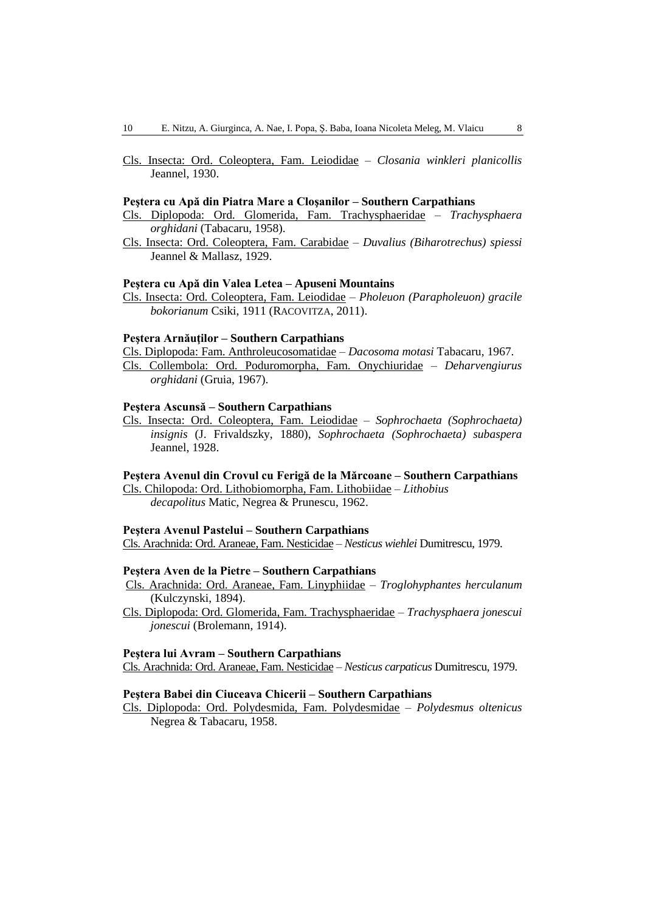Cls. Insecta: Ord. Coleoptera, Fam. Leiodidae – *Closania winkleri planicollis* Jeannel, 1930.

**Peştera cu Apă din Piatra Mare a Cloşanilor – Southern Carpathians**

Cls. Diplopoda: Ord. Glomerida, Fam. Trachysphaeridae – *Trachysphaera orghidani* (Tabacaru, 1958).

Cls. Insecta: Ord. Coleoptera, Fam. Carabidae – *Duvalius (Biharotrechus) spiessi* Jeannel & Mallasz, 1929.

**Peştera cu Apă din Valea Letea – Apuseni Mountains**

Cls. Insecta: Ord. Coleoptera, Fam. Leiodidae – *Pholeuon (Parapholeuon) gracile bokorianum* Csiki, 1911 (Racovitza, 2011).

**Peştera Arnăuţilor – Southern Carpathians**

Cls. Diplopoda: Fam. Anthroleucosomatidae – *Dacosoma motasi* Tabacaru, 1967.

Cls. Collembola: Ord. Poduromorpha, Fam. Onychiuridae – *Deharvengiurus orghidani* (Gruia, 1967).

**Peştera Ascunsă – Southern Carpathians**

Cls. Insecta: Ord. Coleoptera, Fam. Leiodidae – *Sophrochaeta (Sophrochaeta) insignis* (J. Frivaldszky, 1880), *Sophrochaeta (Sophrochaeta) subaspera* Jeannel, 1928.

**Peştera Avenul din Crovul cu Ferigă de la Mărcoane – Southern Carpathians**

Cls. Chilopoda: Ord. Lithobiomorpha, Fam. Lithobiidae – *Lithobius decapolitus* Matic, Negrea & Prunescu, 1962.

**Peştera Avenul Pastelui – Southern Carpathians**

Cls. Arachnida: Ord. Araneae, Fam. Nesticidae – *Nesticus wiehlei* Dumitrescu, 1979.

**Peştera Aven de la Pietre – Southern Carpathians**

Cls. Arachnida: Ord. Araneae, Fam. Linyphiidae – *Troglohyphantes herculanum* (Kulczynski, 1894).

Cls. Diplopoda: Ord. Glomerida, Fam. Trachysphaeridae – *Trachysphaera jonescui jonescui* (Brolemann, 1914).

**Peştera lui Avram – Southern Carpathians**

Cls. Arachnida: Ord. Araneae, Fam. Nesticidae – *Nesticus carpaticus* Dumitrescu, 1979.

**Peştera Babei din Ciuceava Chicerii – Southern Carpathians**

Cls. Diplopoda: Ord. Polydesmida, Fam. Polydesmidae – *Polydesmus oltenicus* Negrea & Tabacaru, 1958.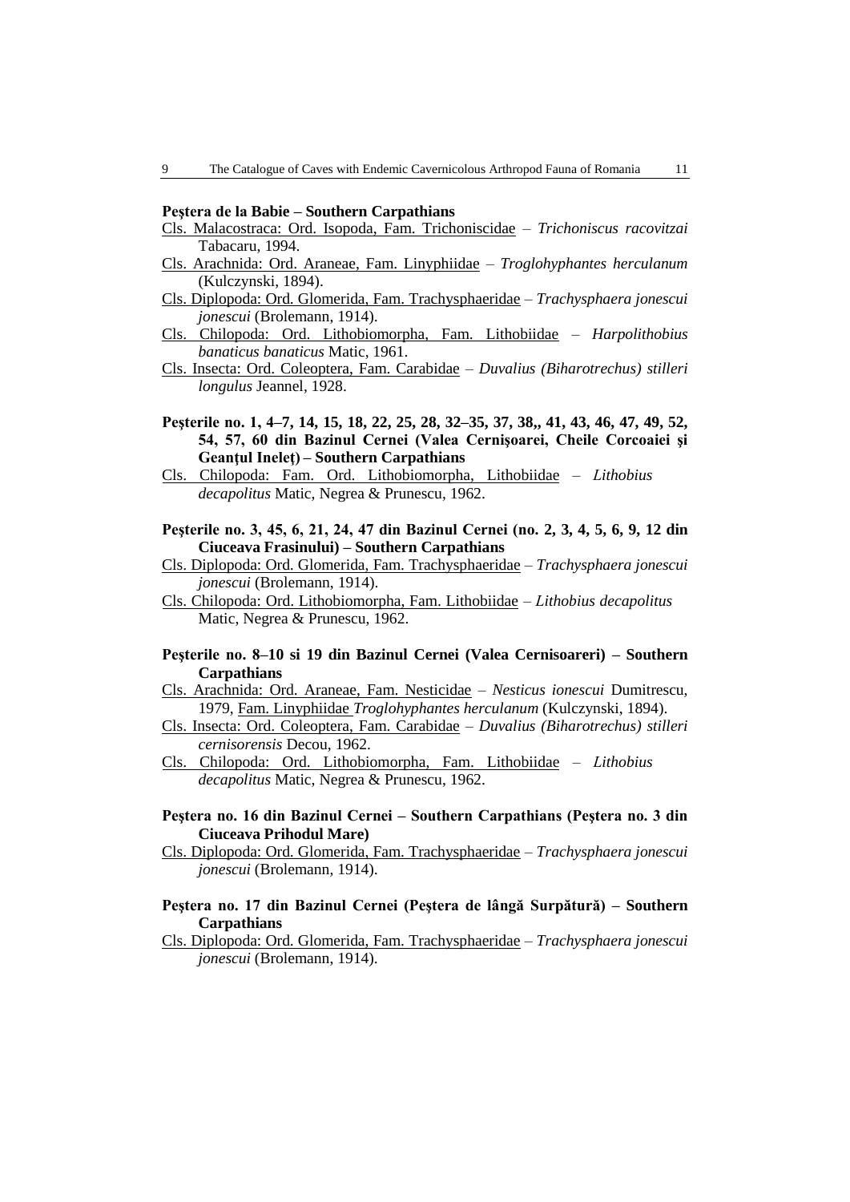**Peştera de la Babie – Southern Carpathians**

Cls. Malacostraca: Ord. Isopoda, Fam. Trichoniscidae – *Trichoniscus racovitzai* Tabacaru, 1994.

Cls. Arachnida: Ord. Araneae, Fam. Linyphiidae – *Troglohyphantes herculanum* (Kulczynski, 1894).

Cls. Diplopoda: Ord. Glomerida, Fam. Trachysphaeridae – *Trachysphaera jonescui jonescui* (Brolemann, 1914).

Cls. Chilopoda: Ord. Lithobiomorpha, Fam. Lithobiidae – *Harpolithobius banaticus banaticus* Matic, 1961.

Cls. Insecta: Ord. Coleoptera, Fam. Carabidae – *Duvalius (Biharotrechus) stilleri longulus* Jeannel, 1928.

**Peşterile no. 1, 4–7, 14, 15, 18, 22, 25, 28, 32–35, 37, 38,, 41, 43, 46, 47, 49, 52, 54, 57, 60 din Bazinul Cernei (Valea Cernişoarei, Cheile Corcoaiei şi Geanţul Ineleţ) – Southern Carpathians**

Cls. Chilopoda: Fam. Ord. Lithobiomorpha, Lithobiidae – *Lithobius decapolitus* Matic, Negrea & Prunescu, 1962.

**Peşterile no. 3, 45, 6, 21, 24, 47 din Bazinul Cernei (no. 2, 3, 4, 5, 6, 9, 12 din Ciuceava Frasinului) – Southern Carpathians**

Cls. Diplopoda: Ord. Glomerida, Fam. Trachysphaeridae – *Trachysphaera jonescui jonescui* (Brolemann, 1914).

Cls. Chilopoda: Ord. Lithobiomorpha, Fam. Lithobiidae – *Lithobius decapolitus* Matic, Negrea & Prunescu, 1962.

**Peşterile no. 8–10 si 19 din Bazinul Cernei (Valea Cernisoareri) – Southern Carpathians**

Cls. Arachnida: Ord. Araneae, Fam. Nesticidae – *Nesticus ionescui* Dumitrescu, 1979, Fam. Linyphiidae *Troglohyphantes herculanum* (Kulczynski, 1894).

Cls. Insecta: Ord. Coleoptera, Fam. Carabidae – *Duvalius (Biharotrechus) stilleri cernisorensis* Decou, 1962.

Cls. Chilopoda: Ord. Lithobiomorpha, Fam. Lithobiidae – *Lithobius decapolitus* Matic, Negrea & Prunescu, 1962.

**Peştera no. 16 din Bazinul Cernei – Southern Carpathians (Peştera no. 3 din Ciuceava Prihodul Mare)**

Cls. Diplopoda: Ord. Glomerida, Fam. Trachysphaeridae – *Trachysphaera jonescui jonescui* (Brolemann, 1914).

**Peştera no. 17 din Bazinul Cernei (Peştera de lângă Surpătură) – Southern Carpathians**

Cls. Diplopoda: Ord. Glomerida, Fam. Trachysphaeridae – *Trachysphaera jonescui jonescui* (Brolemann, 1914).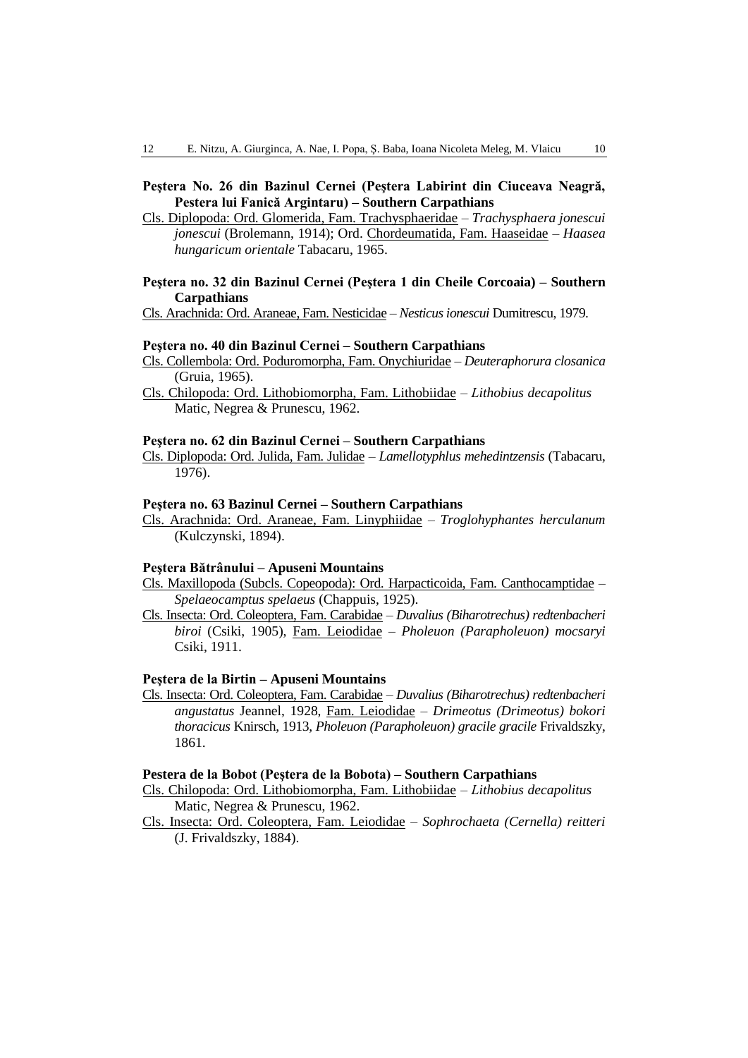**Peştera No. 26 din Bazinul Cernei (Peştera Labirint din Ciuceava Neagră, Pestera lui Fanică Argintaru) – Southern Carpathians**

Cls. Diplopoda: Ord. Glomerida, Fam. Trachysphaeridae – *Trachysphaera jonescui jonescui* (Brolemann, 1914); Ord. Chordeumatida, Fam. Haaseidae – *Haasea hungaricum orientale* Tabacaru, 1965.

**Peştera no. 32 din Bazinul Cernei (Peştera 1 din Cheile Corcoaia) – Southern Carpathians**

Cls. Arachnida: Ord. Araneae, Fam. Nesticidae – *Nesticus ionescui* Dumitrescu, 1979.

**Peştera no. 40 din Bazinul Cernei – Southern Carpathians**

Cls. Collembola: Ord. Poduromorpha, Fam. Onychiuridae – *Deuteraphorura closanica* (Gruia, 1965).

Cls. Chilopoda: Ord. Lithobiomorpha, Fam. Lithobiidae – *Lithobius decapolitus* Matic, Negrea & Prunescu, 1962.

**Peştera no. 62 din Bazinul Cernei – Southern Carpathians**

Cls. Diplopoda: Ord. Julida, Fam. Julidae – *Lamellotyphlus mehedintzensis* (Tabacaru, 1976).

**Peştera no. 63 Bazinul Cernei – Southern Carpathians**

Cls. Arachnida: Ord. Araneae, Fam. Linyphiidae – *Troglohyphantes herculanum* (Kulczynski, 1894).

**Peştera Bătrânului – Apuseni Mountains**

Cls. Maxillopoda (Subcls. Copeopoda): Ord. Harpacticoida, Fam. Canthocamptidae – *Spelaeocamptus spelaeus* (Chappuis, 1925).

Cls. Insecta: Ord. Coleoptera, Fam. Carabidae – *Duvalius (Biharotrechus) redtenbacheri biroi* (Csiki, 1905), Fam. Leiodidae – *Pholeuon (Parapholeuon) mocsaryi* Csiki, 1911.

**Peştera de la Birtin – Apuseni Mountains**

Cls. Insecta: Ord. Coleoptera, Fam. Carabidae – *Duvalius (Biharotrechus) redtenbacheri angustatus* Jeannel, 1928, Fam. Leiodidae – *Drimeotus (Drimeotus) bokori thoracicus* Knirsch, 1913, *Pholeuon (Parapholeuon) gracile gracile* Frivaldszky, 1861.

**Pestera de la Bobot (Peştera de la Bobota) – Southern Carpathians**

Cls. Chilopoda: Ord. Lithobiomorpha, Fam. Lithobiidae – *Lithobius decapolitus* Matic, Negrea & Prunescu, 1962.

Cls. Insecta: Ord. Coleoptera, Fam. Leiodidae – *Sophrochaeta (Cernella) reitteri* (J. Frivaldszky, 1884).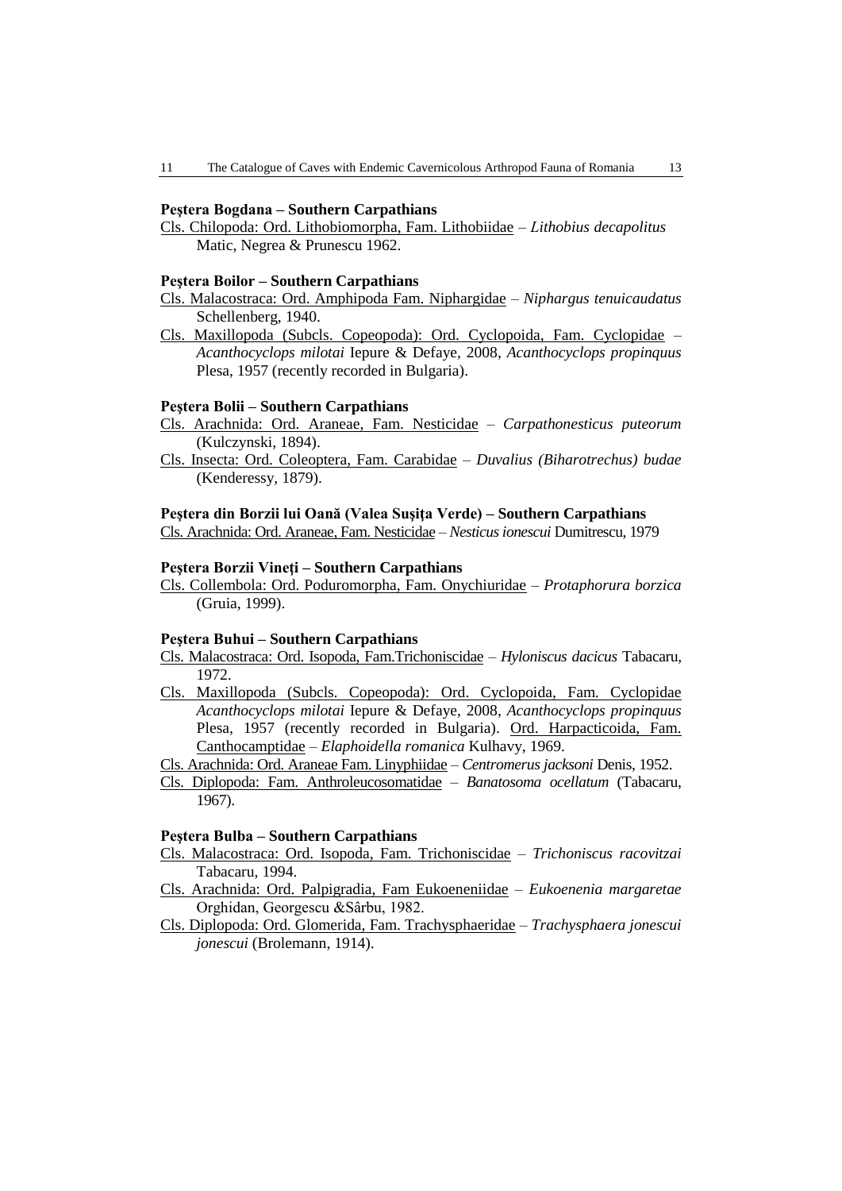**Peştera Bogdana – Southern Carpathians**

Cls. Chilopoda: Ord. Lithobiomorpha, Fam. Lithobiidae – *Lithobius decapolitus* Matic, Negrea & Prunescu 1962.

**Peştera Boilor – Southern Carpathians**

Cls. Malacostraca: Ord. Amphipoda Fam. Niphargidae – *Niphargus tenuicaudatus* Schellenberg, 1940.

Cls. Maxillopoda (Subcls. Copeopoda): Ord. Cyclopoida, Fam. Cyclopidae – *Acanthocyclops milotai* Iepure & Defaye, 2008, *Acanthocyclops propinquus* Plesa, 1957 (recently recorded in Bulgaria).

**Peştera Bolii – Southern Carpathians**

Cls. Arachnida: Ord. Araneae, Fam. Nesticidae – *Carpathonesticus puteorum* (Kulczynski, 1894).

Cls. Insecta: Ord. Coleoptera, Fam. Carabidae – *Duvalius (Biharotrechus) budae* (Kenderessy, 1879).

**Peştera din Borzii lui Oană (Valea Suşiţa Verde) – Southern Carpathians**

Cls. Arachnida: Ord. Araneae, Fam. Nesticidae – *Nesticus ionescui* Dumitrescu, 1979

**Peştera Borzii Vineţi – Southern Carpathians**

Cls. Collembola: Ord. Poduromorpha, Fam. Onychiuridae – *Protaphorura borzica* (Gruia, 1999).

**Peştera Buhui – Southern Carpathians**

Cls. Malacostraca: Ord. Isopoda, Fam.Trichoniscidae – *Hyloniscus dacicus* Tabacaru, 1972.

Cls. Maxillopoda (Subcls. Copeopoda): Ord. Cyclopoida, Fam. Cyclopidae *Acanthocyclops milotai* Iepure & Defaye, 2008, *Acanthocyclops propinquus* Plesa, 1957 (recently recorded in Bulgaria). Ord. Harpacticoida, Fam. Canthocamptidae – *Elaphoidella romanica* Kulhavy, 1969.

Cls. Arachnida: Ord. Araneae Fam. Linyphiidae – *Centromerus jacksoni* Denis, 1952.

Cls. Diplopoda: Fam. Anthroleucosomatidae – *Banatosoma ocellatum* (Tabacaru, 1967).

**Peştera Bulba – Southern Carpathians**

Cls. Malacostraca: Ord. Isopoda, Fam. Trichoniscidae – *Trichoniscus racovitzai* Tabacaru, 1994.

Cls. Arachnida: Ord. Palpigradia, Fam Eukoeneniidae – *Eukoenenia margaretae* Orghidan, Georgescu &Sârbu, 1982.

Cls. Diplopoda: Ord. Glomerida, Fam. Trachysphaeridae – *Trachysphaera jonescui jonescui* (Brolemann, 1914).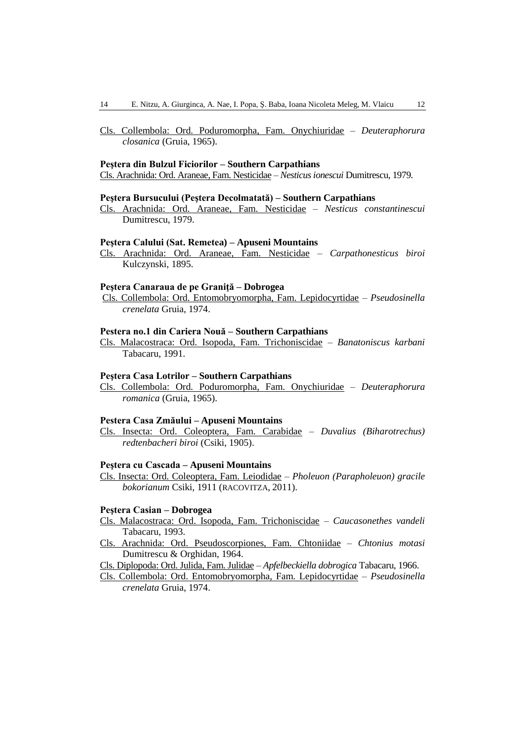Cls. Collembola: Ord. Poduromorpha, Fam. Onychiuridae – *Deuteraphorura closanica* (Gruia, 1965).

**Peştera din Bulzul Ficiorilor – Southern Carpathians**

Cls. Arachnida: Ord. Araneae, Fam. Nesticidae – *Nesticus ionescui* Dumitrescu, 1979.

**Peştera Bursucului (Peştera Decolmatată) – Southern Carpathians**

Cls. Arachnida: Ord. Araneae, Fam. Nesticidae – *Nesticus constantinescui* Dumitrescu, 1979.

**Peştera Calului (Sat. Remetea) – Apuseni Mountains**

Cls. Arachnida: Ord. Araneae, Fam. Nesticidae – *Carpathonesticus biroi* Kulczynski, 1895.

**Peştera Canaraua de pe Graniţă – Dobrogea**

Cls. Collembola: Ord. Entomobryomorpha, Fam. Lepidocyrtidae – *Pseudosinella crenelata* Gruia, 1974.

**Pestera no.1 din Cariera Nouă – Southern Carpathians**

Cls. Malacostraca: Ord. Isopoda, Fam. Trichoniscidae – *Banatoniscus karbani* Tabacaru, 1991.

**Peştera Casa Lotrilor – Southern Carpathians**

Cls. Collembola: Ord. Poduromorpha, Fam. Onychiuridae – *Deuteraphorura romanica* (Gruia, 1965).

**Pestera Casa Zmăului – Apuseni Mountains**

Cls. Insecta: Ord. Coleoptera, Fam. Carabidae – *Duvalius (Biharotrechus) redtenbacheri biroi* (Csiki, 1905).

**Peştera cu Cascada – Apuseni Mountains**

Cls. Insecta: Ord. Coleoptera, Fam. Leiodidae – *Pholeuon (Parapholeuon) gracile bokorianum* Csiki, 1911 (RACOVITZA, 2011).

**Peştera Casian – Dobrogea**

Cls. Malacostraca: Ord. Isopoda, Fam. Trichoniscidae – *Caucasonethes vandeli* Tabacaru, 1993.

Cls. Arachnida: Ord. Pseudoscorpiones, Fam. Chtoniidae – *Chtonius motasi* Dumitrescu & Orghidan, 1964.

Cls. Diplopoda: Ord. Julida, Fam. Julidae – *Apfelbeckiella dobrogica* Tabacaru, 1966.

Cls. Collembola: Ord. Entomobryomorpha, Fam. Lepidocyrtidae – *Pseudosinella crenelata* Gruia, 1974.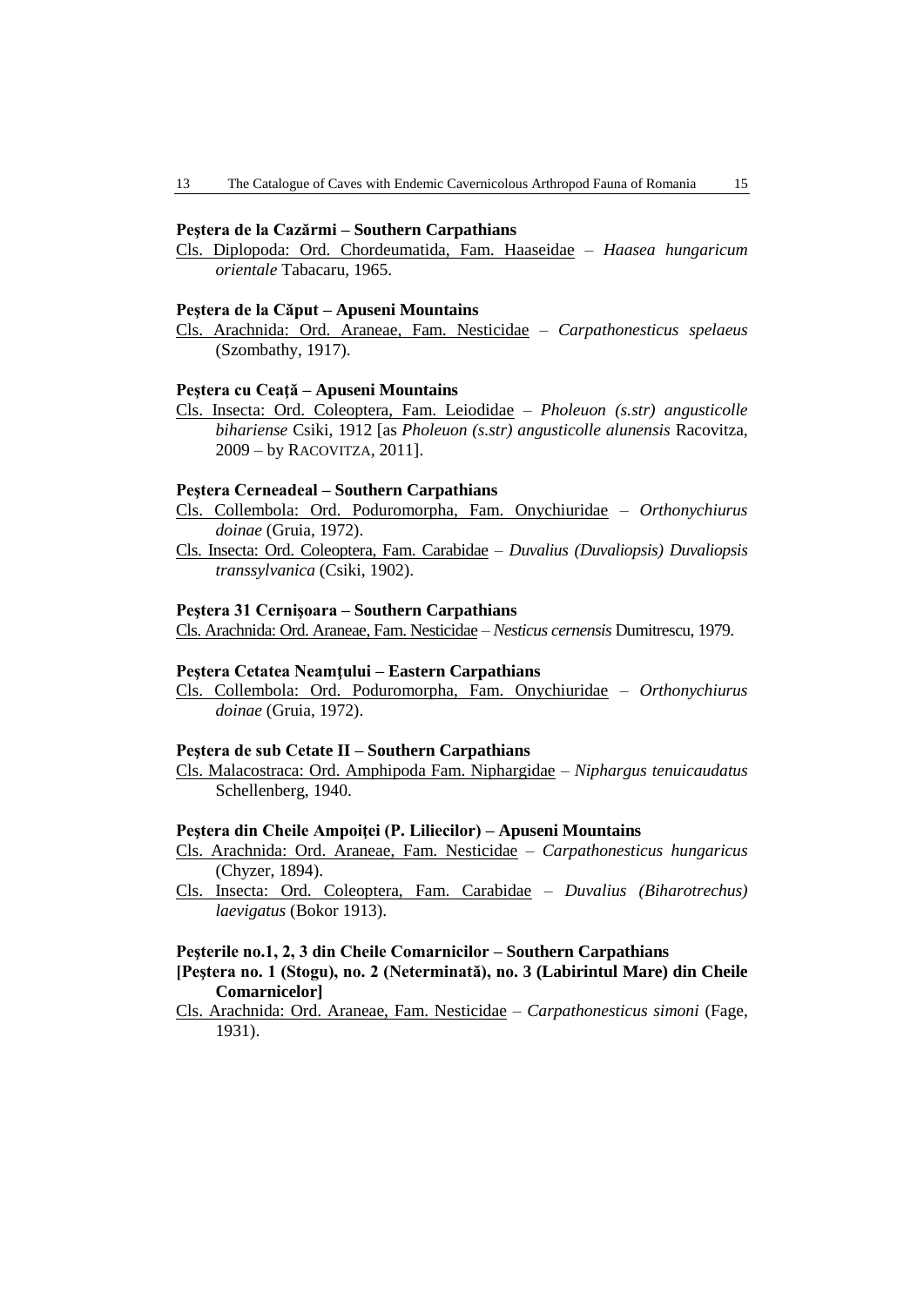**Peştera de la Cazărmi – Southern Carpathians**

Cls. Diplopoda: Ord. Chordeumatida, Fam. Haaseidae – *Haasea hungaricum orientale* Tabacaru, 1965.

**Peştera de la Căput – Apuseni Mountains**

Cls. Arachnida: Ord. Araneae, Fam. Nesticidae – *Carpathonesticus spelaeus* (Szombathy, 1917).

**Peştera cu Ceaţă – Apuseni Mountains**

Cls. Insecta: Ord. Coleoptera, Fam. Leiodidae – *Pholeuon (s.str) angusticolle bihariense* Csiki, 1912 [as *Pholeuon (s.str) angusticolle alunensis* Racovitza, 2009 – by RACOVITZA, 2011].

**Peştera Cerneadeal – Southern Carpathians**

Cls. Collembola: Ord. Poduromorpha, Fam. Onychiuridae – *Orthonychiurus doinae* (Gruia, 1972).

Cls. Insecta: Ord. Coleoptera, Fam. Carabidae – *Duvalius (Duvaliopsis) Duvaliopsis transsylvanica* (Csiki, 1902).

**Peştera 31 Cernişoara – Southern Carpathians**

Cls. Arachnida: Ord. Araneae, Fam. Nesticidae – *Nesticus cernensis* Dumitrescu, 1979.

**Peştera Cetatea Neamţului – Eastern Carpathians**

Cls. Collembola: Ord. Poduromorpha, Fam. Onychiuridae – *Orthonychiurus doinae* (Gruia, 1972).

**Peştera de sub Cetate II – Southern Carpathians**

Cls. Malacostraca: Ord. Amphipoda Fam. Niphargidae – *Niphargus tenuicaudatus* Schellenberg, 1940.

**Peştera din Cheile Ampoiţei (P. Liliecilor) – Apuseni Mountains**

Cls. Arachnida: Ord. Araneae, Fam. Nesticidae – *Carpathonesticus hungaricus* (Chyzer, 1894).

Cls. Insecta: Ord. Coleoptera, Fam. Carabidae – *Duvalius (Biharotrechus) laevigatus* (Bokor 1913).

**Peşterile no.1, 2, 3 din Cheile Comarnicilor – Southern Carpathians [Peştera no. 1 (Stogu), no. 2 (Neterminată), no. 3 (Labirintul Mare) din Cheile Comarnicelor]**

Cls. Arachnida: Ord. Araneae, Fam. Nesticidae – *Carpathonesticus simoni* (Fage, 1931).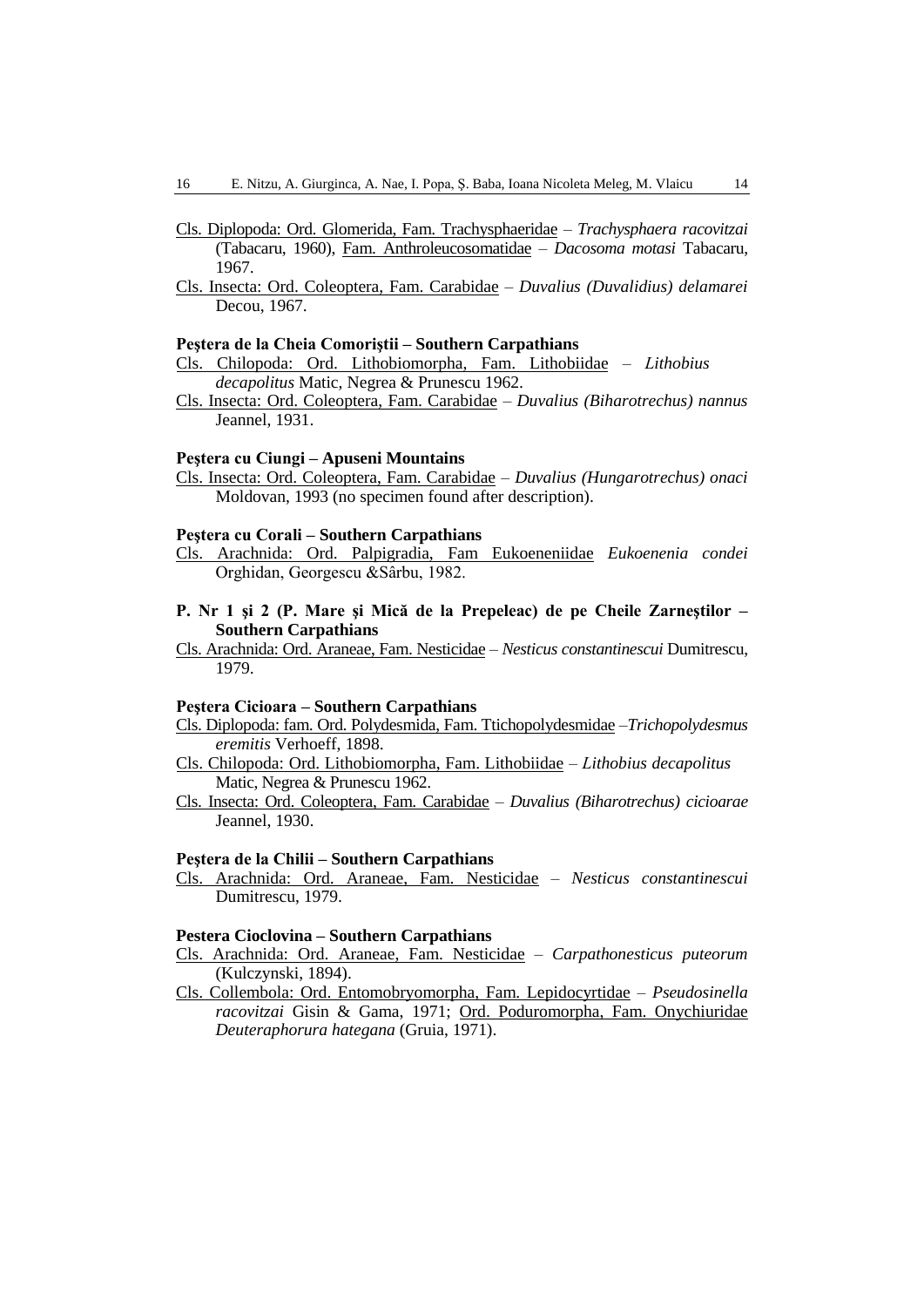Cls. Diplopoda: Ord. Glomerida, Fam. Trachysphaeridae – *Trachysphaera racovitzai* (Tabacaru, 1960), Fam. Anthroleucosomatidae – *Dacosoma motasi* Tabacaru, 1967.

Cls. Insecta: Ord. Coleoptera, Fam. Carabidae – *Duvalius (Duvalidius) delamarei* Decou, 1967.

**Peştera de la Cheia Comoriştii – Southern Carpathians**

Cls. Chilopoda: Ord. Lithobiomorpha, Fam. Lithobiidae – *Lithobius decapolitus* Matic, Negrea & Prunescu 1962.

Cls. Insecta: Ord. Coleoptera, Fam. Carabidae – *Duvalius (Biharotrechus) nannus* Jeannel, 1931.

**Peştera cu Ciungi – Apuseni Mountains**

Cls. Insecta: Ord. Coleoptera, Fam. Carabidae – *Duvalius (Hungarotrechus) onaci* Moldovan, 1993 (no specimen found after description).

**Peştera cu Corali – Southern Carpathians**

Cls. Arachnida: Ord. Palpigradia, Fam Eukoeneniidae *Eukoenenia condei* Orghidan, Georgescu &Sârbu, 1982.

**P. Nr 1 şi 2 (P. Mare şi Mică de la Prepeleac) de pe Cheile Zarneştilor – Southern Carpathians**

Cls. Arachnida: Ord. Araneae, Fam. Nesticidae – *Nesticus constantinescui* Dumitrescu, 1979.

**Peştera Cicioara – Southern Carpathians**

Cls. Diplopoda: fam. Ord. Polydesmida, Fam. Tticho­polydesmidae –*Trichopolydesmus eremitis* Verhoeff, 1898.

Cls. Chilopoda: Ord. Lithobiomorpha, Fam. Lithobiidae – *Lithobius decapolitus* Matic, Negrea & Prunescu 1962.

Cls. Insecta: Ord. Coleoptera, Fam. Carabidae – *Duvalius (Biharotrechus) cicioarae* Jeannel, 1930.

**Peştera de la Chilii – Southern Carpathians**

Cls. Arachnida: Ord. Araneae, Fam. Nesticidae – *Nesticus constantinescui* Dumitrescu, 1979.

**Pestera Cioclovina – Southern Carpathians**

Cls. Arachnida: Ord. Araneae, Fam. Nesticidae – *Carpathonesticus puteorum* (Kulczynski, 1894).

Cls. Collembola: Ord. Entomobryomorpha, Fam. Lepidocyrtidae – *Pseudosinella racovitzai* Gisin & Gama, 1971; Ord. Poduromorpha, Fam. Onychiuridae *Deuteraphorura hategana* (Gruia, 1971).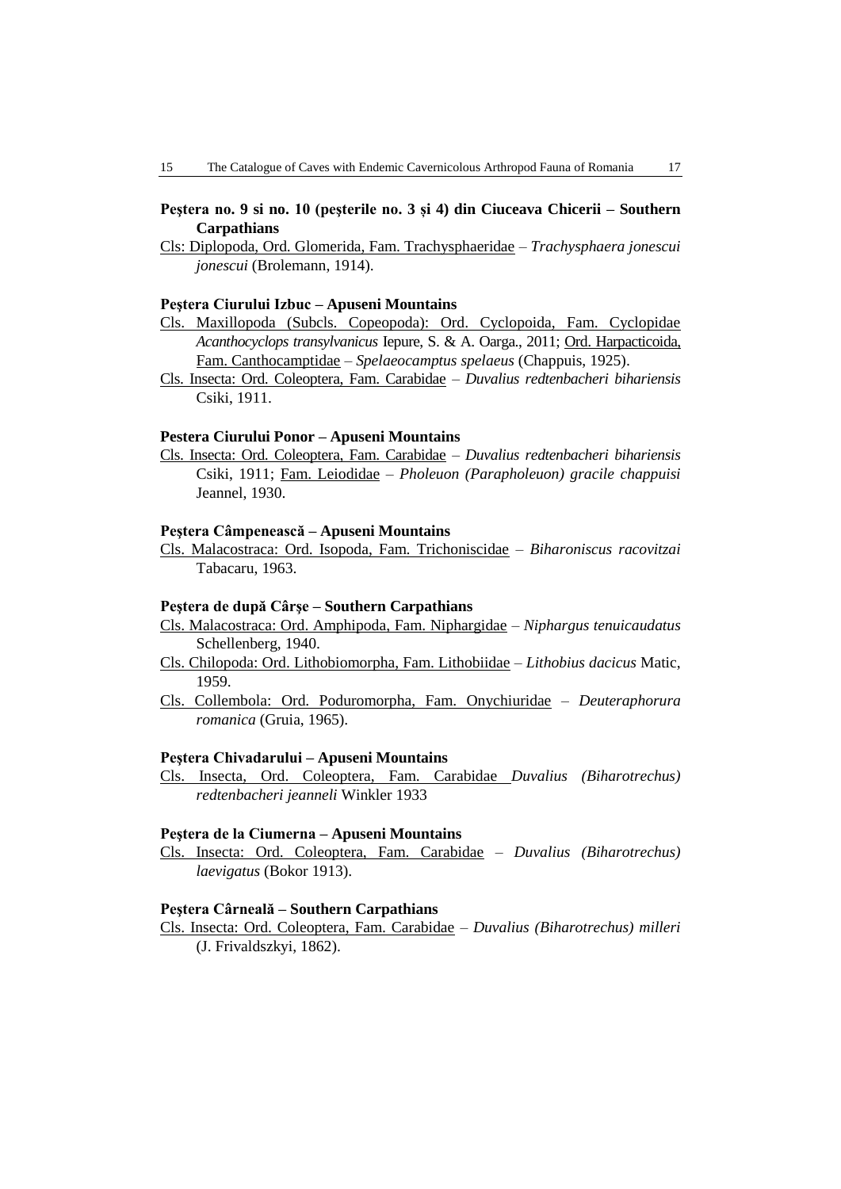**Peştera no. 9 si no. 10 (peşterile no. 3 și 4) din Ciuceava Chicerii – Southern Carpathians**

Cls: Diplopoda, Ord. Glomerida, Fam. Trachysphaeridae – *Trachysphaera jonescui jonescui* (Brolemann, 1914).

**Peştera Ciurului Izbuc – Apuseni Mountains**

Cls. Maxillopoda (Subcls. Copeopoda): Ord. Cyclopoida, Fam. Cyclopidae *Acanthocyclops transylvanicus* Iepure, S. & A. Oarga., 2011; Ord. Harpacticoida, Fam. Canthocamptidae – *Spelaeocamptus spelaeus* (Chappuis, 1925).

Cls. Insecta: Ord. Coleoptera, Fam. Carabidae – *Duvalius redtenbacheri bihariensis* Csiki, 1911.

**Pestera Ciurului Ponor – Apuseni Mountains**

Cls. Insecta: Ord. Coleoptera, Fam. Carabidae – *Duvalius redtenbacheri bihariensis* Csiki, 1911; Fam. Leiodidae – *Pholeuon (Parapholeuon) gracile chappuisi* Jeannel, 1930.

**Peştera Câmpenească – Apuseni Mountains**

Cls. Malacostraca: Ord. Isopoda, Fam. Trichoniscidae – *Biharoniscus racovitzai* Tabacaru, 1963.

**Peştera de după Cârşe – Southern Carpathians**

Cls. Malacostraca: Ord. Amphipoda, Fam. Niphargidae – *Niphargus tenuicaudatus* Schellenberg, 1940.

Cls. Chilopoda: Ord. Lithobiomorpha, Fam. Lithobiidae – *Lithobius dacicus* Matic, 1959.

Cls. Collembola: Ord. Poduromorpha, Fam. Onychiuridae – *Deuteraphorura romanica* (Gruia, 1965).

**Peştera Chivadarului – Apuseni Mountains**

Cls. Insecta, Ord. Coleoptera, Fam. Carabidae *Duvalius (Biharotrechus) redtenbacheri jeanneli* Winkler 1933

**Peştera de la Ciumerna – Apuseni Mountains**

Cls. Insecta: Ord. Coleoptera, Fam. Carabidae – *Duvalius (Biharotrechus) laevigatus* (Bokor 1913).

**Peştera Cârneală – Southern Carpathians**

Cls. Insecta: Ord. Coleoptera, Fam. Carabidae – *Duvalius (Biharotrechus) milleri* (J. Frivaldszkyi, 1862).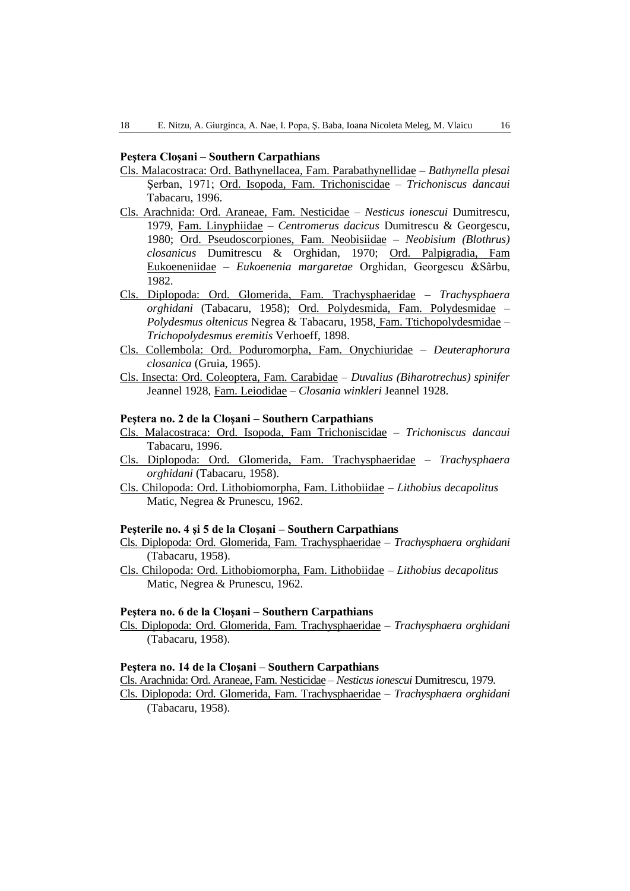**Peştera Cloşani – Southern Carpathians**

- Cls. Malacostraca: Ord. Bathynellacea, Fam. Parabathynellidae – *Bathynella plesai* Şerban, 1971; Ord. Isopoda, Fam. Trichoniscidae – *Trichoniscus dancaui* Tabacaru, 1996.
- Cls. Arachnida: Ord. Araneae, Fam. Nesticidae – *Nesticus ionescui* Dumitrescu, 1979, Fam. Linyphiidae – *Centromerus dacicus* Dumitrescu & Georgescu, 1980; Ord. Pseudoscorpiones, Fam. Neobisiidae – *Neobisium (Blothrus) closanicus* Dumitrescu & Orghidan, 1970; Ord. Palpigradia, Fam Eukoeneniidae – *Eukoenenia margaretae* Orghidan, Georgescu &Sârbu, 1982.
- Cls. Diplopoda: Ord. Glomerida, Fam. Trachysphaeridae – *Trachysphaera orghidani* (Tabacaru, 1958); Ord. Polydesmida, Fam. Polydesmidae – *Polydesmus oltenicus* Negrea & Tabacaru, 1958, Fam. Ttichopolydesmidae – *Trichopolydesmus eremitis* Verhoeff, 1898.
- Cls. Collembola: Ord. Poduromorpha, Fam. Onychiuridae – *Deuteraphorura closanica* (Gruia, 1965).
- Cls. Insecta: Ord. Coleoptera, Fam. Carabidae – *Duvalius (Biharotrechus) spinifer* Jeannel 1928, Fam. Leiodidae – *Closania winkleri* Jeannel 1928.

**Peştera no. 2 de la Cloşani – Southern Carpathians**

- Cls. Malacostraca: Ord. Isopoda, Fam Trichoniscidae – *Trichoniscus dancaui* Tabacaru, 1996.
- Cls. Diplopoda: Ord. Glomerida, Fam. Trachysphaeridae – *Trachysphaera orghidani* (Tabacaru, 1958).
- Cls. Chilopoda: Ord. Lithobiomorpha, Fam. Lithobiidae – *Lithobius decapolitus* Matic, Negrea & Prunescu, 1962.

**Peşterile no. 4 şi 5 de la Cloşani – Southern Carpathians**

- Cls. Diplopoda: Ord. Glomerida, Fam. Trachysphaeridae – *Trachysphaera orghidani* (Tabacaru, 1958).
- Cls. Chilopoda: Ord. Lithobiomorpha, Fam. Lithobiidae – *Lithobius decapolitus* Matic, Negrea & Prunescu, 1962.

**Peştera no. 6 de la Cloşani – Southern Carpathians**

- Cls. Diplopoda: Ord. Glomerida, Fam. Trachysphaeridae – *Trachysphaera orghidani* (Tabacaru, 1958).

**Peştera no. 14 de la Cloşani – Southern Carpathians**

- Cls. Arachnida: Ord. Araneae, Fam. Nesticidae – *Nesticus ionescui* Dumitrescu, 1979.
- Cls. Diplopoda: Ord. Glomerida, Fam. Trachysphaeridae – *Trachysphaera orghidani* (Tabacaru, 1958).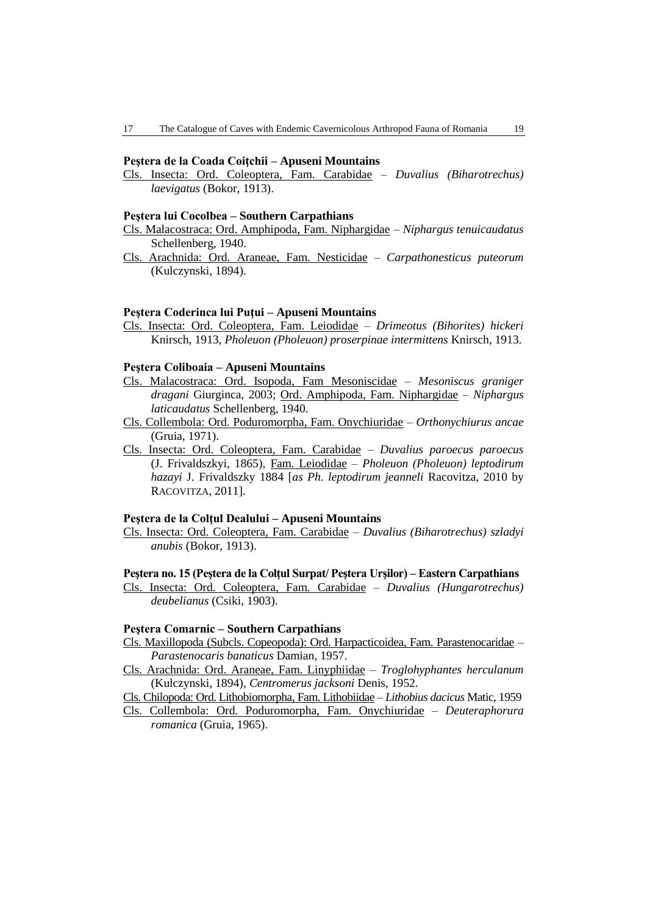**Peştera de la Coada Coiţchii – Apuseni Mountains**

Cls. Insecta: Ord. Coleoptera, Fam. Carabidae – *Duvalius (Biharotrechus) laevigatus* (Bokor, 1913).

**Peştera lui Cocolbea – Southern Carpathians**

Cls. Malacostraca: Ord. Amphipoda, Fam. Niphargidae – *Niphargus tenuicaudatus* Schellenberg, 1940.

Cls. Arachnida: Ord. Araneae, Fam. Nesticidae – *Carpathonesticus puteorum* (Kulczynski, 1894).

**Peştera Coderinca lui Puţui – Apuseni Mountains**

Cls. Insecta: Ord. Coleoptera, Fam. Leiodidae – *Drimeotus (Bihorites) hickeri* Knirsch, 1913, *Pholeuon (Pholeuon) proserpinae intermittens* Knirsch, 1913.

**Peştera Coliboaia – Apuseni Mountains**

Cls. Malacostraca: Ord. Isopoda, Fam Mesoniscidae – *Mesoniscus graniger dragani* Giurginca, 2003; Ord. Amphipoda, Fam. Niphargidae – *Niphargus laticaudatus* Schellenberg, 1940.

Cls. Collembola: Ord. Poduromorpha, Fam. Onychiuridae – *Orthonychiurus ancae* (Gruia, 1971).

Cls. Insecta: Ord. Coleoptera, Fam. Carabidae – *Duvalius paroecus paroecus* (J. Frivaldszkyi, 1865), Fam. Leiodidae – *Pholeuon (Pholeuon) leptodirum hazayi* J. Frivaldszky 1884 [*as Ph. leptodirum jeanneli* Racovitza, 2010 by Racovitza, 2011].

**Peştera de la Colţul Dealului – Apuseni Mountains**

Cls. Insecta: Ord. Coleoptera, Fam. Carabidae – *Duvalius (Biharotrechus) szladyi anubis* (Bokor, 1913).

**Peştera no. 15 (Peştera de la Colţul Surpat/ Peştera Urşilor) – Eastern Carpathians**

Cls. Insecta: Ord. Coleoptera, Fam. Carabidae – *Duvalius (Hungarotrechus) deubelianus* (Csiki, 1903).

**Peştera Comarnic – Southern Carpathians**

Cls. Maxillopoda (Subcls. Copeopoda): Ord. Harpacticoidea, Fam. Parastenocaridae – *Parastenocaris banaticus* Damian, 1957.

Cls. Arachnida: Ord. Araneae, Fam. Linyphiidae – *Troglohyphantes herculanum* (Kulczynski, 1894), *Centromerus jacksoni* Denis, 1952.

Cls. Chilopoda: Ord. Lithobiomorpha, Fam. Lithobiidae – *Lithobius dacicus* Matic, 1959

Cls. Collembola: Ord. Poduromorpha, Fam. Onychiuridae – *Deuteraphorura romanica* (Gruia, 1965).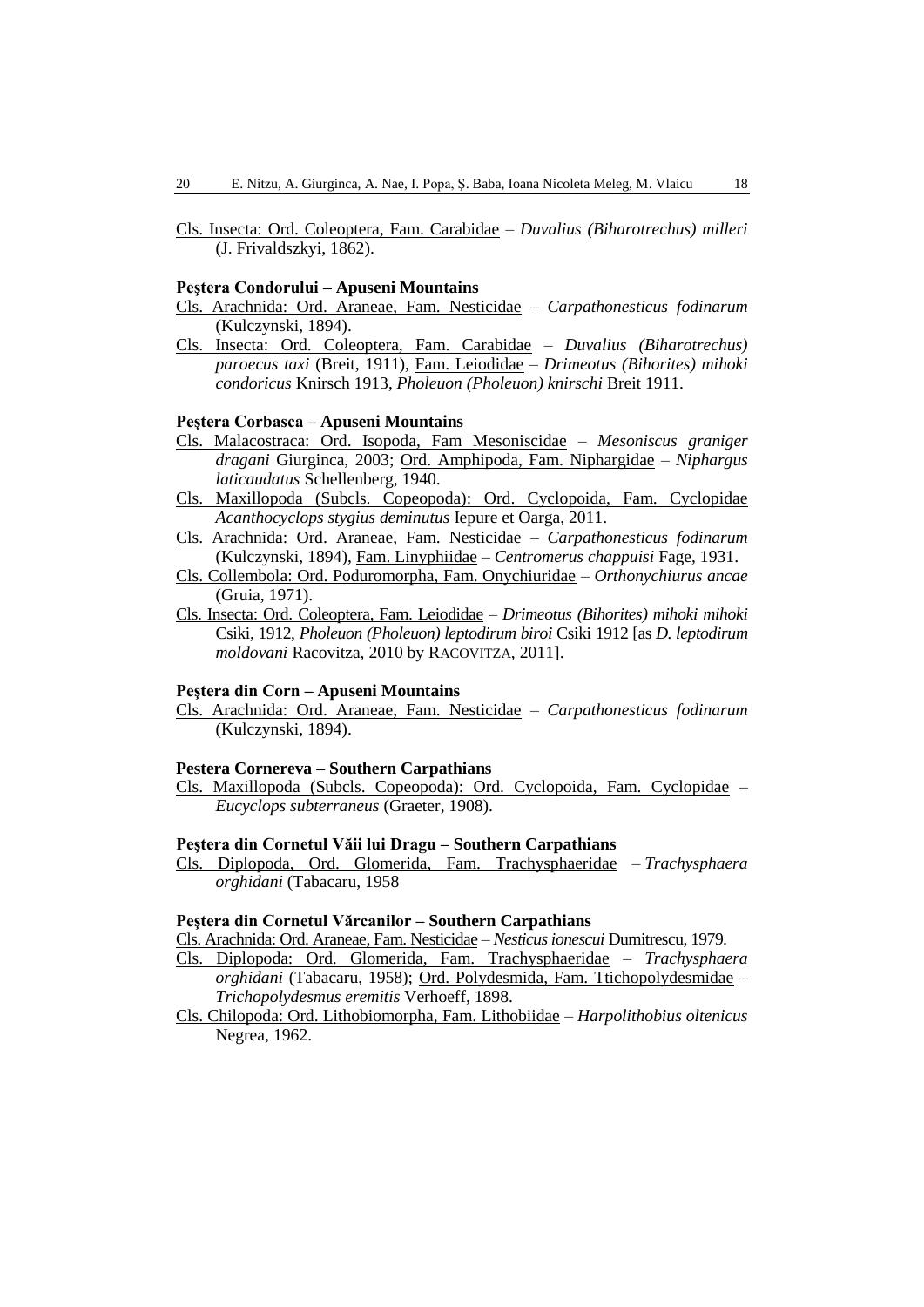<u>Cls. Insecta: Ord. Coleoptera, Fam. Carabidae</u> – *Duvalius (Biharotrechus) milleri* (J. Frivaldszkyi, 1862).

**Peştera Condorului – Apuseni Mountains**

<u>Cls. Arachnida: Ord. Araneae, Fam. Nesticidae</u> – *Carpathonesticus fodinarum* (Kulczynski, 1894).

<u>Cls. Insecta: Ord. Coleoptera, Fam. Carabidae</u> – *Duvalius (Biharotrechus) paroecus taxi* (Breit, 1911), <u>Fam. Leiodidae</u> – *Drimeotus (Bihorites) mihoki condoricus* Knirsch 1913, *Pholeuon (Pholeuon) knirschi* Breit 1911.

**Peştera Corbasca – Apuseni Mountains**

<u>Cls. Malacostraca: Ord. Isopoda, Fam Mesoniscidae</u> – *Mesoniscus graniger dragani* Giurginca, 2003; <u>Ord. Amphipoda, Fam. Niphargidae</u> – *Niphargus laticaudatus* Schellenberg, 1940.

<u>Cls. Maxillopoda (Subcls. Copeopoda): Ord. Cyclopoida, Fam. Cyclopidae</u> *Acanthocyclops stygius deminutus* Iepure et Oarga, 2011.

<u>Cls. Arachnida: Ord. Araneae, Fam. Nesticidae</u> – *Carpathonesticus fodinarum* (Kulczynski, 1894), <u>Fam. Linyphiidae</u> – *Centromerus chappuisi* Fage, 1931.

<u>Cls. Collembola: Ord. Poduromorpha, Fam. Onychiuridae</u> – *Orthonychiurus ancae* (Gruia, 1971).

<u>Cls. Insecta: Ord. Coleoptera, Fam. Leiodidae</u> – *Drimeotus (Bihorites) mihoki mihoki* Csiki, 1912, *Pholeuon (Pholeuon) leptodirum biroi* Csiki 1912 [as *D. leptodirum moldovani* Racovitza, 2010 by RACOVITZA, 2011].

**Peştera din Corn – Apuseni Mountains**

<u>Cls. Arachnida: Ord. Araneae, Fam. Nesticidae</u> – *Carpathonesticus fodinarum* (Kulczynski, 1894).

**Pestera Cornereva – Southern Carpathians**

<u>Cls. Maxillopoda (Subcls. Copeopoda): Ord. Cyclopoida, Fam. Cyclopidae</u> – *Eucyclops subterraneus* (Graeter, 1908).

**Peştera din Cornetul Văii lui Dragu – Southern Carpathians**

<u>Cls. Diplopoda, Ord. Glomerida, Fam. Trachysphaeridae</u> – *Trachysphaera orghidani* (Tabacaru, 1958

**Peştera din Cornetul Vărcanilor – Southern Carpathians**

<u>Cls. Arachnida: Ord. Araneae, Fam. Nesticidae</u> – *Nesticus ionescui* Dumitrescu, 1979.

<u>Cls. Diplopoda: Ord. Glomerida, Fam. Trachysphaeridae</u> – *Trachysphaera orghidani* (Tabacaru, 1958); <u>Ord. Polydesmida, Fam. Tticopolydesmidae</u> – *Trichopolydesmus eremitis* Verhoeff, 1898.

<u>Cls. Chilopoda: Ord. Lithobiomorpha, Fam. Lithobiidae</u> – *Harpolithobius oltenicus* Negrea, 1962.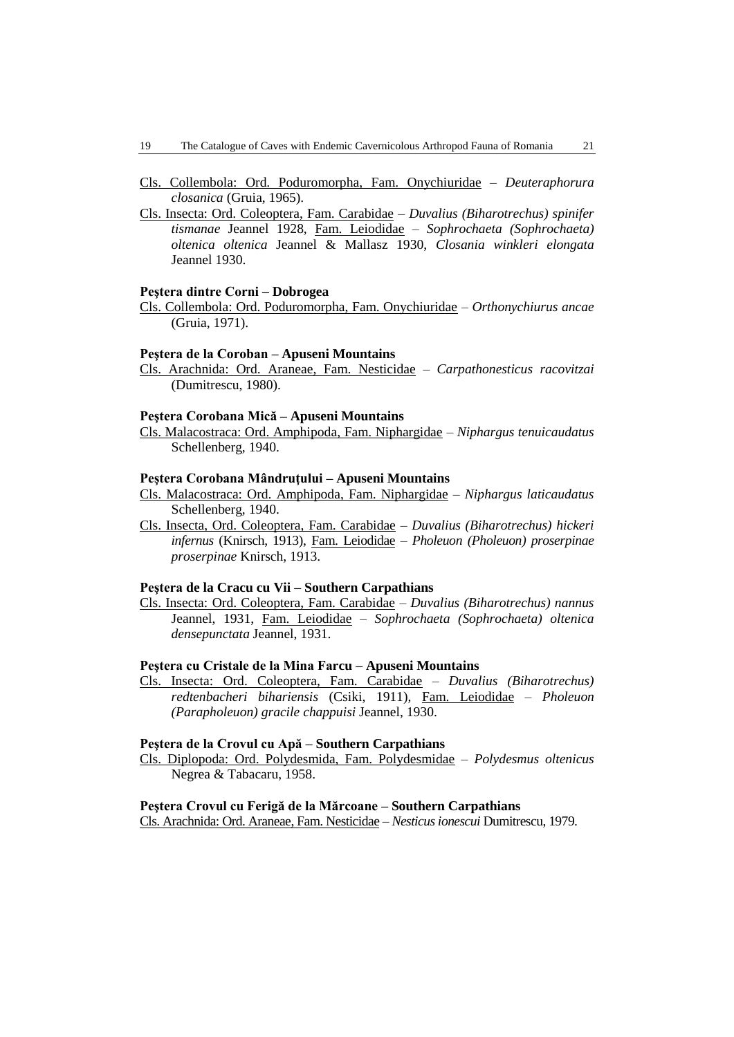<u>Cls. Collembola: Ord. Poduromorpha, Fam. Onychiuridae</u> – *Deuteraphorura closanica* (Gruia, 1965).

<u>Cls. Insecta: Ord. Coleoptera, Fam. Carabidae</u> – *Duvalius (Biharotrechus) spinifer tismanae* Jeannel 1928, <u>Fam. Leiodidae</u> – *Sophrochaeta (Sophrochaeta) oltenica oltenica* Jeannel & Mallasz 1930, *Closania winkleri elongata* Jeannel 1930.

**Peştera dintre Corni – Dobrogea**

<u>Cls. Collembola: Ord. Poduromorpha, Fam. Onychiuridae</u> – *Orthonychiurus ancae* (Gruia, 1971).

**Peştera de la Coroban – Apuseni Mountains**

<u>Cls. Arachnida: Ord. Araneae, Fam. Nesticidae</u> – *Carpathonesticus racovitzai* (Dumitrescu, 1980).

**Peştera Corobana Mică – Apuseni Mountains**

<u>Cls. Malacostraca: Ord. Amphipoda, Fam. Niphargidae</u> – *Niphargus tenuicaudatus* Schellenberg, 1940.

**Peştera Corobana Mândruţului – Apuseni Mountains**

<u>Cls. Malacostraca: Ord. Amphipoda, Fam. Niphargidae</u> – *Niphargus laticaudatus* Schellenberg, 1940.

<u>Cls. Insecta, Ord. Coleoptera, Fam. Carabidae</u> – *Duvalius (Biharotrechus) hickeri infernus* (Knirsch, 1913), <u>Fam. Leiodidae</u> – *Pholeuon (Pholeuon) proserpinae proserpinae* Knirsch, 1913.

**Peştera de la Cracu cu Vii – Southern Carpathians**

<u>Cls. Insecta: Ord. Coleoptera, Fam. Carabidae</u> – *Duvalius (Biharotrechus) nannus* Jeannel, 1931, <u>Fam. Leiodidae</u> – *Sophrochaeta (Sophrochaeta) oltenica densepunctata* Jeannel, 1931.

**Peştera cu Cristale de la Mina Farcu – Apuseni Mountains**

<u>Cls. Insecta: Ord. Coleoptera, Fam. Carabidae</u> – *Duvalius (Biharotrechus) redtenbacheri bihariensis* (Csiki, 1911), <u>Fam. Leiodidae</u> – *Pholeuon (Parapholeuon) gracile chappuisi* Jeannel, 1930.

**Peştera de la Crovul cu Apă – Southern Carpathians**

<u>Cls. Diplopoda: Ord. Polydesmida, Fam. Polydesmidae</u> – *Polydesmus oltenicus* Negrea & Tabacaru, 1958.

**Peştera Crovul cu Ferigă de la Mărcoane – Southern Carpathians**

<u>Cls. Arachnida: Ord. Araneae, Fam. Nesticidae</u> – *Nesticus ionescui* Dumitrescu, 1979.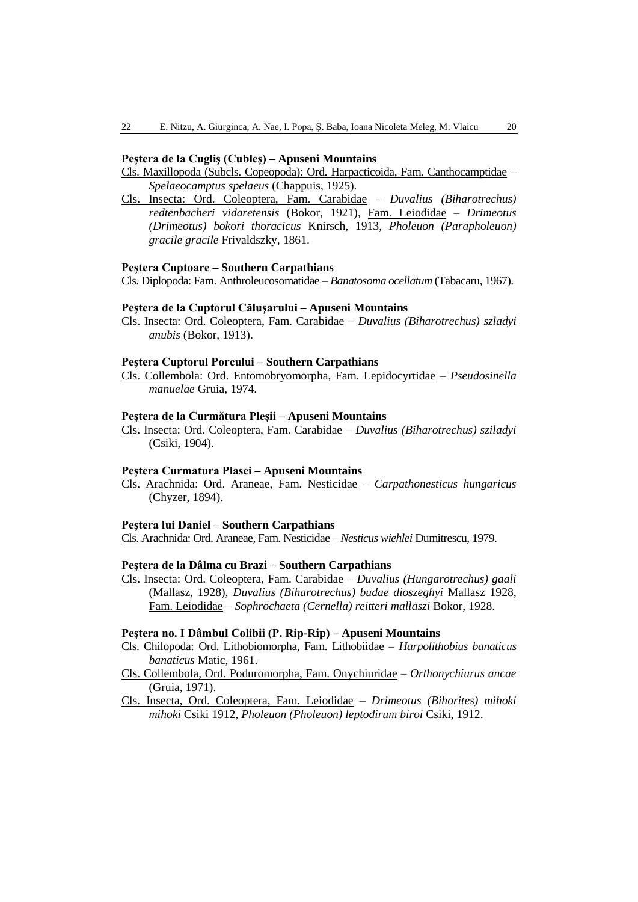**Peştera de la Cugliş (Cubleş) – Apuseni Mountains**

Cls. Maxillopoda (Subcls. Copeopoda): Ord. Harpacticoida, Fam. Canthocamptidae – *Spelaeocamptus spelaeus* (Chappuis, 1925).

Cls. Insecta: Ord. Coleoptera, Fam. Carabidae – *Duvalius (Biharotrechus) redtenbacheri vidaretensis* (Bokor, 1921), Fam. Leiodidae – *Drimeotus (Drimeotus) bokori thoracicus* Knirsch, 1913, *Pholeuon (Parapholeuon) gracile gracile* Frivaldszky, 1861.

**Peştera Cuptoare – Southern Carpathians**

Cls. Diplopoda: Fam. Anthroleucosomatidae – *Banatosoma ocellatum* (Tabacaru, 1967).

**Peştera de la Cuptorul Căluşarului – Apuseni Mountains**

Cls. Insecta: Ord. Coleoptera, Fam. Carabidae – *Duvalius (Biharotrechus) szladyi anubis* (Bokor, 1913).

**Peştera Cuptorul Porcului – Southern Carpathians**

Cls. Collembola: Ord. Entomobryomorpha, Fam. Lepidocyrtidae – *Pseudosinella manuelae* Gruia, 1974.

**Peştera de la Curmătura Pleşii – Apuseni Mountains**

Cls. Insecta: Ord. Coleoptera, Fam. Carabidae – *Duvalius (Biharotrechus) sziladyi* (Csiki, 1904).

**Peştera Curmatura Plasei – Apuseni Mountains**

Cls. Arachnida: Ord. Araneae, Fam. Nesticidae – *Carpathonesticus hungaricus* (Chyzer, 1894).

**Peştera lui Daniel – Southern Carpathians**

Cls. Arachnida: Ord. Araneae, Fam. Nesticidae – *Nesticus wiehlei* Dumitrescu, 1979.

**Peştera de la Dâlma cu Brazi – Southern Carpathians**

Cls. Insecta: Ord. Coleoptera, Fam. Carabidae – *Duvalius (Hungarotrechus) gaali* (Mallasz, 1928), *Duvalius (Biharotrechus) budae dioszeghyi* Mallasz 1928, Fam. Leiodidae – *Sophrochaeta (Cernella) reitteri mallaszi* Bokor, 1928.

**Peştera no. I Dâmbul Colibii (P. Rip-Rip) – Apuseni Mountains**

Cls. Chilopoda: Ord. Lithobiomorpha, Fam. Lithobiidae – *Harpolithobius banaticus banaticus* Matic, 1961.

Cls. Collembola, Ord. Poduromorpha, Fam. Onychiuridae – *Orthonychiurus ancae* (Gruia, 1971).

Cls. Insecta, Ord. Coleoptera, Fam. Leiodidae – *Drimeotus (Bihorites) mihoki mihoki* Csiki 1912, *Pholeuon (Pholeuon) leptodirum biroi* Csiki, 1912.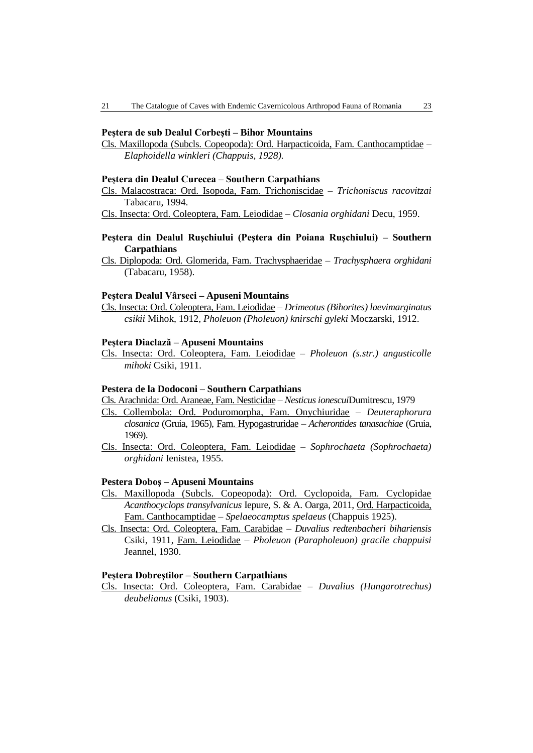**Peştera de sub Dealul Corbeşti – Bihor Mountains**

Cls. Maxillopoda (Subcls. Copeopoda): Ord. Harpacticoida, Fam. Canthocamptidae – *Elaphoidella winkleri (Chappuis, 1928).*

**Peştera din Dealul Curecea – Southern Carpathians**

Cls. Malacostraca: Ord. Isopoda, Fam. Trichoniscidae – *Trichoniscus racovitzai* Tabacaru, 1994.

Cls. Insecta: Ord. Coleoptera, Fam. Leiodidae – *Closania orghidani* Decu, 1959.

**Peştera din Dealul Ruşchiului (Peştera din Poiana Ruşchiului) – Southern Carpathians**

Cls. Diplopoda: Ord. Glomerida, Fam. Trachysphaeridae – *Trachysphaera orghidani* (Tabacaru, 1958).

**Peştera Dealul Vârseci – Apuseni Mountains**

Cls. Insecta: Ord. Coleoptera, Fam. Leiodidae – *Drimeotus (Bihorites) laevimarginatus csikii* Mihok, 1912, *Pholeuon (Pholeuon) knirschi gyleki* Moczarski, 1912.

**Peştera Diaclază – Apuseni Mountains**

Cls. Insecta: Ord. Coleoptera, Fam. Leiodidae – *Pholeuon (s.str.) angusticolle mihoki* Csiki, 1911.

**Pestera de la Dodoconi – Southern Carpathians**

Cls. Arachnida: Ord. Araneae, Fam. Nesticidae – *Nesticus ionescui*Dumitrescu, 1979

Cls. Collembola: Ord. Poduromorpha, Fam. Onychiuridae – *Deuteraphorura closanica* (Gruia, 1965), Fam. Hypogastruridae – *Acherontides tanasachiae* (Gruia, 1969).

Cls. Insecta: Ord. Coleoptera, Fam. Leiodidae – *Sophrochaeta (Sophrochaeta) orghidani* Ienistea, 1955.

**Pestera Doboş – Apuseni Mountains**

Cls. Maxillopoda (Subcls. Copeopoda): Ord. Cyclopoida, Fam. Cyclopidae *Acanthocyclops transylvanicus* Iepure, S. & A. Oarga, 2011, Ord. Harpacticoida, Fam. Canthocamptidae – *Spelaeocamptus spelaeus* (Chappuis 1925).

Cls. Insecta: Ord. Coleoptera, Fam. Carabidae – *Duvalius redtenbacheri bihariensis* Csiki, 1911, Fam. Leiodidae – *Pholeuon (Parapholeuon) gracile chappuisi* Jeannel, 1930.

**Peştera Dobreştilor – Southern Carpathians**

Cls. Insecta: Ord. Coleoptera, Fam. Carabidae – *Duvalius (Hungarotrechus) deubelianus* (Csiki, 1903).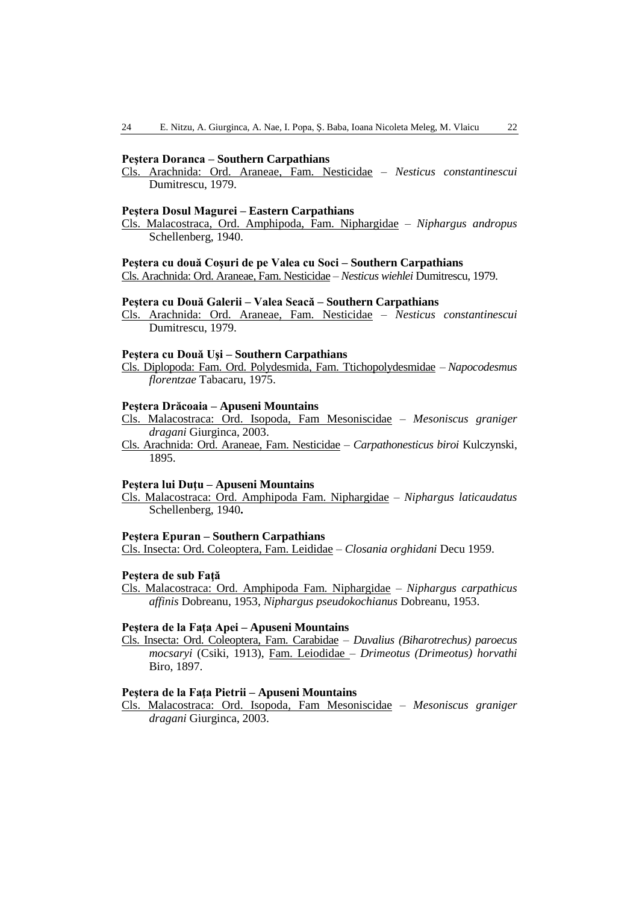**Peştera Doranca – Southern Carpathians**

Cls. Arachnida: Ord. Araneae, Fam. Nesticidae – *Nesticus constantinescui* Dumitrescu, 1979.

**Peştera Dosul Magurei – Eastern Carpathians**

Cls. Malacostraca, Ord. Amphipoda, Fam. Niphargidae – *Niphargus andropus* Schellenberg, 1940.

**Peştera cu două Coşuri de pe Valea cu Soci – Southern Carpathians**

Cls. Arachnida: Ord. Araneae, Fam. Nesticidae – *Nesticus wiehlei* Dumitrescu, 1979.

**Peştera cu Două Galerii – Valea Seacă – Southern Carpathians**

Cls. Arachnida: Ord. Araneae, Fam. Nesticidae – *Nesticus constantinescui* Dumitrescu, 1979.

**Peştera cu Două Uşi – Southern Carpathians**

Cls. Diplopoda: Fam. Ord. Polydesmida, Fam. Tticholpolydesmidae – *Napocodesmus florentzae* Tabacaru, 1975.

**Peştera Drăcoaia – Apuseni Mountains**

Cls. Malacostraca: Ord. Isopoda, Fam Mesoniscidae – *Mesoniscus graniger dragani* Giurginca, 2003.

Cls. Arachnida: Ord. Araneae, Fam. Nesticidae – *Carpathonesticus biroi* Kulczynski, 1895.

**Peştera lui Duţu – Apuseni Mountains**

Cls. Malacostraca: Ord. Amphipoda Fam. Niphargidae – *Niphargus laticaudatus* Schellenberg, 1940**.**

**Peştera Epuran – Southern Carpathians**

Cls. Insecta: Ord. Coleoptera, Fam. Leididae – *Closania orghidani* Decu 1959.

**Peştera de sub Faţă**

Cls. Malacostraca: Ord. Amphipoda Fam. Niphargidae – *Niphargus carpathicus affinis* Dobreanu, 1953, *Niphargus pseudokochianus* Dobreanu, 1953.

**Peştera de la Faţa Apei – Apuseni Mountains**

Cls. Insecta: Ord. Coleoptera, Fam. Carabidae – *Duvalius (Biharotrechus) paroecus mocsaryi* (Csiki, 1913), Fam. Leiodidae – *Drimeotus (Drimeotus) horvathi* Biro, 1897.

**Peştera de la Faţa Pietrii – Apuseni Mountains**

Cls. Malacostraca: Ord. Isopoda, Fam Mesoniscidae – *Mesoniscus graniger dragani* Giurginca, 2003.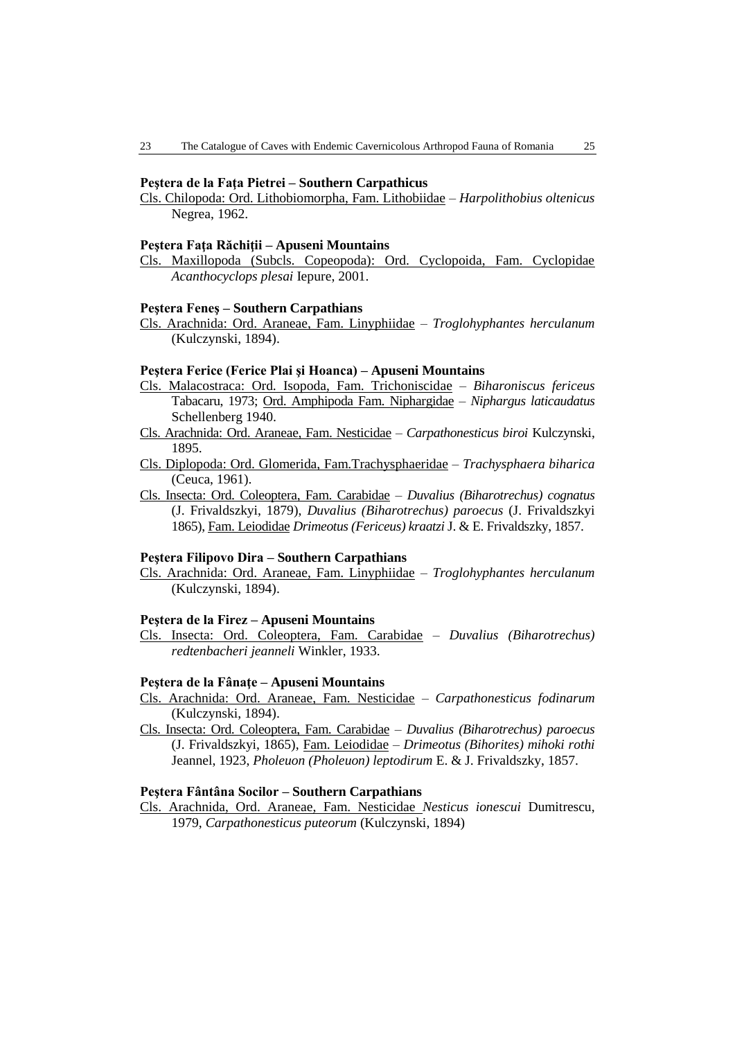**Peştera de la Faţa Pietrei – Southern Carpathicus**

Cls. Chilopoda: Ord. Lithobiomorpha, Fam. Lithobiidae – *Harpolithobius oltenicus* Negrea, 1962.

**Peştera Faţa Răchiţii – Apuseni Mountains**

Cls. Maxillopoda (Subcls. Copeopoda): Ord. Cyclopoida, Fam. Cyclopidae *Acanthocyclops plesai* Iepure, 2001.

**Peştera Feneş – Southern Carpathians**

Cls. Arachnida: Ord. Araneae, Fam. Linyphiidae – *Troglohyphantes herculanum* (Kulczynski, 1894).

**Peştera Ferice (Ferice Plai şi Hoanca) – Apuseni Mountains**

Cls. Malacostraca: Ord. Isopoda, Fam. Trichoniscidae – *Biharoniscus fericeus* Tabacaru, 1973; Ord. Amphipoda Fam. Niphargidae – *Niphargus laticaudatus* Schellenberg 1940.

Cls. Arachnida: Ord. Araneae, Fam. Nesticidae – *Carpathonesticus biroi* Kulczynski, 1895.

Cls. Diplopoda: Ord. Glomerida, Fam.Trachysphaeridae – *Trachysphaera biharica* (Ceuca, 1961).

Cls. Insecta: Ord. Coleoptera, Fam. Carabidae – *Duvalius (Biharotrechus) cognatus* (J. Frivaldszkyi, 1879), *Duvalius (Biharotrechus) paroecus* (J. Frivaldszkyi 1865), Fam. Leiodidae *Drimeotus (Fericeus) kraatzi* J. & E. Frivaldszky, 1857.

**Peştera Filipovo Dira – Southern Carpathians**

Cls. Arachnida: Ord. Araneae, Fam. Linyphiidae – *Troglohyphantes herculanum* (Kulczynski, 1894).

**Peştera de la Firez – Apuseni Mountains**

Cls. Insecta: Ord. Coleoptera, Fam. Carabidae – *Duvalius (Biharotrechus) redtenbacheri jeanneli* Winkler, 1933.

**Peştera de la Fânaţe – Apuseni Mountains**

Cls. Arachnida: Ord. Araneae, Fam. Nesticidae – *Carpathonesticus fodinarum* (Kulczynski, 1894).

Cls. Insecta: Ord. Coleoptera, Fam. Carabidae – *Duvalius (Biharotrechus) paroecus* (J. Frivaldszkyi, 1865), Fam. Leiodidae – *Drimeotus (Bihorites) mihoki rothi* Jeannel, 1923, *Pholeuon (Pholeuon) leptodirum* E. & J. Frivaldszky, 1857.

**Peştera Fântâna Socilor – Southern Carpathians**

Cls. Arachnida, Ord. Araneae, Fam. Nesticidae *Nesticus ionescui* Dumitrescu, 1979, *Carpathonesticus puteorum* (Kulczynski, 1894)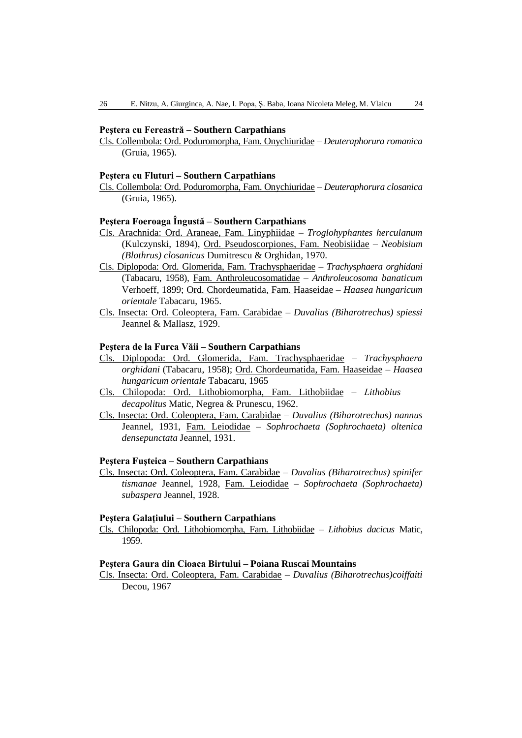**Peştera cu Fereastră – Southern Carpathians**

Cls. Collembola: Ord. Poduromorpha, Fam. Onychiuridae – *Deuteraphorura romanica* (Gruia, 1965).

**Peştera cu Fluturi – Southern Carpathians**

Cls. Collembola: Ord. Poduromorpha, Fam. Onychiuridae – *Deuteraphorura closanica* (Gruia, 1965).

**Peştera Foeroaga Îngustă – Southern Carpathians**

Cls. Arachnida: Ord. Araneae, Fam. Linyphiidae – *Troglohyphantes herculanum* (Kulczynski, 1894), Ord. Pseudoscorpiones, Fam. Neobisiidae – *Neobisium (Blothrus) closanicus* Dumitrescu & Orghidan, 1970.

Cls. Diplopoda: Ord. Glomerida, Fam. Trachysphaeridae – *Trachysphaera orghidani* (Tabacaru, 1958), Fam. Anthroleucosomatidae – *Anthroleucosoma banaticum* Verhoeff, 1899; Ord. Chordeumatida, Fam. Haaseidae – *Haasea hungaricum orientale* Tabacaru, 1965.

Cls. Insecta: Ord. Coleoptera, Fam. Carabidae – *Duvalius (Biharotrechus) spiessi* Jeannel & Mallasz, 1929.

**Peştera de la Furca Văii – Southern Carpathians**

Cls. Diplopoda: Ord. Glomerida, Fam. Trachysphaeridae – *Trachysphaera orghidani* (Tabacaru, 1958); Ord. Chordeumatida, Fam. Haaseidae – *Haasea hungaricum orientale* Tabacaru, 1965

Cls. Chilopoda: Ord. Lithobiomorpha, Fam. Lithobiidae – *Lithobius decapolitus* Matic, Negrea & Prunescu, 1962.

Cls. Insecta: Ord. Coleoptera, Fam. Carabidae – *Duvalius (Biharotrechus) nannus* Jeannel, 1931, Fam. Leiodidae – *Sophrochaeta (Sophrochaeta) oltenica densepunctata* Jeannel, 1931.

**Peştera Fuşteica – Southern Carpathians**

Cls. Insecta: Ord. Coleoptera, Fam. Carabidae – *Duvalius (Biharotrechus) spinifer tismanae* Jeannel, 1928, Fam. Leiodidae – *Sophrochaeta (Sophrochaeta) subaspera* Jeannel, 1928.

**Peştera Galaţiului – Southern Carpathians**

Cls. Chilopoda: Ord. Lithobiomorpha, Fam. Lithobiidae – *Lithobius dacicus* Matic, 1959.

**Peştera Gaura din Cioaca Birtului – Poiana Ruscai Mountains**

Cls. Insecta: Ord. Coleoptera, Fam. Carabidae – *Duvalius (Biharotrechus)coiffaiti* Decou, 1967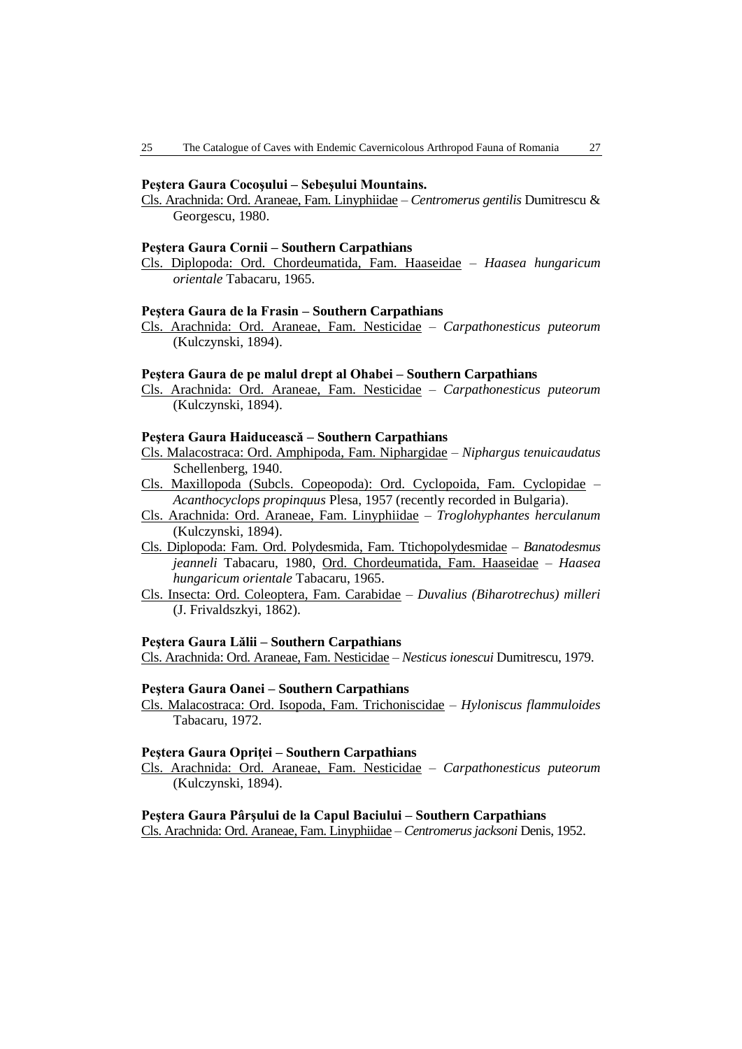**Peştera Gaura Cocoşului – Sebeşului Mountains.**

Cls. Arachnida: Ord. Araneae, Fam. Linyphiidae – *Centromerus gentilis* Dumitrescu & Georgescu, 1980.

**Peştera Gaura Cornii – Southern Carpathians**

Cls. Diplopoda: Ord. Chordeumatida, Fam. Haaseidae – *Haasea hungaricum orientale* Tabacaru, 1965.

**Peştera Gaura de la Frasin – Southern Carpathians**

Cls. Arachnida: Ord. Araneae, Fam. Nesticidae – *Carpathonesticus puteorum* (Kulczynski, 1894).

**Peştera Gaura de pe malul drept al Ohabei – Southern Carpathians**

Cls. Arachnida: Ord. Araneae, Fam. Nesticidae – *Carpathonesticus puteorum* (Kulczynski, 1894).

**Peştera Gaura Haiducească – Southern Carpathians**

Cls. Malacostraca: Ord. Amphipoda, Fam. Niphargidae – *Niphargus tenuicaudatus* Schellenberg, 1940.

Cls. Maxillopoda (Subcls. Copeopoda): Ord. Cyclopoida, Fam. Cyclopidae – *Acanthocyclops propinquus* Plesa, 1957 (recently recorded in Bulgaria).

Cls. Arachnida: Ord. Araneae, Fam. Linyphiidae – *Troglohyphantes herculanum* (Kulczynski, 1894).

Cls. Diplopoda: Fam. Ord. Polydesmida, Fam. Tticho­polydesmidae – *Banatodesmus jeanneli* Tabacaru, 1980, Ord. Chordeumatida, Fam. Haaseidae – *Haasea hungaricum orientale* Tabacaru, 1965.

Cls. Insecta: Ord. Coleoptera, Fam. Carabidae – *Duvalius (Biharotrechus) milleri* (J. Frivaldszkyi, 1862).

**Peştera Gaura Lălii – Southern Carpathians**

Cls. Arachnida: Ord. Araneae, Fam. Nesticidae – *Nesticus ionescui* Dumitrescu, 1979.

**Peştera Gaura Oanei – Southern Carpathians**

Cls. Malacostraca: Ord. Isopoda, Fam. Trichoniscidae – *Hyloniscus flammuloides* Tabacaru, 1972.

**Peştera Gaura Opriţei – Southern Carpathians**

Cls. Arachnida: Ord. Araneae, Fam. Nesticidae – *Carpathonesticus puteorum* (Kulczynski, 1894).

**Peştera Gaura Pârşului de la Capul Baciului – Southern Carpathians**

Cls. Arachnida: Ord. Araneae, Fam. Linyphiidae – *Centromerus jacksoni* Denis, 1952.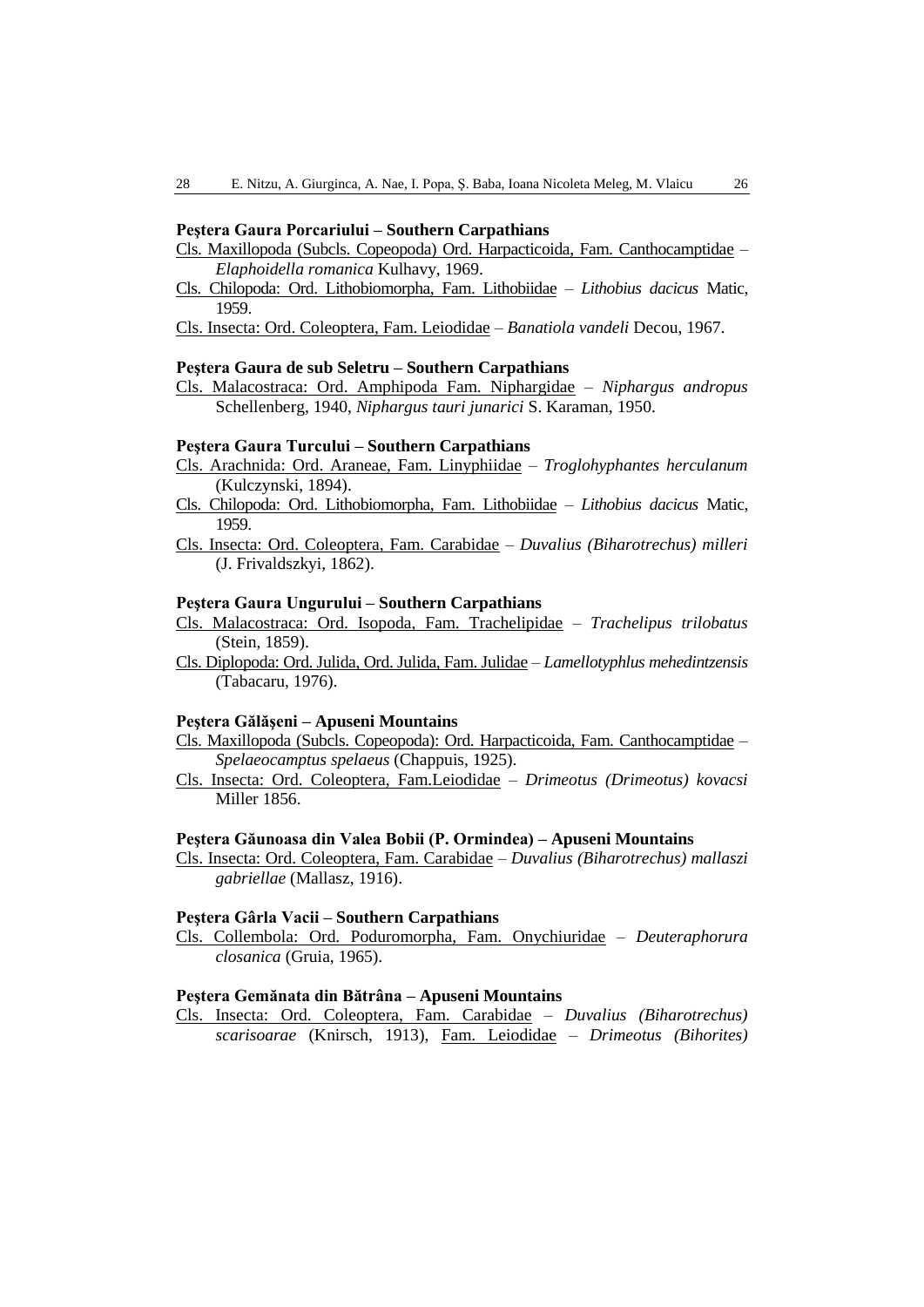**Peştera Gaura Porcariului – Southern Carpathians**

Cls. Maxillopoda (Subcls. Copeopoda) Ord. Harpacticoida, Fam. Canthocamptidae – *Elaphoidella romanica* Kulhavy, 1969.

Cls. Chilopoda: Ord. Lithobiomorpha, Fam. Lithobiidae – *Lithobius dacicus* Matic, 1959.

Cls. Insecta: Ord. Coleoptera, Fam. Leiodidae – *Banatiola vandeli* Decou, 1967.

**Peştera Gaura de sub Seletru – Southern Carpathians**

Cls. Malacostraca: Ord. Amphipoda Fam. Niphargidae – *Niphargus andropus* Schellenberg, 1940, *Niphargus tauri junarici* S. Karaman, 1950.

**Peştera Gaura Turcului – Southern Carpathians**

Cls. Arachnida: Ord. Araneae, Fam. Linyphiidae – *Troglohyphantes herculanum* (Kulczynski, 1894).

Cls. Chilopoda: Ord. Lithobiomorpha, Fam. Lithobiidae – *Lithobius dacicus* Matic, 1959.

Cls. Insecta: Ord. Coleoptera, Fam. Carabidae – *Duvalius (Biharotrechus) milleri* (J. Frivaldszkyi, 1862).

**Peştera Gaura Ungurului – Southern Carpathians**

Cls. Malacostraca: Ord. Isopoda, Fam. Trachelipidae – *Trachelipus trilobatus* (Stein, 1859).

Cls. Diplopoda: Ord. Julida, Ord. Julida, Fam. Julidae – *Lamellotyphlus mehedintzensis* (Tabacaru, 1976).

**Peştera Gălăşeni – Apuseni Mountains**

Cls. Maxillopoda (Subcls. Copeopoda): Ord. Harpacticoida, Fam. Canthocamptidae – *Spelaeocamptus spelaeus* (Chappuis, 1925).

Cls. Insecta: Ord. Coleoptera, Fam.Leiodidae – *Drimeotus (Drimeotus) kovacsi* Miller 1856.

**Peştera Găunoasa din Valea Bobii (P. Ormindea) – Apuseni Mountains**

Cls. Insecta: Ord. Coleoptera, Fam. Carabidae – *Duvalius (Biharotrechus) mallaszi gabriellae* (Mallasz, 1916).

**Peştera Gârla Vacii – Southern Carpathians**

Cls. Collembola: Ord. Poduromorpha, Fam. Onychiuridae – *Deuteraphorura closanica* (Gruia, 1965).

**Peştera Gemănata din Bătrâna – Apuseni Mountains**

Cls. Insecta: Ord. Coleoptera, Fam. Carabidae – *Duvalius (Biharotrechus) scarisoarae* (Knirsch, 1913), Fam. Leiodidae – *Drimeotus (Bihorites)*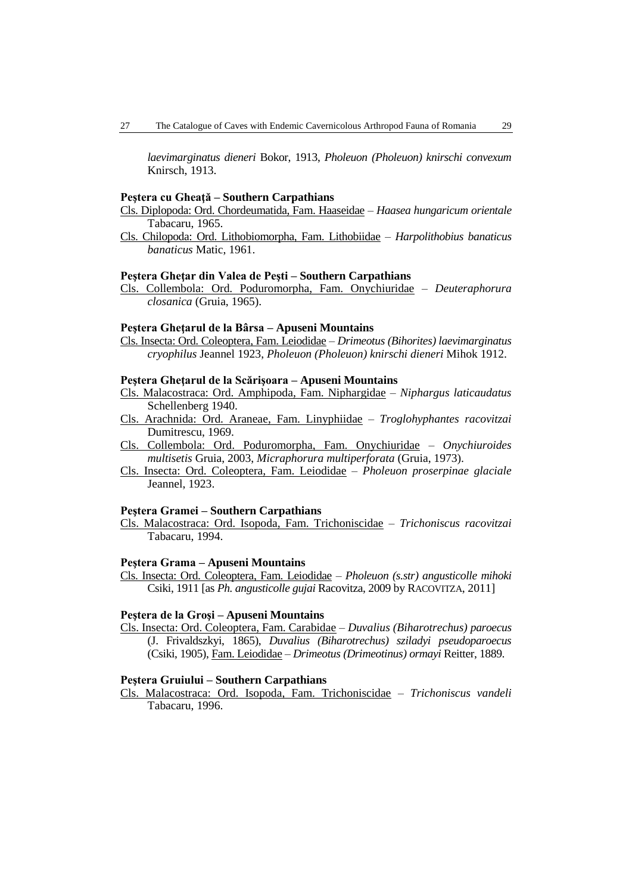*laevimarginatus dieneri* Bokor, 1913, *Pholeuon (Pholeuon) knirschi convexum* Knirsch, 1913.

**Peştera cu Gheaţă – Southern Carpathians**

Cls. Diplopoda: Ord. Chordeumatida, Fam. Haaseidae – *Haasea hungaricum orientale* Tabacaru, 1965.

Cls. Chilopoda: Ord. Lithobiomorpha, Fam. Lithobiidae – *Harpolithobius banaticus banaticus* Matic, 1961.

**Peştera Gheţar din Valea de Peşti – Southern Carpathians**

Cls. Collembola: Ord. Poduromorpha, Fam. Onychiuridae – *Deuteraphorura closanica* (Gruia, 1965).

**Peştera Gheţarul de la Bârsa – Apuseni Mountains**

Cls. Insecta: Ord. Coleoptera, Fam. Leiodidae – *Drimeotus (Bihorites) laevimarginatus cryophilus* Jeannel 1923, *Pholeuon (Pholeuon) knirschi dieneri* Mihok 1912.

**Peştera Gheţarul de la Scărişoara – Apuseni Mountains**

Cls. Malacostraca: Ord. Amphipoda, Fam. Niphargidae – *Niphargus laticaudatus* Schellenberg 1940.

Cls. Arachnida: Ord. Araneae, Fam. Linyphiidae – *Troglohyphantes racovitzai* Dumitrescu, 1969.

Cls. Collembola: Ord. Poduromorpha, Fam. Onychiuridae – *Onychiuroides multisetis* Gruia, 2003, *Micraphorura multiperforata* (Gruia, 1973).

Cls. Insecta: Ord. Coleoptera, Fam. Leiodidae – *Pholeuon proserpinae glaciale* Jeannel, 1923.

**Peştera Gramei – Southern Carpathians**

Cls. Malacostraca: Ord. Isopoda, Fam. Trichoniscidae – *Trichoniscus racovitzai* Tabacaru, 1994.

**Peştera Grama – Apuseni Mountains**

Cls. Insecta: Ord. Coleoptera, Fam. Leiodidae – *Pholeuon (s.str) angusticolle mihoki* Csiki, 1911 [as *Ph. angusticolle gujai* Racovitza, 2009 by RACOVITZA, 2011]

**Peştera de la Groşi – Apuseni Mountains**

Cls. Insecta: Ord. Coleoptera, Fam. Carabidae – *Duvalius (Biharotrechus) paroecus* (J. Frivaldszkyi, 1865), *Duvalius (Biharotrechus) sziladyi pseudoparoecus* (Csiki, 1905), Fam. Leiodidae – *Drimeotus (Drimeotinus) ormayi* Reitter, 1889.

**Peştera Gruiului – Southern Carpathians**

Cls. Malacostraca: Ord. Isopoda, Fam. Trichoniscidae – *Trichoniscus vandeli* Tabacaru, 1996.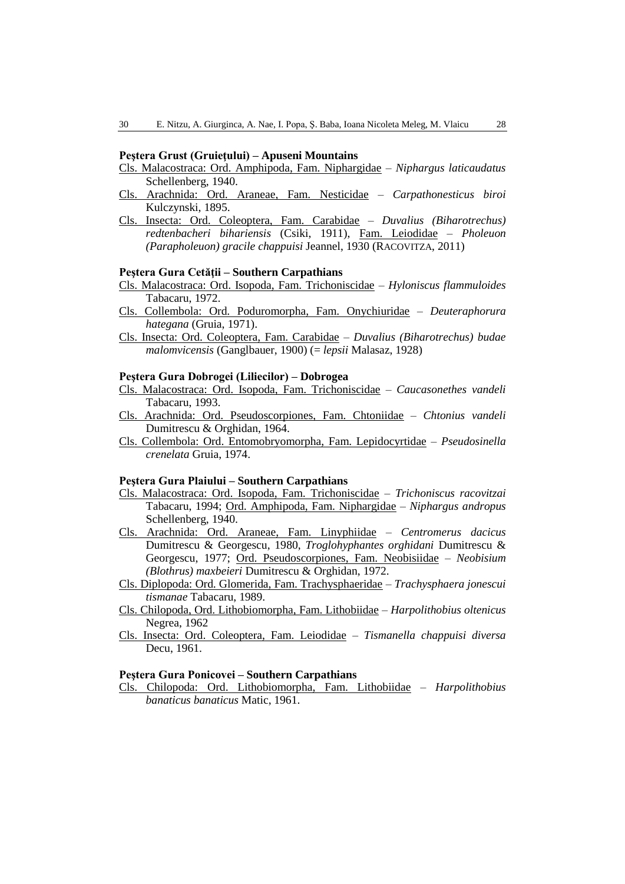**Peştera Grust (Gruieţului) – Apuseni Mountains**

Cls. Malacostraca: Ord. Amphipoda, Fam. Niphargidae – *Niphargus laticaudatus* Schellenberg, 1940.

Cls. Arachnida: Ord. Araneae, Fam. Nesticidae – *Carpathonesticus biroi* Kulczynski, 1895.

Cls. Insecta: Ord. Coleoptera, Fam. Carabidae – *Duvalius (Biharotrechus) redtenbacheri bihariensis* (Csiki, 1911), Fam. Leiodidae – *Pholeuon (Parapholeuon) gracile chappuisi* Jeannel, 1930 (RACOVITZA, 2011)

**Peştera Gura Cetăţii – Southern Carpathians**

Cls. Malacostraca: Ord. Isopoda, Fam. Trichoniscidae – *Hyloniscus flammuloides* Tabacaru, 1972.

Cls. Collembola: Ord. Poduromorpha, Fam. Onychiuridae – *Deuteraphorura hategana* (Gruia, 1971).

Cls. Insecta: Ord. Coleoptera, Fam. Carabidae – *Duvalius (Biharotrechus) budae malomvicensis* (Ganglbauer, 1900) (= *lepsii* Malasaz, 1928)

**Peştera Gura Dobrogei (Liliecilor) – Dobrogea**

Cls. Malacostraca: Ord. Isopoda, Fam. Trichoniscidae – *Caucasonethes vandeli* Tabacaru, 1993.

Cls. Arachnida: Ord. Pseudoscorpiones, Fam. Chtoniidae – *Chtonius vandeli* Dumitrescu & Orghidan, 1964.

Cls. Collembola: Ord. Entomobryomorpha, Fam. Lepidocyrtidae – *Pseudosinella crenelata* Gruia, 1974.

**Peştera Gura Plaiului – Southern Carpathians**

Cls. Malacostraca: Ord. Isopoda, Fam. Trichoniscidae – *Trichoniscus racovitzai* Tabacaru, 1994; Ord. Amphipoda, Fam. Niphargidae – *Niphargus andropus* Schellenberg, 1940.

Cls. Arachnida: Ord. Araneae, Fam. Linyphiidae – *Centromerus dacicus* Dumitrescu & Georgescu, 1980, *Troglohyphantes orghidani* Dumitrescu & Georgescu, 1977; Ord. Pseudoscorpiones, Fam. Neobisiidae – *Neobisium (Blothrus) maxbeieri* Dumitrescu & Orghidan, 1972.

Cls. Diplopoda: Ord. Glomerida, Fam. Trachysphaeridae – *Trachysphaera jonescui tismanae* Tabacaru, 1989.

Cls. Chilopoda, Ord. Lithobiomorpha, Fam. Lithobiidae – *Harpolithobius oltenicus* Negrea, 1962

Cls. Insecta: Ord. Coleoptera, Fam. Leiodidae – *Tismanella chappuisi diversa* Decu, 1961.

**Peştera Gura Ponicovei – Southern Carpathians**

Cls. Chilopoda: Ord. Lithobiomorpha, Fam. Lithobiidae – *Harpolithobius banaticus banaticus* Matic, 1961.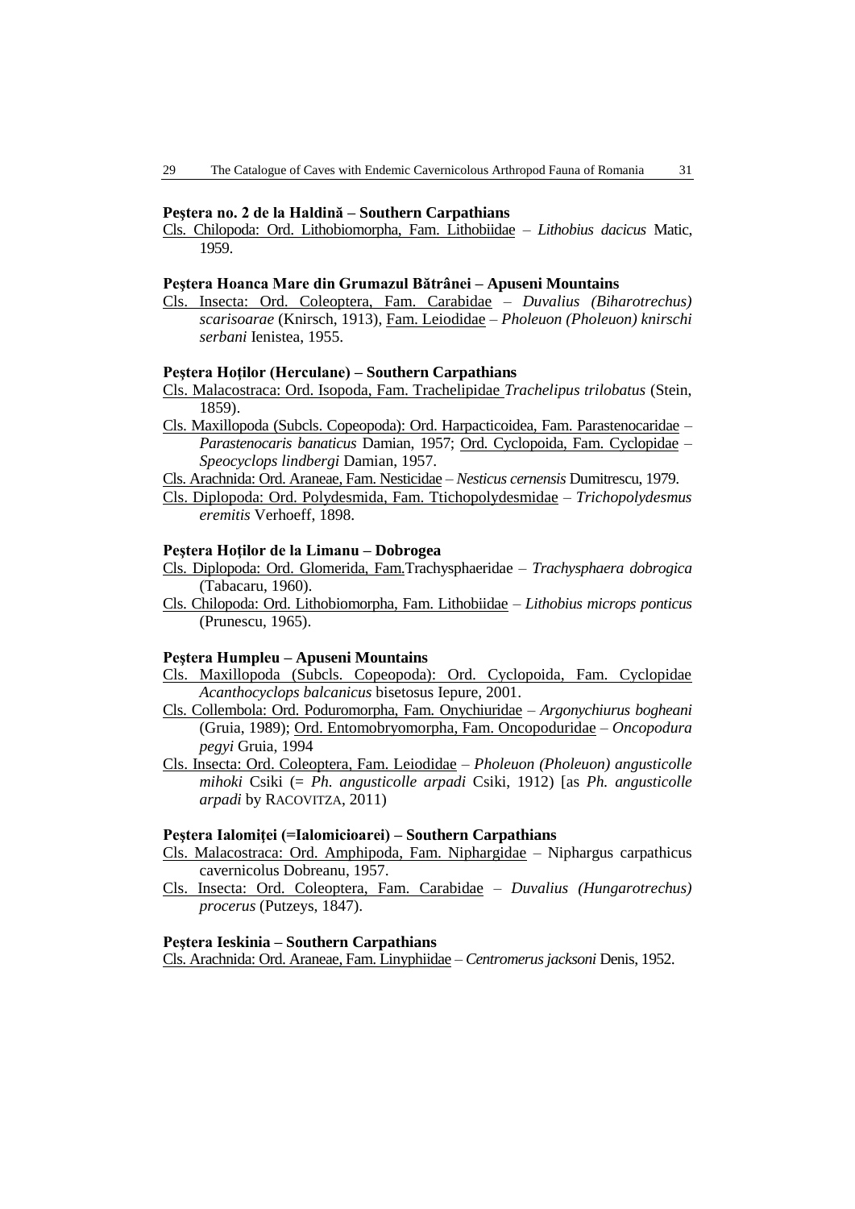**Peştera no. 2 de la Haldină – Southern Carpathians**

Cls. Chilopoda: Ord. Lithobiomorpha, Fam. Lithobiidae – *Lithobius dacicus* Matic, 1959.

**Peştera Hoanca Mare din Grumazul Bătrânei – Apuseni Mountains**

Cls. Insecta: Ord. Coleoptera, Fam. Carabidae – *Duvalius (Biharotrechus) scarisoarae* (Knirsch, 1913), Fam. Leiodidae – *Pholeuon (Pholeuon) knirschi serbani* Ienistea, 1955.

**Peştera Hoţilor (Herculane) – Southern Carpathians**

Cls. Malacostraca: Ord. Isopoda, Fam. Trachelipidae *Trachelipus trilobatus* (Stein, 1859).

Cls. Maxillopoda (Subcls. Copeopoda): Ord. Harpacticoidea, Fam. Parastenocaridae – *Parastenocaris banaticus* Damian, 1957; Ord. Cyclopoida, Fam. Cyclopidae – *Speocyclops lindbergi* Damian, 1957.

Cls. Arachnida: Ord. Araneae, Fam. Nesticidae – *Nesticus cernensis* Dumitrescu, 1979.

Cls. Diplopoda: Ord. Polydesmida, Fam. Ttichopolydesmidae – *Trichopolydesmus eremitis* Verhoeff, 1898.

**Peştera Hoţilor de la Limanu – Dobrogea**

Cls. Diplopoda: Ord. Glomerida, Fam.Trachysphaeridae – *Trachysphaera dobrogica* (Tabacaru, 1960).

Cls. Chilopoda: Ord. Lithobiomorpha, Fam. Lithobiidae – *Lithobius microps ponticus* (Prunescu, 1965).

**Peştera Humpleu – Apuseni Mountains**

Cls. Maxillopoda (Subcls. Copeopoda): Ord. Cyclopoida, Fam. Cyclopidae *Acanthocyclops balcanicus* bisetosus Iepure, 2001.

Cls. Collembola: Ord. Poduromorpha, Fam. Onychiuridae – *Argonychiurus bogheani* (Gruia, 1989); Ord. Entomobryomorpha, Fam. Oncopoduridae – *Oncopodura pegyi* Gruia, 1994

Cls. Insecta: Ord. Coleoptera, Fam. Leiodidae – *Pholeuon (Pholeuon) angusticolle mihoki* Csiki (= *Ph. angusticolle arpadi* Csiki, 1912) [as *Ph. angusticolle arpadi* by RACOVITZA, 2011)

**Peştera Ialomiţei (=Ialomicioarei) – Southern Carpathians**

Cls. Malacostraca: Ord. Amphipoda, Fam. Niphargidae – Niphargus carpathicus cavernicolus Dobreanu, 1957.

Cls. Insecta: Ord. Coleoptera, Fam. Carabidae – *Duvalius (Hungarotrechus) procerus* (Putzeys, 1847).

**Peştera Ieskinia – Southern Carpathians**

Cls. Arachnida: Ord. Araneae, Fam. Linyphiidae – *Centromerus jacksoni* Denis, 1952.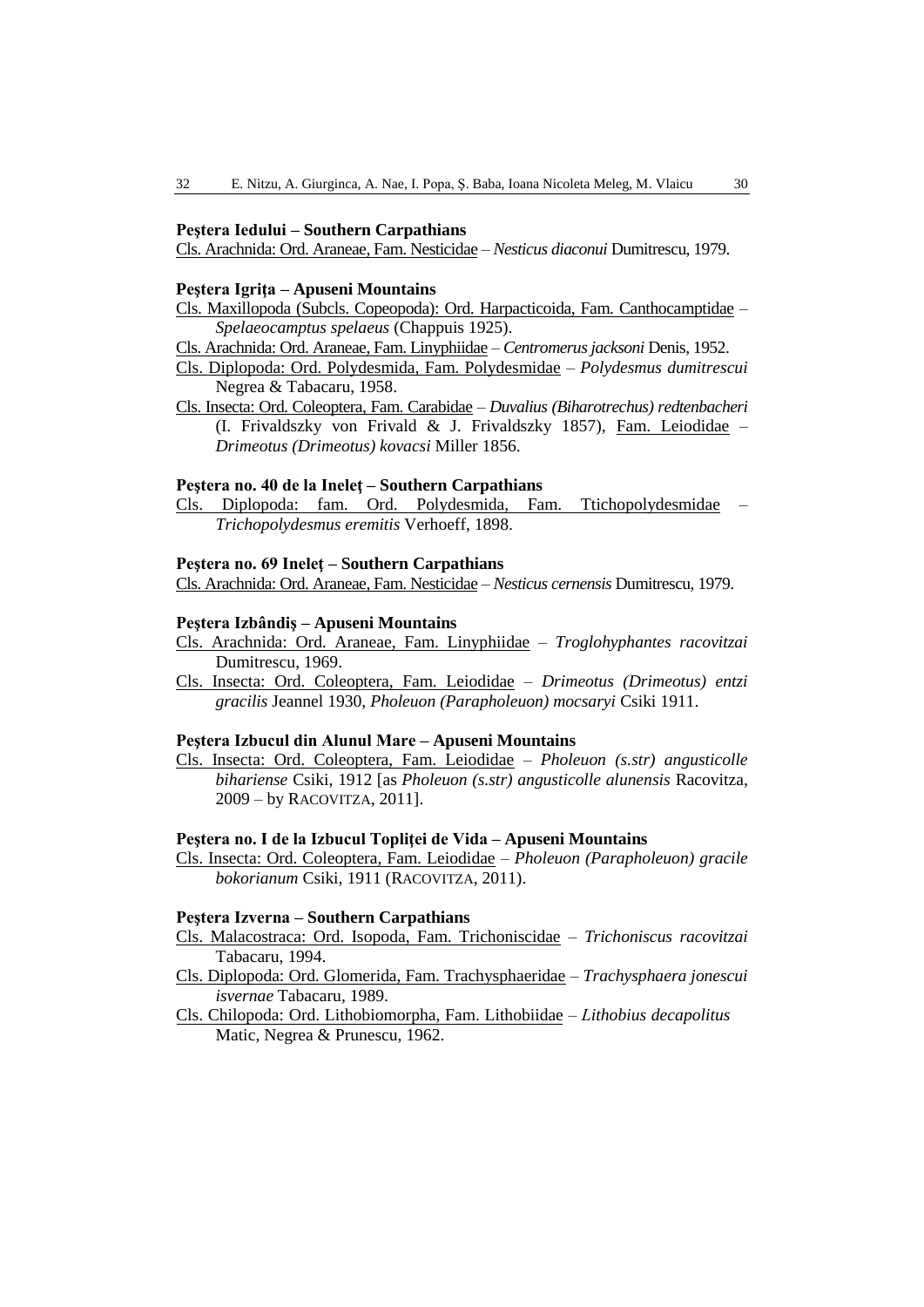**Peştera Iedului – Southern Carpathians**

Cls. Arachnida: Ord. Araneae, Fam. Nesticidae – *Nesticus diaconui* Dumitrescu, 1979.

**Peştera Igriţa – Apuseni Mountains**

Cls. Maxillopoda (Subcls. Copeopoda): Ord. Harpacticoida, Fam. Canthocamptidae – *Spelaeocamptus spelaeus* (Chappuis 1925).

Cls. Arachnida: Ord. Araneae, Fam. Linyphiidae – *Centromerus jacksoni* Denis, 1952.

Cls. Diplopoda: Ord. Polydesmida, Fam. Polydesmidae – *Polydesmus dumitrescui* Negrea & Tabacaru, 1958.

Cls. Insecta: Ord. Coleoptera, Fam. Carabidae – *Duvalius (Biharotrechus) redtenbacheri* (I. Frivaldszky von Frivald & J. Frivaldszky 1857), Fam. Leiodidae – *Drimeotus (Drimeotus) kovacsi* Miller 1856.

**Peştera no. 40 de la Ineleţ – Southern Carpathians**

Cls. Diplopoda: fam. Ord. Polydesmida, Fam. Ttichopolydesmidae – *Trichopolydesmus eremitis* Verhoeff, 1898.

**Peştera no. 69 Ineleţ – Southern Carpathians**

Cls. Arachnida: Ord. Araneae, Fam. Nesticidae – *Nesticus cernensis* Dumitrescu, 1979.

**Peştera Izbândiş – Apuseni Mountains**

Cls. Arachnida: Ord. Araneae, Fam. Linyphiidae – *Troglohyphantes racovitzai* Dumitrescu, 1969.

Cls. Insecta: Ord. Coleoptera, Fam. Leiodidae – *Drimeotus (Drimeotus) entzi gracilis* Jeannel 1930, *Pholeuon (Parapholeuon) mocsaryi* Csiki 1911.

**Peştera Izbucul din Alunul Mare – Apuseni Mountains**

Cls. Insecta: Ord. Coleoptera, Fam. Leiodidae – *Pholeuon (s.str) angusticolle bihariense* Csiki, 1912 [as *Pholeuon (s.str) angusticolle alunensis* Racovitza, 2009 – by RACOVITZA, 2011].

**Peştera no. I de la Izbucul Topliţei de Vida – Apuseni Mountains**

Cls. Insecta: Ord. Coleoptera, Fam. Leiodidae – *Pholeuon (Parapholeuon) gracile bokorianum* Csiki, 1911 (RACOVITZA, 2011).

**Peştera Izverna – Southern Carpathians**

Cls. Malacostraca: Ord. Isopoda, Fam. Trichoniscidae – *Trichoniscus racovitzai* Tabacaru, 1994.

Cls. Diplopoda: Ord. Glomerida, Fam. Trachysphaeridae – *Trachysphaera jonescui isvernae* Tabacaru, 1989.

Cls. Chilopoda: Ord. Lithobiomorpha, Fam. Lithobiidae – *Lithobius decapolitus* Matic, Negrea & Prunescu, 1962.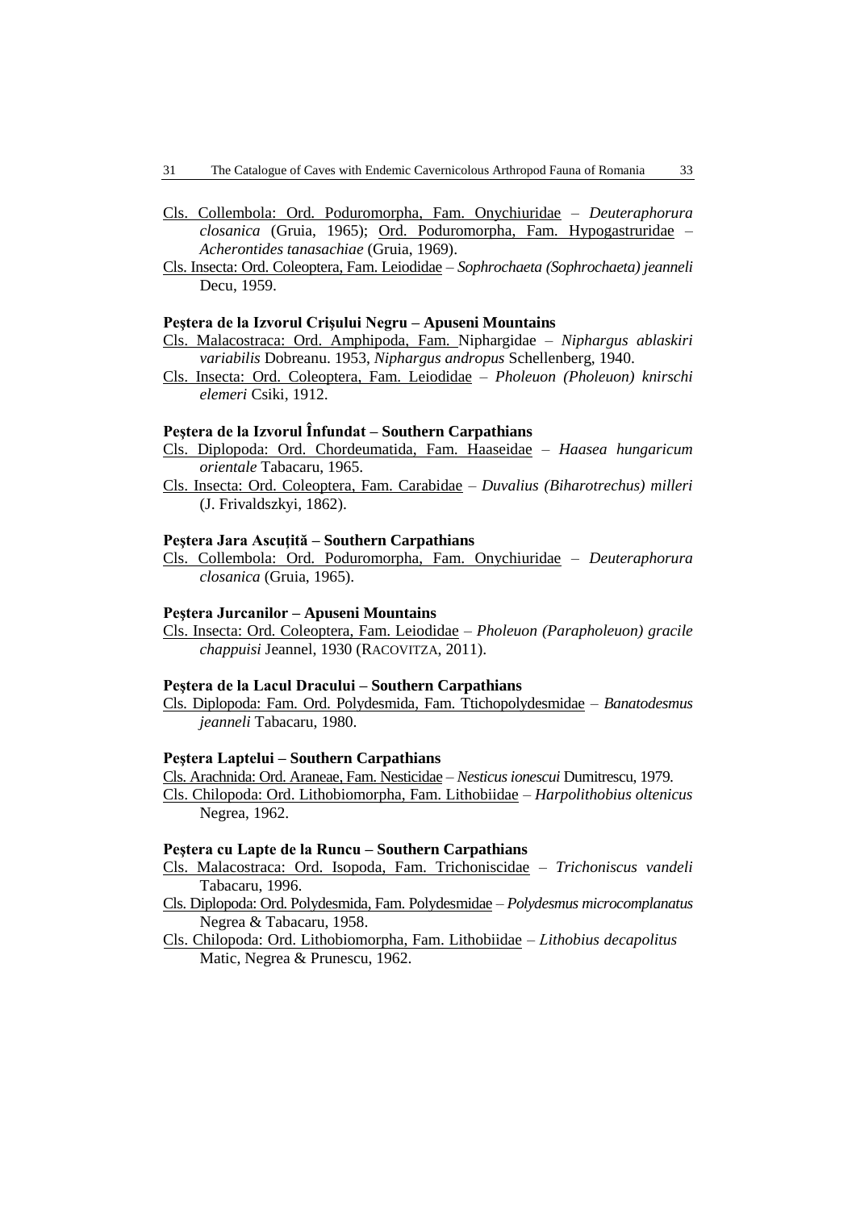Cls. Collembola: Ord. Poduromorpha, Fam. Onychiuridae – *Deuteraphorura closanica* (Gruia, 1965); Ord. Poduromorpha, Fam. Hypogastruridae – *Acherontides tanasachiae* (Gruia, 1969).

Cls. Insecta: Ord. Coleoptera, Fam. Leiodidae – *Sophrochaeta (Sophrochaeta) jeanneli* Decu, 1959.

**Peştera de la Izvorul Crişului Negru – Apuseni Mountains**

Cls. Malacostraca: Ord. Amphipoda, Fam. Niphargidae – *Niphargus ablaskiri variabilis* Dobreanu. 1953, *Niphargus andropus* Schellenberg, 1940.

Cls. Insecta: Ord. Coleoptera, Fam. Leiodidae – *Pholeuon (Pholeuon) knirschi elemeri* Csiki, 1912.

**Peştera de la Izvorul Înfundat – Southern Carpathians**

Cls. Diplopoda: Ord. Chordeumatida, Fam. Haaseidae – *Haasea hungaricum orientale* Tabacaru, 1965.

Cls. Insecta: Ord. Coleoptera, Fam. Carabidae – *Duvalius (Biharotrechus) milleri* (J. Frivaldszkyi, 1862).

**Peştera Jara Ascuţită – Southern Carpathians**

Cls. Collembola: Ord. Poduromorpha, Fam. Onychiuridae – *Deuteraphorura closanica* (Gruia, 1965).

**Peştera Jurcanilor – Apuseni Mountains**

Cls. Insecta: Ord. Coleoptera, Fam. Leiodidae – *Pholeuon (Parapholeuon) gracile chappuisi* Jeannel, 1930 (RACOVITZA, 2011).

**Peştera de la Lacul Dracului – Southern Carpathians**

Cls. Diplopoda: Fam. Ord. Polydesmida, Fam. Ttichopolydesmidae – *Banatodesmus jeanneli* Tabacaru, 1980.

**Peştera Laptelui – Southern Carpathians**

Cls. Arachnida: Ord. Araneae, Fam. Nesticidae – *Nesticus ionescui* Dumitrescu, 1979.

Cls. Chilopoda: Ord. Lithobiomorpha, Fam. Lithobiidae – *Harpolithobius oltenicus* Negrea, 1962.

**Peştera cu Lapte de la Runcu – Southern Carpathians**

Cls. Malacostraca: Ord. Isopoda, Fam. Trichoniscidae – *Trichoniscus vandeli* Tabacaru, 1996.

Cls. Diplopoda: Ord. Polydesmida, Fam. Polydesmidae – *Polydesmus microcomplanatus* Negrea & Tabacaru, 1958.

Cls. Chilopoda: Ord. Lithobiomorpha, Fam. Lithobiidae – *Lithobius decapolitus* Matic, Negrea & Prunescu, 1962.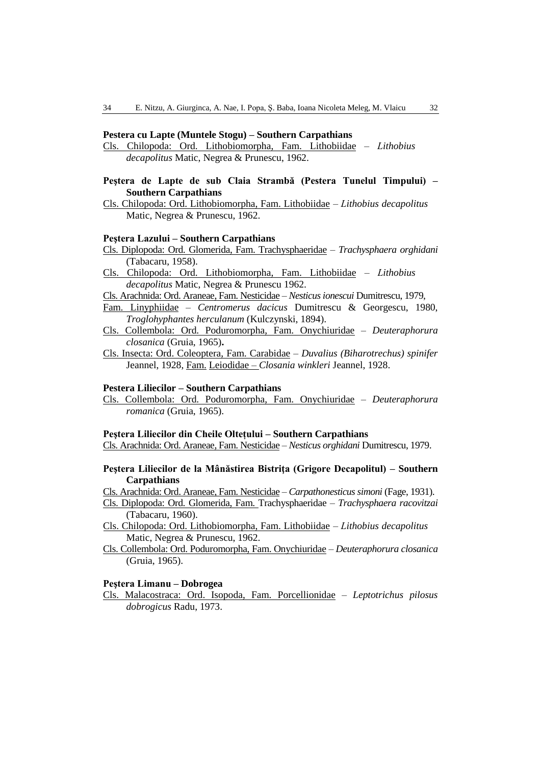**Pestera cu Lapte (Muntele Stogu) – Southern Carpathians**

Cls. Chilopoda: Ord. Lithobiomorpha, Fam. Lithobiidae – *Lithobius decapolitus* Matic, Negrea & Prunescu, 1962.

**Peştera de Lapte de sub Claia Strambă (Pestera Tunelul Timpului) – Southern Carpathians**

Cls. Chilopoda: Ord. Lithobiomorpha, Fam. Lithobiidae – *Lithobius decapolitus* Matic, Negrea & Prunescu, 1962.

**Peştera Lazului – Southern Carpathians**

Cls. Diplopoda: Ord. Glomerida, Fam. Trachysphaeridae – *Trachysphaera orghidani* (Tabacaru, 1958).

Cls. Chilopoda: Ord. Lithobiomorpha, Fam. Lithobiidae – *Lithobius decapolitus* Matic, Negrea & Prunescu 1962.

Cls. Arachnida: Ord. Araneae, Fam. Nesticidae – *Nesticus ionescui* Dumitrescu, 1979,

Fam. Linyphiidae – *Centromerus dacicus* Dumitrescu & Georgescu, 1980, *Troglohyphantes herculanum* (Kulczynski, 1894).

Cls. Collembola: Ord. Poduromorpha, Fam. Onychiuridae – *Deuteraphorura closanica* (Gruia, 1965)**.**

Cls. Insecta: Ord. Coleoptera, Fam. Carabidae – *Duvalius (Biharotrechus) spinifer* Jeannel, 1928, Fam. Leiodidae – *Closania winkleri* Jeannel, 1928.

**Pestera Liliecilor – Southern Carpathians**

Cls. Collembola: Ord. Poduromorpha, Fam. Onychiuridae – *Deuteraphorura romanica* (Gruia, 1965).

**Peştera Liliecilor din Cheile Olteţului – Southern Carpathians**

Cls. Arachnida: Ord. Araneae, Fam. Nesticidae – *Nesticus orghidani* Dumitrescu, 1979.

**Peştera Liliecilor de la Mânăstirea Bistriţa (Grigore Decapolitul) – Southern Carpathians**

Cls. Arachnida: Ord. Araneae, Fam. Nesticidae – *Carpathonesticus simoni* (Fage, 1931).

Cls. Diplopoda: Ord. Glomerida, Fam. Trachysphaeridae – *Trachysphaera racovitzai* (Tabacaru, 1960).

Cls. Chilopoda: Ord. Lithobiomorpha, Fam. Lithobiidae – *Lithobius decapolitus* Matic, Negrea & Prunescu, 1962.

Cls. Collembola: Ord. Poduromorpha, Fam. Onychiuridae – *Deuteraphorura closanica* (Gruia, 1965).

**Peştera Limanu – Dobrogea**

Cls. Malacostraca: Ord. Isopoda, Fam. Porcellionidae – *Leptotrichus pilosus dobrogicus* Radu, 1973.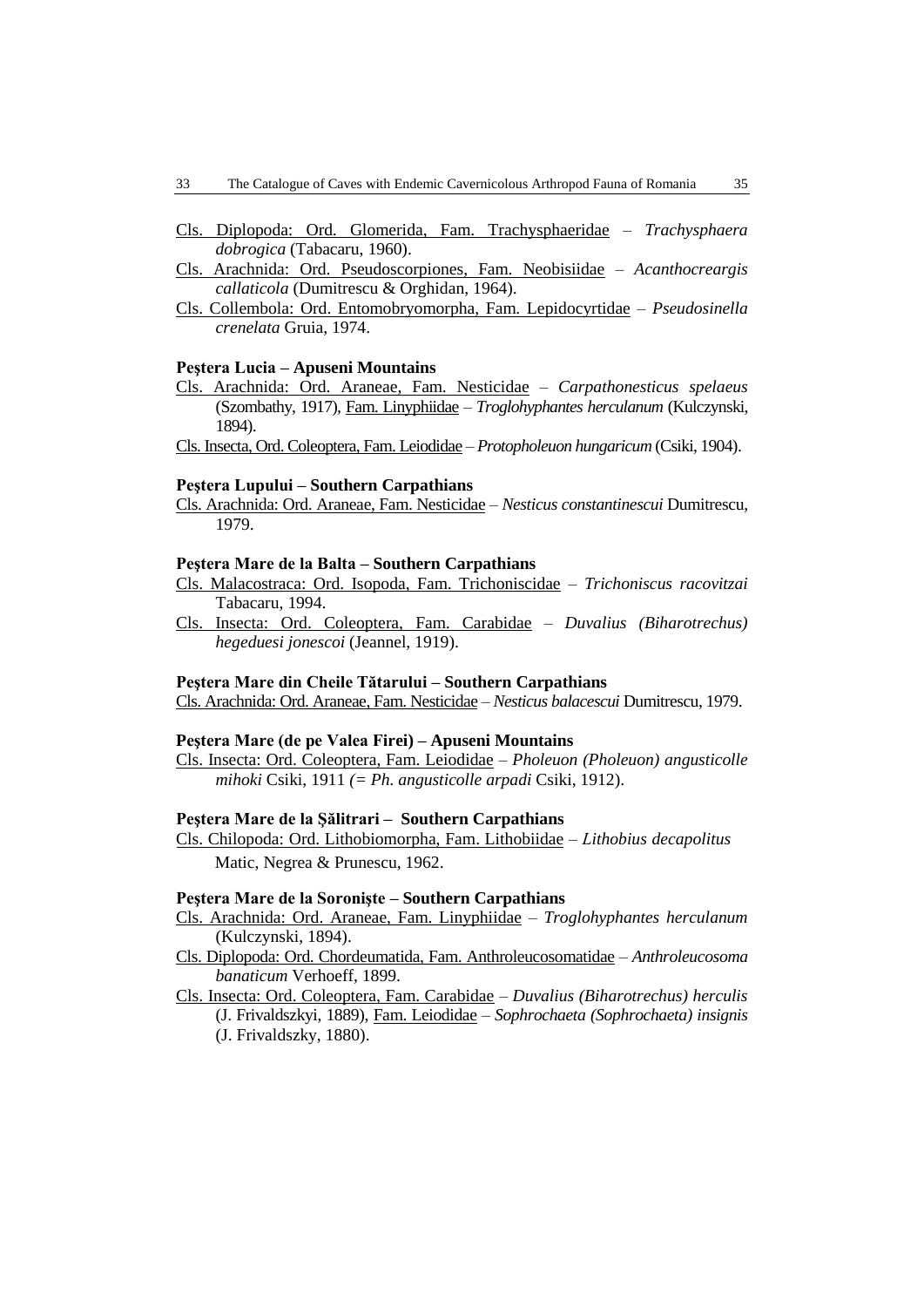Cls. Diplopoda: Ord. Glomerida, Fam. Trachysphaeridae – *Trachysphaera dobrogica* (Tabacaru, 1960).

Cls. Arachnida: Ord. Pseudoscorpiones, Fam. Neobisiidae – *Acanthocreargis callaticola* (Dumitrescu & Orghidan, 1964).

Cls. Collembola: Ord. Entomobryomorpha, Fam. Lepidocyrtidae – *Pseudosinella crenelata* Gruia, 1974.

**Peştera Lucia – Apuseni Mountains**

Cls. Arachnida: Ord. Araneae, Fam. Nesticidae – *Carpathonesticus spelaeus* (Szombathy, 1917), Fam. Linyphiidae – *Troglohyphantes herculanum* (Kulczynski, 1894).

Cls. Insecta, Ord. Coleoptera, Fam. Leiodidae – *Protopholeuon hungaricum* (Csiki, 1904).

**Peştera Lupului – Southern Carpathians**

Cls. Arachnida: Ord. Araneae, Fam. Nesticidae – *Nesticus constantinescui* Dumitrescu, 1979.

**Peştera Mare de la Balta – Southern Carpathians**

Cls. Malacostraca: Ord. Isopoda, Fam. Trichoniscidae – *Trichoniscus racovitzai* Tabacaru, 1994.

Cls. Insecta: Ord. Coleoptera, Fam. Carabidae – *Duvalius (Biharotrechus) hegeduesi jonescoi* (Jeannel, 1919).

**Peştera Mare din Cheile Tătarului – Southern Carpathians**

Cls. Arachnida: Ord. Araneae, Fam. Nesticidae – *Nesticus balacescui* Dumitrescu, 1979.

**Peştera Mare (de pe Valea Firei) – Apuseni Mountains**

Cls. Insecta: Ord. Coleoptera, Fam. Leiodidae – *Pholeuon (Pholeuon) angusticolle mihoki* Csiki, 1911 *(= Ph. angusticolle arpadi* Csiki, 1912).

**Peştera Mare de la Şălitrari – Southern Carpathians**

Cls. Chilopoda: Ord. Lithobiomorpha, Fam. Lithobiidae – *Lithobius decapolitus* Matic, Negrea & Prunescu, 1962.

**Peştera Mare de la Soronişte – Southern Carpathians**

Cls. Arachnida: Ord. Araneae, Fam. Linyphiidae – *Troglohyphantes herculanum* (Kulczynski, 1894).

Cls. Diplopoda: Ord. Chordeumatida, Fam. Anthroleucosomatidae – *Anthroleucosoma banaticum* Verhoeff, 1899.

Cls. Insecta: Ord. Coleoptera, Fam. Carabidae – *Duvalius (Biharotrechus) herculis* (J. Frivaldszkyi, 1889), Fam. Leiodidae – *Sophrochaeta (Sophrochaeta) insignis* (J. Frivaldszky, 1880).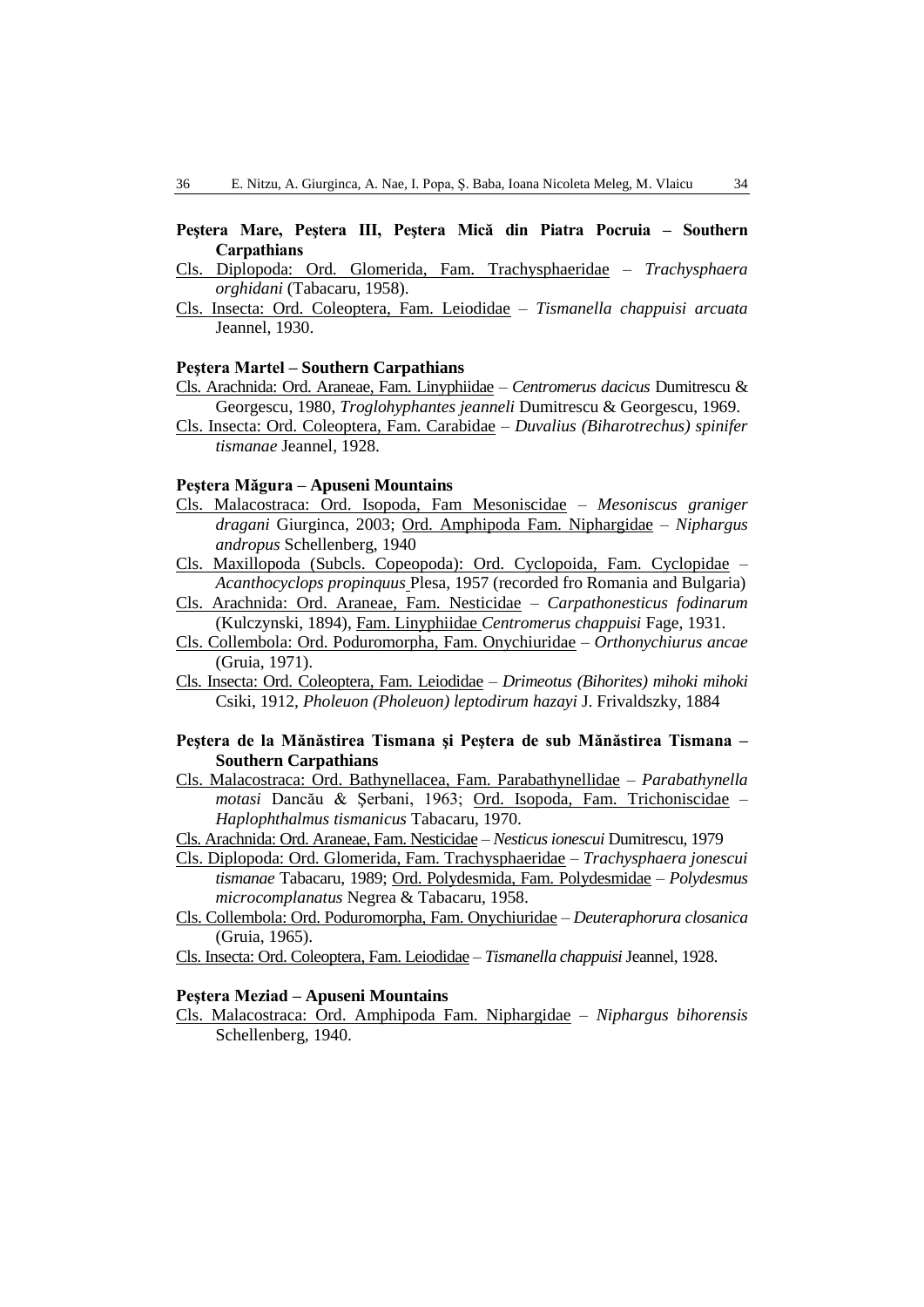**Peştera Mare, Peştera III, Peştera Mică din Piatra Pocruia – Southern Carpathians**

Cls. Diplopoda: Ord. Glomerida, Fam. Trachysphaeridae – *Trachysphaera orghidani* (Tabacaru, 1958).

Cls. Insecta: Ord. Coleoptera, Fam. Leiodidae – *Tismanella chappuisi arcuata* Jeannel, 1930.

**Peştera Martel – Southern Carpathians**

Cls. Arachnida: Ord. Araneae, Fam. Linyphiidae – *Centromerus dacicus* Dumitrescu & Georgescu, 1980, *Troglohyphantes jeanneli* Dumitrescu & Georgescu, 1969.

Cls. Insecta: Ord. Coleoptera, Fam. Carabidae – *Duvalius (Biharotrechus) spinifer tismanae* Jeannel, 1928.

**Peştera Măgura – Apuseni Mountains**

Cls. Malacostraca: Ord. Isopoda, Fam Mesoniscidae – *Mesoniscus graniger dragani* Giurginca, 2003; Ord. Amphipoda Fam. Niphargidae – *Niphargus andropus* Schellenberg, 1940

Cls. Maxillopoda (Subcls. Copeopoda): Ord. Cyclopoida, Fam. Cyclopidae – *Acanthocyclops propinquus* Plesa, 1957 (recorded fro Romania and Bulgaria)

Cls. Arachnida: Ord. Araneae, Fam. Nesticidae – *Carpathonesticus fodinarum* (Kulczynski, 1894), Fam. Linyphiidae *Centromerus chappuisi* Fage, 1931.

Cls. Collembola: Ord. Poduromorpha, Fam. Onychiuridae – *Orthonychiurus ancae* (Gruia, 1971).

Cls. Insecta: Ord. Coleoptera, Fam. Leiodidae – *Drimeotus (Bihorites) mihoki mihoki* Csiki, 1912, *Pholeuon (Pholeuon) leptodirum hazayi* J. Frivaldszky, 1884

**Peştera de la Mănăstirea Tismana şi Peştera de sub Mănăstirea Tismana – Southern Carpathians**

Cls. Malacostraca: Ord. Bathynellacea, Fam. Parabathynellidae – *Parabathynella motasi* Dancău & Şerbani, 1963; Ord. Isopoda, Fam. Trichoniscidae – *Haplophthalmus tismanicus* Tabacaru, 1970.

Cls. Arachnida: Ord. Araneae, Fam. Nesticidae – *Nesticus ionescui* Dumitrescu, 1979

Cls. Diplopoda: Ord. Glomerida, Fam. Trachysphaeridae – *Trachysphaera jonescui tismanae* Tabacaru, 1989; Ord. Polydesmida, Fam. Polydesmidae – *Polydesmus microcomplanatus* Negrea & Tabacaru, 1958.

Cls. Collembola: Ord. Poduromorpha, Fam. Onychiuridae – *Deuteraphorura closanica* (Gruia, 1965).

Cls. Insecta: Ord. Coleoptera, Fam. Leiodidae – *Tismanella chappuisi* Jeannel, 1928.

**Peştera Meziad – Apuseni Mountains**

Cls. Malacostraca: Ord. Amphipoda Fam. Niphargidae – *Niphargus bihorensis* Schellenberg, 1940.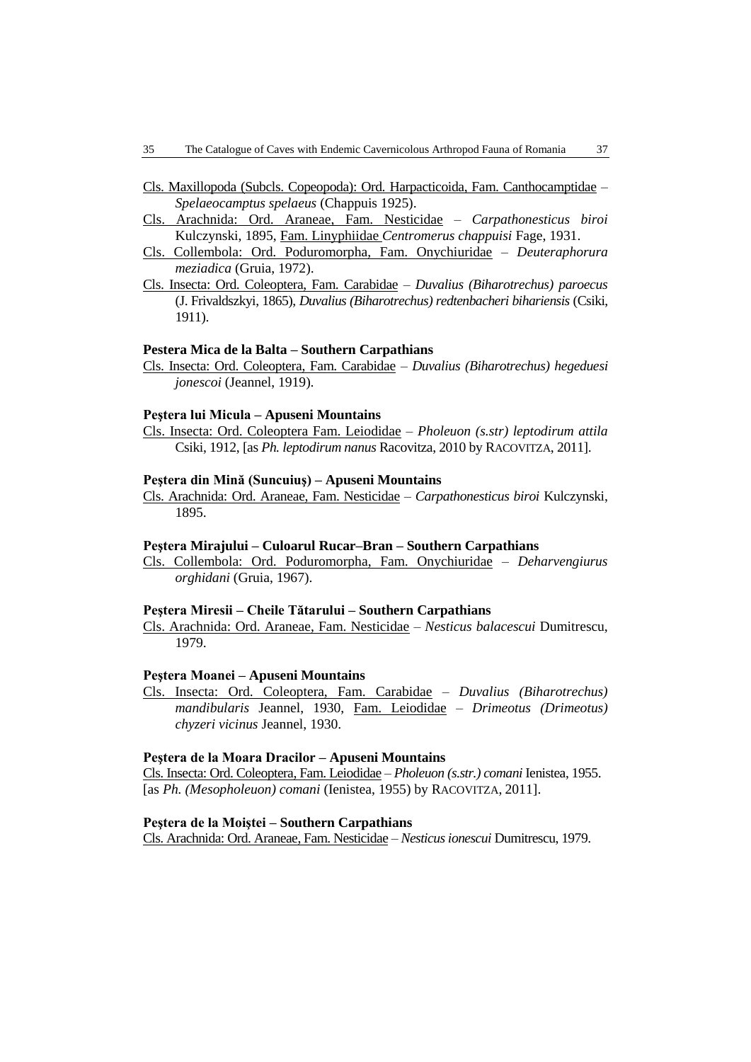Cls. Maxillopoda (Subcls. Copeopoda): Ord. Harpacticoida, Fam. Canthocamptidae – *Spelaeocamptus spelaeus* (Chappuis 1925).

Cls. Arachnida: Ord. Araneae, Fam. Nesticidae – *Carpathonesticus biroi* Kulczynski, 1895, Fam. Linyphiidae *Centromerus chappuisi* Fage, 1931.

Cls. Collembola: Ord. Poduromorpha, Fam. Onychiuridae – *Deuteraphorura meziadica* (Gruia, 1972).

Cls. Insecta: Ord. Coleoptera, Fam. Carabidae – *Duvalius (Biharotrechus) paroecus* (J. Frivaldszkyi, 1865), *Duvalius (Biharotrechus) redtenbacheri bihariensis* (Csiki, 1911).

**Pestera Mica de la Balta – Southern Carpathians**

Cls. Insecta: Ord. Coleoptera, Fam. Carabidae – *Duvalius (Biharotrechus) hegeduesi jonescoi* (Jeannel, 1919).

**Peştera lui Micula – Apuseni Mountains**

Cls. Insecta: Ord. Coleoptera Fam. Leiodidae – *Pholeuon (s.str) leptodirum attila* Csiki, 1912, [as *Ph. leptodirum nanus* Racovitza, 2010 by RACOVITZA, 2011].

**Peştera din Mină (Suncuiuş) – Apuseni Mountains**

Cls. Arachnida: Ord. Araneae, Fam. Nesticidae – *Carpathonesticus biroi* Kulczynski, 1895.

**Peştera Mirajului – Culoarul Rucar–Bran – Southern Carpathians**

Cls. Collembola: Ord. Poduromorpha, Fam. Onychiuridae – *Deharvengiurus orghidani* (Gruia, 1967).

**Peştera Miresii – Cheile Tătarului – Southern Carpathians**

Cls. Arachnida: Ord. Araneae, Fam. Nesticidae – *Nesticus balacescui* Dumitrescu, 1979.

**Peştera Moanei – Apuseni Mountains**

Cls. Insecta: Ord. Coleoptera, Fam. Carabidae – *Duvalius (Biharotrechus) mandibularis* Jeannel, 1930, Fam. Leiodidae – *Drimeotus (Drimeotus) chyzeri vicinus* Jeannel, 1930.

**Peştera de la Moara Dracilor – Apuseni Mountains**

Cls. Insecta: Ord. Coleoptera, Fam. Leiodidae – *Pholeuon (s.str.) comani* Ienistea, 1955. [as *Ph. (Mesopholeuon) comani* (Ienistea, 1955) by RACOVITZA, 2011].

**Peştera de la Moiştei – Southern Carpathians**

Cls. Arachnida: Ord. Araneae, Fam. Nesticidae – *Nesticus ionescui* Dumitrescu, 1979.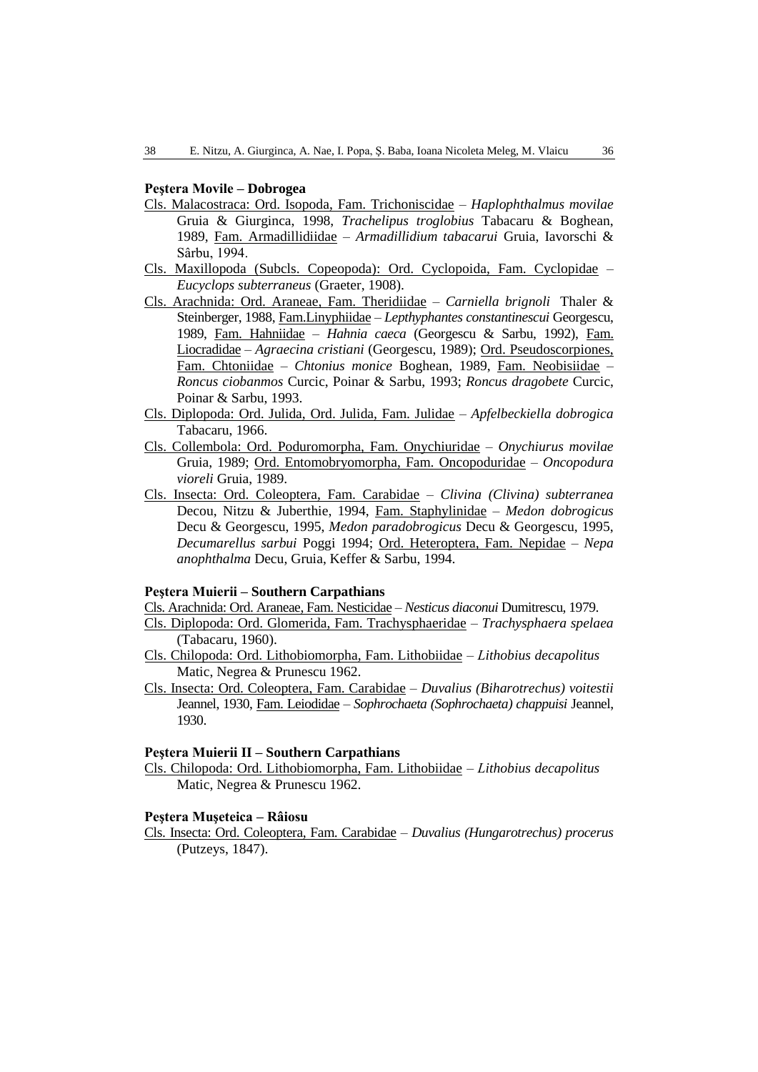**Peştera Movile – Dobrogea**

Cls. Malacostraca: Ord. Isopoda, Fam. Trichoniscidae – *Haplophthalmus movilae* Gruia & Giurginca, 1998, *Trachelipus troglobius* Tabacaru & Boghean, 1989, Fam. Armadillidiidae – *Armadillidium tabacarui* Gruia, Iavorschi & Sârbu, 1994.

Cls. Maxillopoda (Subcls. Copeopoda): Ord. Cyclopoida, Fam. Cyclopidae – *Eucyclops subterraneus* (Graeter, 1908).

Cls. Arachnida: Ord. Araneae, Fam. Theridiidae – *Carniella brignoli* Thaler & Steinberger, 1988, Fam.Linyphiidae – *Lepthyphantes constantinescui* Georgescu, 1989, Fam. Hahniidae – *Hahnia caeca* (Georgescu & Sarbu, 1992), Fam. Liocradidae – *Agraecina cristiani* (Georgescu, 1989); Ord. Pseudoscorpiones, Fam. Chtoniidae – *Chtonius monice* Boghean, 1989, Fam. Neobisiidae – *Roncus ciobanmos* Curcic, Poinar & Sarbu, 1993; *Roncus dragobete* Curcic, Poinar & Sarbu, 1993.

Cls. Diplopoda: Ord. Julida, Ord. Julida, Fam. Julidae – *Apfelbeckiella dobrogica* Tabacaru, 1966.

Cls. Collembola: Ord. Poduromorpha, Fam. Onychiuridae – *Onychiurus movilae* Gruia, 1989; Ord. Entomobryomorpha, Fam. Oncopoduridae – *Oncopodura vioreli* Gruia, 1989.

Cls. Insecta: Ord. Coleoptera, Fam. Carabidae – *Clivina (Clivina) subterranea* Decou, Nitzu & Juberthie, 1994, Fam. Staphylinidae – *Medon dobrogicus* Decu & Georgescu, 1995, *Medon paradobrogicus* Decu & Georgescu, 1995, *Decumarellus sarbui* Poggi 1994; Ord. Heteroptera, Fam. Nepidae – *Nepa anophthalma* Decu, Gruia, Keffer & Sarbu, 1994.

**Peştera Muierii – Southern Carpathians**

Cls. Arachnida: Ord. Araneae, Fam. Nesticidae – *Nesticus diaconui* Dumitrescu, 1979.

Cls. Diplopoda: Ord. Glomerida, Fam. Trachysphaeridae – *Trachysphaera spelaea* (Tabacaru, 1960).

Cls. Chilopoda: Ord. Lithobiomorpha, Fam. Lithobiidae – *Lithobius decapolitus* Matic, Negrea & Prunescu 1962.

Cls. Insecta: Ord. Coleoptera, Fam. Carabidae – *Duvalius (Biharotrechus) voitestii* Jeannel, 1930, Fam. Leiodidae – *Sophrochaeta (Sophrochaeta) chappuisi* Jeannel, 1930.

**Peştera Muierii II – Southern Carpathians**

Cls. Chilopoda: Ord. Lithobiomorpha, Fam. Lithobiidae – *Lithobius decapolitus* Matic, Negrea & Prunescu 1962.

**Peştera Muşeteica – Râiosu**

Cls. Insecta: Ord. Coleoptera, Fam. Carabidae – *Duvalius (Hungarotrechus) procerus* (Putzeys, 1847).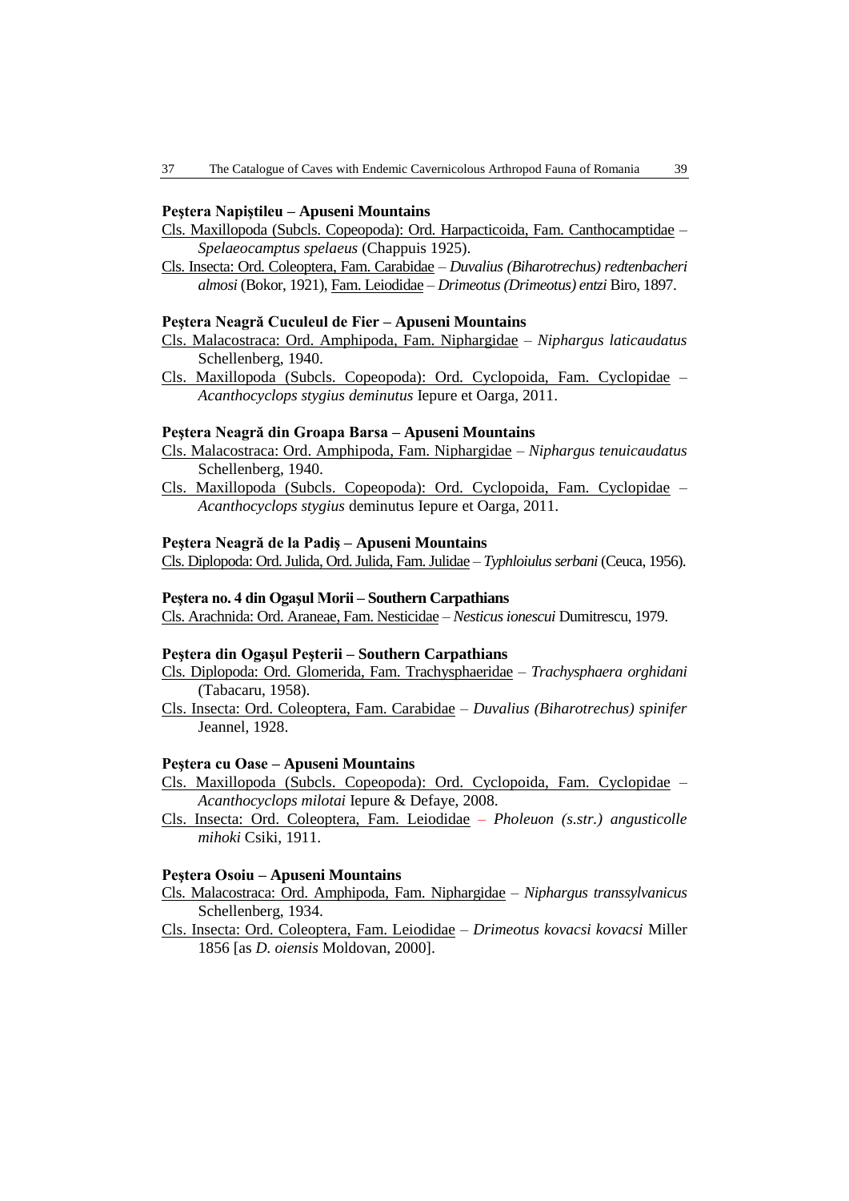**Peştera Napiştileu – Apuseni Mountains**

Cls. Maxillopoda (Subcls. Copeopoda): Ord. Harpacticoida, Fam. Canthocamptidae – *Spelaeocamptus spelaeus* (Chappuis 1925).

Cls. Insecta: Ord. Coleoptera, Fam. Carabidae – *Duvalius (Biharotrechus) redtenbacheri almosi* (Bokor, 1921), Fam. Leiodidae – *Drimeotus (Drimeotus) entzi* Biro, 1897.

**Peştera Neagră Cuculeul de Fier – Apuseni Mountains**

Cls. Malacostraca: Ord. Amphipoda, Fam. Niphargidae – *Niphargus laticaudatus* Schellenberg, 1940.

Cls. Maxillopoda (Subcls. Copeopoda): Ord. Cyclopoida, Fam. Cyclopidae – *Acanthocyclops stygius deminutus* Iepure et Oarga, 2011.

**Peştera Neagră din Groapa Barsa – Apuseni Mountains**

Cls. Malacostraca: Ord. Amphipoda, Fam. Niphargidae – *Niphargus tenuicaudatus* Schellenberg, 1940.

Cls. Maxillopoda (Subcls. Copeopoda): Ord. Cyclopoida, Fam. Cyclopidae – *Acanthocyclops stygius* deminutus Iepure et Oarga, 2011.

**Peştera Neagră de la Padiş – Apuseni Mountains**

Cls. Diplopoda: Ord. Julida, Ord. Julida, Fam. Julidae – *Typhloiulus serbani* (Ceuca, 1956).

**Peştera no. 4 din Ogaşul Morii – Southern Carpathians**

Cls. Arachnida: Ord. Araneae, Fam. Nesticidae – *Nesticus ionescui* Dumitrescu, 1979.

**Peştera din Ogaşul Peşterii – Southern Carpathians**

Cls. Diplopoda: Ord. Glomerida, Fam. Trachysphaeridae – *Trachysphaera orghidani* (Tabacaru, 1958).

Cls. Insecta: Ord. Coleoptera, Fam. Carabidae – *Duvalius (Biharotrechus) spinifer* Jeannel, 1928.

**Peştera cu Oase – Apuseni Mountains**

Cls. Maxillopoda (Subcls. Copeopoda): Ord. Cyclopoida, Fam. Cyclopidae – *Acanthocyclops milotai* Iepure & Defaye, 2008.

Cls. Insecta: Ord. Coleoptera, Fam. Leiodidae – *Pholeuon (s.str.) angusticolle mihoki* Csiki, 1911.

**Peştera Osoiu – Apuseni Mountains**

Cls. Malacostraca: Ord. Amphipoda, Fam. Niphargidae – *Niphargus transsylvanicus* Schellenberg, 1934.

Cls. Insecta: Ord. Coleoptera, Fam. Leiodidae – *Drimeotus kovacsi kovacsi* Miller 1856 [as *D. oiensis* Moldovan, 2000].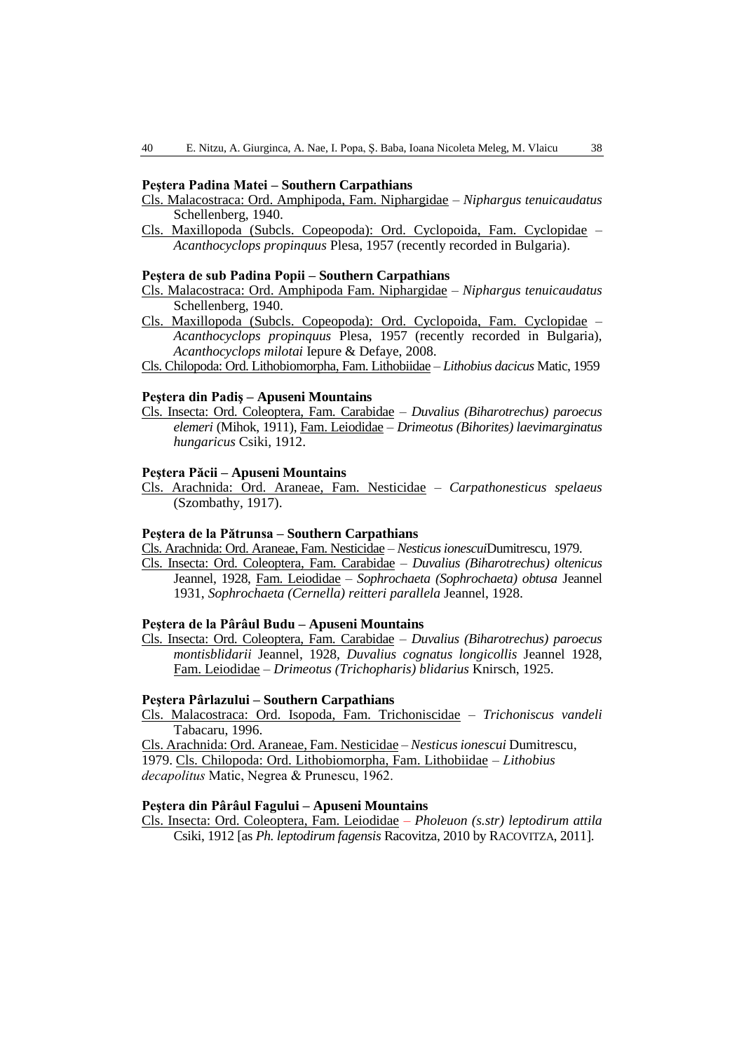**Peştera Padina Matei – Southern Carpathians**

Cls. Malacostraca: Ord. Amphipoda, Fam. Niphargidae – *Niphargus tenuicaudatus* Schellenberg, 1940.

Cls. Maxillopoda (Subcls. Copeopoda): Ord. Cyclopoida, Fam. Cyclopidae – *Acanthocyclops propinquus* Plesa, 1957 (recently recorded in Bulgaria).

**Peştera de sub Padina Popii – Southern Carpathians**

Cls. Malacostraca: Ord. Amphipoda Fam. Niphargidae – *Niphargus tenuicaudatus* Schellenberg, 1940.

Cls. Maxillopoda (Subcls. Copeopoda): Ord. Cyclopoida, Fam. Cyclopidae – *Acanthocyclops propinquus* Plesa, 1957 (recently recorded in Bulgaria), *Acanthocyclops milotai* Iepure & Defaye, 2008.

Cls. Chilopoda: Ord. Lithobiomorpha, Fam. Lithobiidae – *Lithobius dacicus* Matic, 1959

**Peştera din Padiş – Apuseni Mountains**

Cls. Insecta: Ord. Coleoptera, Fam. Carabidae – *Duvalius (Biharotrechus) paroecus elemeri* (Mihok, 1911), Fam. Leiodidae – *Drimeotus (Bihorites) laevimarginatus hungaricus* Csiki, 1912.

**Peştera Păcii – Apuseni Mountains**

Cls. Arachnida: Ord. Araneae, Fam. Nesticidae – *Carpathonesticus spelaeus* (Szombathy, 1917).

**Peştera de la Pătrunsa – Southern Carpathians**

Cls. Arachnida: Ord. Araneae, Fam. Nesticidae – *Nesticus ionescui*Dumitrescu, 1979.

Cls. Insecta: Ord. Coleoptera, Fam. Carabidae – *Duvalius (Biharotrechus) oltenicus* Jeannel, 1928, Fam. Leiodidae – *Sophrochaeta (Sophrochaeta) obtusa* Jeannel 1931, *Sophrochaeta (Cernella) reitteri parallela* Jeannel, 1928.

**Peştera de la Pârâul Budu – Apuseni Mountains**

Cls. Insecta: Ord. Coleoptera, Fam. Carabidae – *Duvalius (Biharotrechus) paroecus montisblidarii* Jeannel, 1928, *Duvalius cognatus longicollis* Jeannel 1928, Fam. Leiodidae – *Drimeotus (Trichopharis) blidarius* Knirsch, 1925.

**Peştera Pârlazului – Southern Carpathians**

Cls. Malacostraca: Ord. Isopoda, Fam. Trichoniscidae – *Trichoniscus vandeli* Tabacaru, 1996.

Cls. Arachnida: Ord. Araneae, Fam. Nesticidae – *Nesticus ionescui* Dumitrescu, 1979. Cls. Chilopoda: Ord. Lithobiomorpha, Fam. Lithobiidae – *Lithobius decapolitus* Matic, Negrea & Prunescu, 1962.

**Peştera din Pârâul Fagului – Apuseni Mountains**

Cls. Insecta: Ord. Coleoptera, Fam. Leiodidae – *Pholeuon (s.str) leptodirum attila* Csiki, 1912 [as *Ph. leptodirum fagensis* Racovitza, 2010 by RACOVITZA, 2011].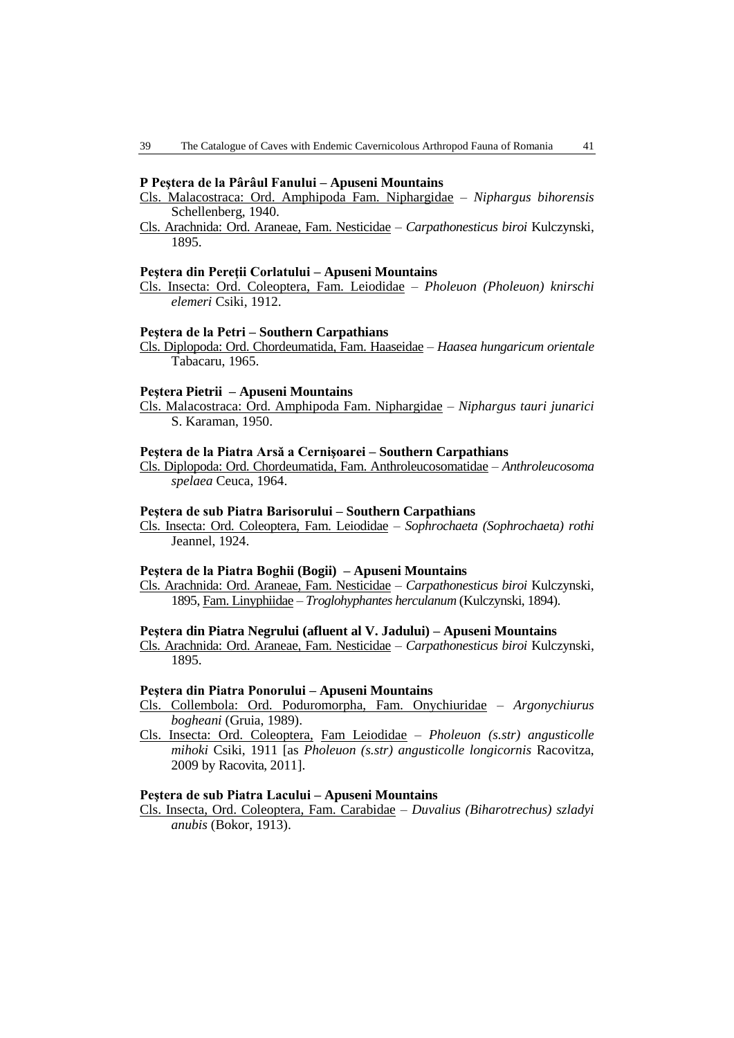**P Peştera de la Pârâul Fanului – Apuseni Mountains**

Cls. Malacostraca: Ord. Amphipoda Fam. Niphargidae – *Niphargus bihorensis* Schellenberg, 1940.

Cls. Arachnida: Ord. Araneae, Fam. Nesticidae – *Carpathonesticus biroi* Kulczynski, 1895.

**Peştera din Pereţii Corlatului – Apuseni Mountains**

Cls. Insecta: Ord. Coleoptera, Fam. Leiodidae – *Pholeuon (Pholeuon) knirschi elemeri* Csiki, 1912.

**Peştera de la Petri – Southern Carpathians**

Cls. Diplopoda: Ord. Chordeumatida, Fam. Haaseidae – *Haasea hungaricum orientale* Tabacaru, 1965.

**Peştera Pietrii – Apuseni Mountains**

Cls. Malacostraca: Ord. Amphipoda Fam. Niphargidae – *Niphargus tauri junarici* S. Karaman, 1950.

**Peştera de la Piatra Arsă a Cernişoarei – Southern Carpathians**

Cls. Diplopoda: Ord. Chordeumatida, Fam. Anthroleucosomatidae – *Anthroleucosoma spelaea* Ceuca, 1964.

**Peştera de sub Piatra Barisorului – Southern Carpathians**

Cls. Insecta: Ord. Coleoptera, Fam. Leiodidae – *Sophrochaeta (Sophrochaeta) rothi* Jeannel, 1924.

**Peştera de la Piatra Boghii (Bogii) – Apuseni Mountains**

Cls. Arachnida: Ord. Araneae, Fam. Nesticidae – *Carpathonesticus biroi* Kulczynski, 1895, Fam. Linyphiidae – *Troglohyphantes herculanum* (Kulczynski, 1894).

**Peştera din Piatra Negrului (afluent al V. Jadului) – Apuseni Mountains**

Cls. Arachnida: Ord. Araneae, Fam. Nesticidae – *Carpathonesticus biroi* Kulczynski, 1895.

**Peştera din Piatra Ponorului – Apuseni Mountains**

Cls. Collembola: Ord. Poduromorpha, Fam. Onychiuridae – *Argonychiurus bogheani* (Gruia, 1989).

Cls. Insecta: Ord. Coleoptera, Fam Leiodidae – *Pholeuon (s.str) angusticolle mihoki* Csiki, 1911 [as *Pholeuon (s.str) angusticolle longicornis* Racovitza, 2009 by Racovita, 2011].

**Peştera de sub Piatra Lacului – Apuseni Mountains**

Cls. Insecta, Ord. Coleoptera, Fam. Carabidae – *Duvalius (Biharotrechus) szladyi anubis* (Bokor, 1913).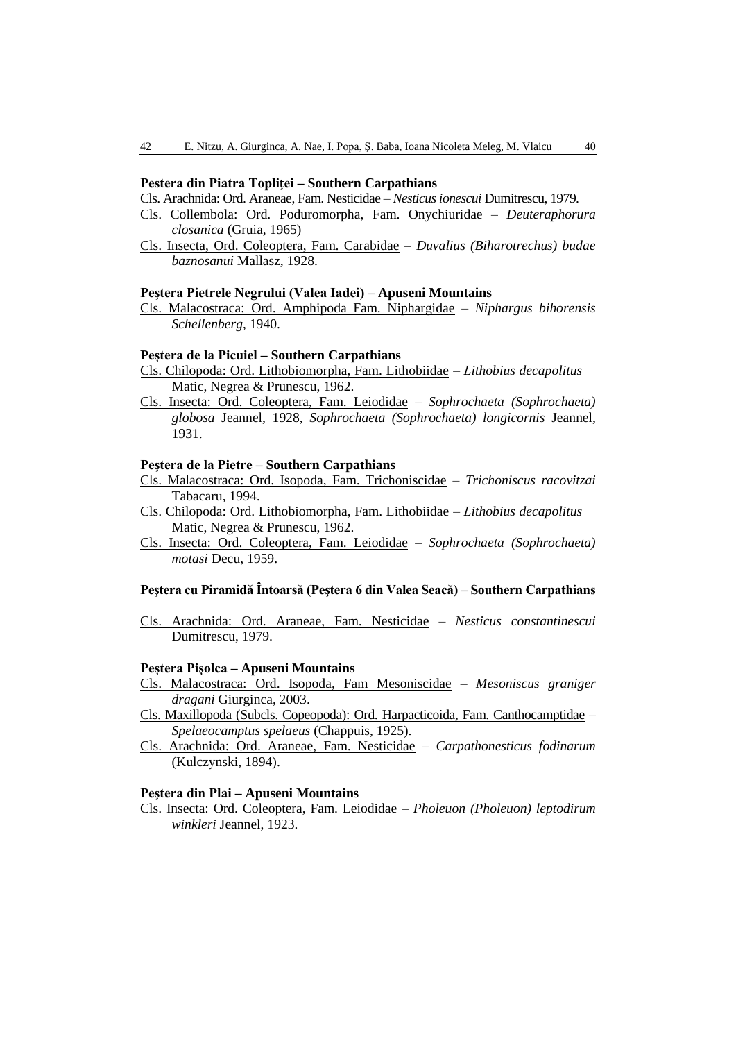**Pestera din Piatra Topliței – Southern Carpathians**

Cls. Arachnida: Ord. Araneae, Fam. Nesticidae – *Nesticus ionescui* Dumitrescu, 1979.

Cls. Collembola: Ord. Poduromorpha, Fam. Onychiuridae – *Deuteraphorura closanica* (Gruia, 1965)

Cls. Insecta, Ord. Coleoptera, Fam. Carabidae – *Duvalius (Biharotrechus) budae baznosanui* Mallasz, 1928.

**Peştera Pietrele Negrului (Valea Iadei) – Apuseni Mountains**

Cls. Malacostraca: Ord. Amphipoda Fam. Niphargidae – *Niphargus bihorensis Schellenberg*, 1940.

**Peştera de la Picuiel – Southern Carpathians**

Cls. Chilopoda: Ord. Lithobiomorpha, Fam. Lithobiidae – *Lithobius decapolitus* Matic, Negrea & Prunescu, 1962.

Cls. Insecta: Ord. Coleoptera, Fam. Leiodidae – *Sophrochaeta (Sophrochaeta) globosa* Jeannel, 1928, *Sophrochaeta (Sophrochaeta) longicornis* Jeannel, 1931.

**Peştera de la Pietre – Southern Carpathians**

Cls. Malacostraca: Ord. Isopoda, Fam. Trichoniscidae – *Trichoniscus racovitzai* Tabacaru, 1994.

Cls. Chilopoda: Ord. Lithobiomorpha, Fam. Lithobiidae – *Lithobius decapolitus* Matic, Negrea & Prunescu, 1962.

Cls. Insecta: Ord. Coleoptera, Fam. Leiodidae – *Sophrochaeta (Sophrochaeta) motasi* Decu, 1959.

**Peştera cu Piramidă Întoarsă (Peştera 6 din Valea Seacă) – Southern Carpathians**

Cls. Arachnida: Ord. Araneae, Fam. Nesticidae – *Nesticus constantinescui* Dumitrescu, 1979.

**Peştera Pişolca – Apuseni Mountains**

Cls. Malacostraca: Ord. Isopoda, Fam Mesoniscidae – *Mesoniscus graniger dragani* Giurginca, 2003.

Cls. Maxillopoda (Subcls. Copeopoda): Ord. Harpacticoida, Fam. Canthocamptidae – *Spelaeocamptus spelaeus* (Chappuis, 1925).

Cls. Arachnida: Ord. Araneae, Fam. Nesticidae – *Carpathonesticus fodinarum* (Kulczynski, 1894).

**Peştera din Plai – Apuseni Mountains**

Cls. Insecta: Ord. Coleoptera, Fam. Leiodidae – *Pholeuon (Pholeuon) leptodirum winkleri* Jeannel, 1923.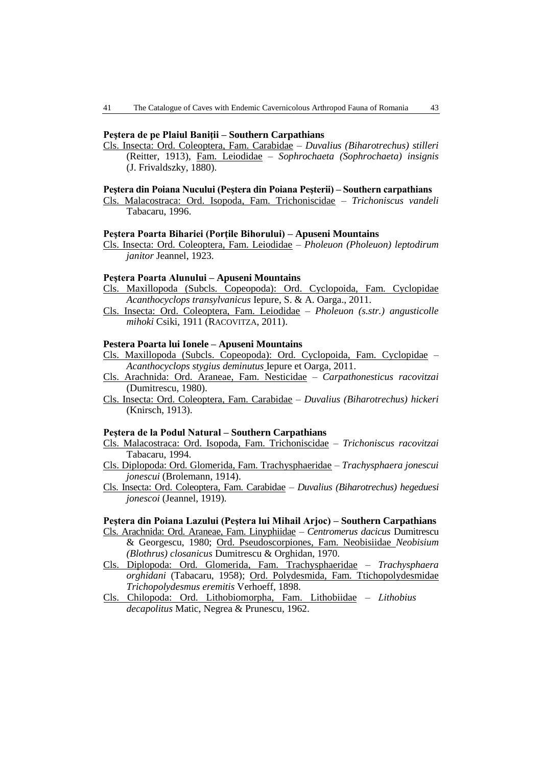**Peştera de pe Plaiul Baniţii – Southern Carpathians**

Cls. Insecta: Ord. Coleoptera, Fam. Carabidae – *Duvalius (Biharotrechus) stilleri* (Reitter, 1913), Fam. Leiodidae – *Sophrochaeta (Sophrochaeta) insignis* (J. Frivaldszky, 1880).

**Peştera din Poiana Nucului (Peştera din Poiana Peşterii) – Southern carpathians**

Cls. Malacostraca: Ord. Isopoda, Fam. Trichoniscidae – *Trichoniscus vandeli* Tabacaru, 1996.

**Peştera Poarta Bihariei (Porţile Bihorului) – Apuseni Mountains**

Cls. Insecta: Ord. Coleoptera, Fam. Leiodidae – *Pholeuon (Pholeuon) leptodirum janitor* Jeannel, 1923.

**Peştera Poarta Alunului – Apuseni Mountains**

Cls. Maxillopoda (Subcls. Copeopoda): Ord. Cyclopoida, Fam. Cyclopidae *Acanthocyclops transylvanicus* Iepure, S. & A. Oarga., 2011.

Cls. Insecta: Ord. Coleoptera, Fam. Leiodidae – *Pholeuon (s.str.) angusticolle mihoki* Csiki, 1911 (RACOVITZA, 2011).

**Pestera Poarta lui Ionele – Apuseni Mountains**

Cls. Maxillopoda (Subcls. Copeopoda): Ord. Cyclopoida, Fam. Cyclopidae – *Acanthocyclops stygius deminutus* Iepure et Oarga, 2011.

Cls. Arachnida: Ord. Araneae, Fam. Nesticidae – *Carpathonesticus racovitzai* (Dumitrescu, 1980).

Cls. Insecta: Ord. Coleoptera, Fam. Carabidae – *Duvalius (Biharotrechus) hickeri* (Knirsch, 1913).

**Peştera de la Podul Natural – Southern Carpathians**

Cls. Malacostraca: Ord. Isopoda, Fam. Trichoniscidae – *Trichoniscus racovitzai* Tabacaru, 1994.

Cls. Diplopoda: Ord. Glomerida, Fam. Trachysphaeridae – *Trachysphaera jonescui jonescui* (Brolemann, 1914).

Cls. Insecta: Ord. Coleoptera, Fam. Carabidae – *Duvalius (Biharotrechus) hegeduesi jonescoi* (Jeannel, 1919).

**Peştera din Poiana Lazului (Peştera lui Mihail Arjoc) – Southern Carpathians**

Cls. Arachnida: Ord. Araneae, Fam. Linyphiidae – *Centromerus dacicus* Dumitrescu & Georgescu, 1980; Ord. Pseudoscorpiones, Fam. Neobisiidae *Neobisium (Blothrus) closanicus* Dumitrescu & Orghidan, 1970.

Cls. Diplopoda: Ord. Glomerida, Fam. Trachysphaeridae – *Trachysphaera orghidani* (Tabacaru, 1958); Ord. Polydesmida, Fam. Ttichopolydesmidae *Trichopolydesmus eremitis* Verhoeff, 1898.

Cls. Chilopoda: Ord. Lithobiomorpha, Fam. Lithobiidae – *Lithobius decapolitus* Matic, Negrea & Prunescu, 1962.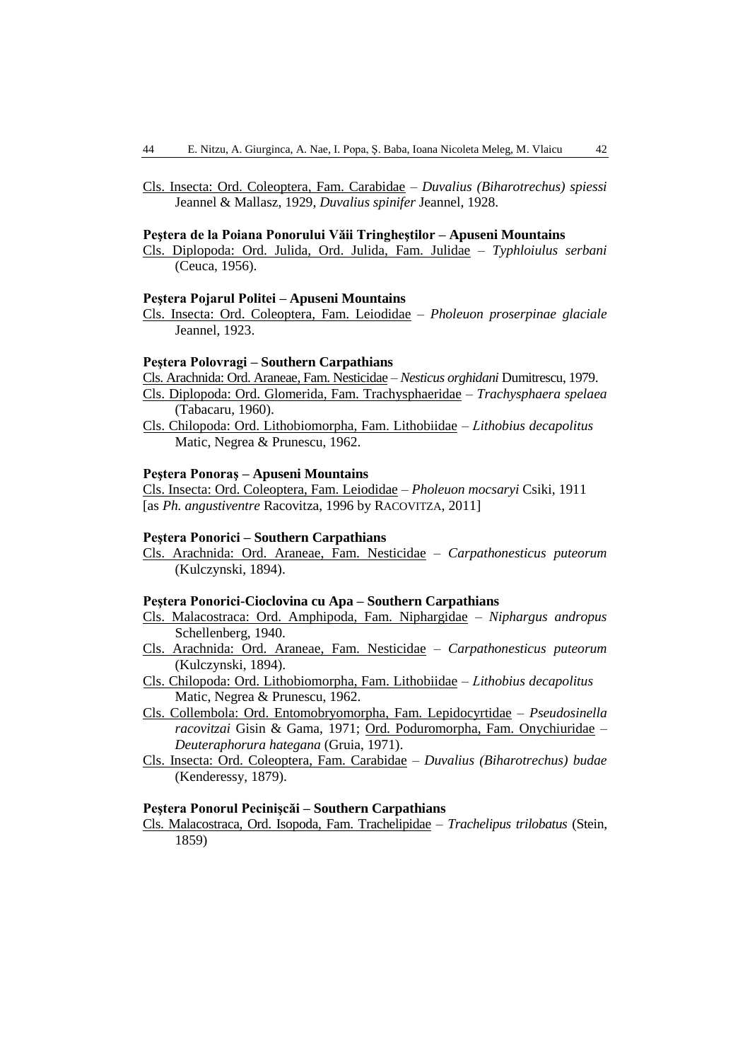<u>Cls. Insecta: Ord. Coleoptera, Fam. Carabidae</u> – *Duvalius (Biharotrechus) spiessi* Jeannel & Mallasz, 1929, *Duvalius spinifer* Jeannel, 1928.

**Peştera de la Poiana Ponorului Văii Tringheştilor – Apuseni Mountains**

<u>Cls. Diplopoda: Ord. Julida, Ord. Julida, Fam. Julidae</u> – *Typhloiulus serbani* (Ceuca, 1956).

**Peştera Pojarul Politei – Apuseni Mountains**

<u>Cls. Insecta: Ord. Coleoptera, Fam. Leiodidae</u> – *Pholeuon proserpinae glaciale* Jeannel, 1923.

**Peştera Polovragi – Southern Carpathians**

<u>Cls. Arachnida: Ord. Araneae, Fam. Nesticidae</u> – *Nesticus orghidani* Dumitrescu, 1979.

<u>Cls. Diplopoda: Ord. Glomerida, Fam. Trachysphaeridae</u> – *Trachysphaera spelaea* (Tabacaru, 1960).

<u>Cls. Chilopoda: Ord. Lithobiomorpha, Fam. Lithobiidae</u> – *Lithobius decapolitus* Matic, Negrea & Prunescu, 1962.

**Peştera Ponoraş – Apuseni Mountains**

<u>Cls. Insecta: Ord. Coleoptera, Fam. Leiodidae</u> – *Pholeuon mocsaryi* Csiki, 1911 [as *Ph. angustiventre* Racovitza, 1996 by RACOVITZA, 2011]

**Peştera Ponorici – Southern Carpathians**

<u>Cls. Arachnida: Ord. Araneae, Fam. Nesticidae</u> – *Carpathonesticus puteorum* (Kulczynski, 1894).

**Peştera Ponorici-Cioclovina cu Apa – Southern Carpathians**

<u>Cls. Malacostraca: Ord. Amphipoda, Fam. Niphargidae</u> – *Niphargus andropus* Schellenberg, 1940.

<u>Cls. Arachnida: Ord. Araneae, Fam. Nesticidae</u> – *Carpathonesticus puteorum* (Kulczynski, 1894).

<u>Cls. Chilopoda: Ord. Lithobiomorpha, Fam. Lithobiidae</u> – *Lithobius decapolitus* Matic, Negrea & Prunescu, 1962.

<u>Cls. Collembola: Ord. Entomobryomorpha, Fam. Lepidocyrtidae</u> – *Pseudosinella racovitzai* Gisin & Gama, 1971; <u>Ord. Poduromorpha, Fam. Onychiuridae</u> – *Deuteraphorura hategana* (Gruia, 1971).

<u>Cls. Insecta: Ord. Coleoptera, Fam. Carabidae</u> – *Duvalius (Biharotrechus) budae* (Kenderessy, 1879).

**Peştera Ponorul Pecinişcăi – Southern Carpathians**

<u>Cls. Malacostraca, Ord. Isopoda, Fam. Trachelipidae</u> – *Trachelipus trilobatus* (Stein, 1859)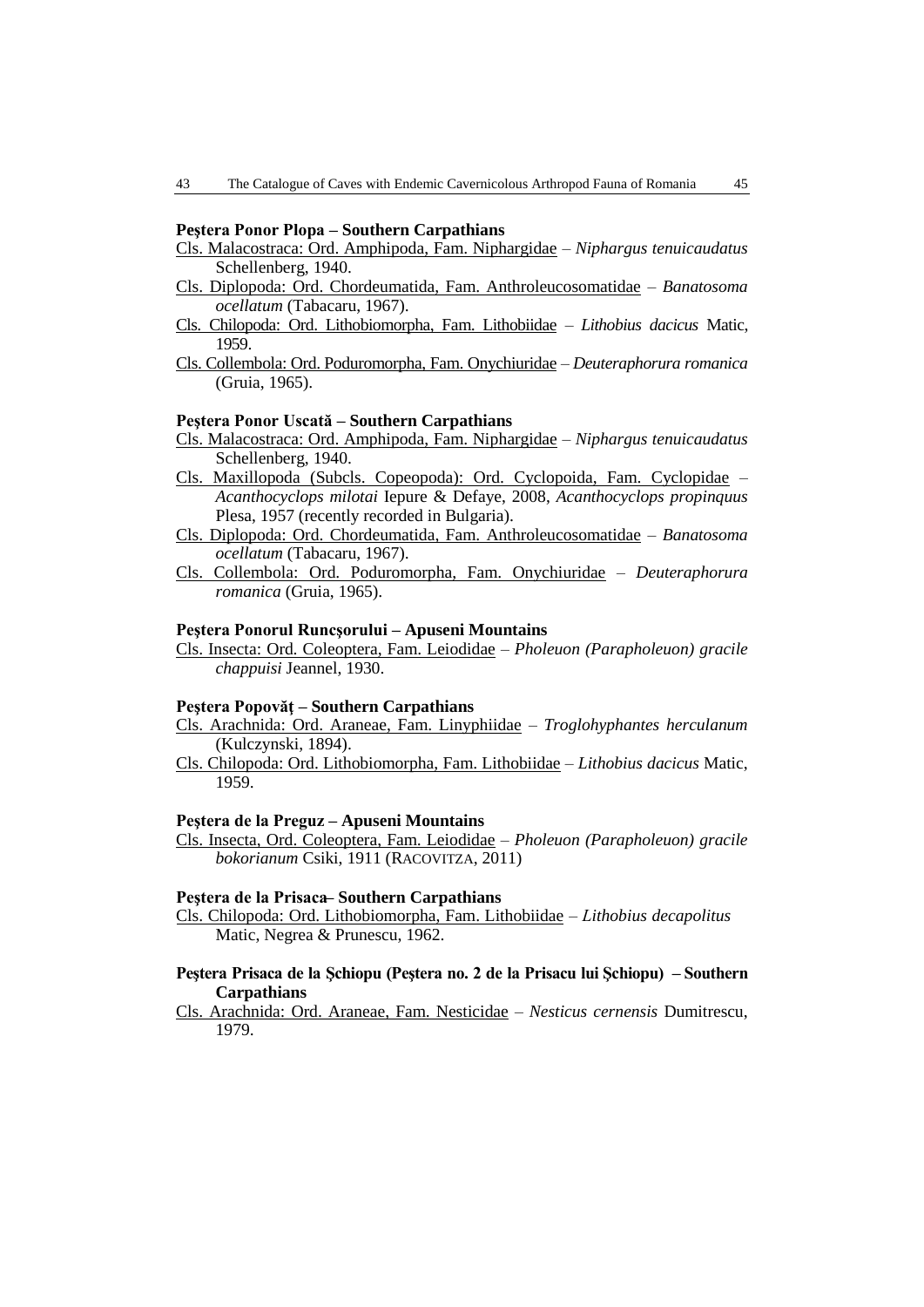**Peştera Ponor Plopa – Southern Carpathians**

Cls. Malacostraca: Ord. Amphipoda, Fam. Niphargidae – *Niphargus tenuicaudatus* Schellenberg, 1940.

Cls. Diplopoda: Ord. Chordeumatida, Fam. Anthroleucosomatidae – *Banatosoma ocellatum* (Tabacaru, 1967).

Cls. Chilopoda: Ord. Lithobiomorpha, Fam. Lithobiidae – *Lithobius dacicus* Matic, 1959.

Cls. Collembola: Ord. Poduromorpha, Fam. Onychiuridae – *Deuteraphorura romanica* (Gruia, 1965).

**Peştera Ponor Uscată – Southern Carpathians**

Cls. Malacostraca: Ord. Amphipoda, Fam. Niphargidae – *Niphargus tenuicaudatus* Schellenberg, 1940.

Cls. Maxillopoda (Subcls. Copeopoda): Ord. Cyclopoida, Fam. Cyclopidae – *Acanthocyclops milotai* Iepure & Defaye, 2008, *Acanthocyclops propinquus* Plesa, 1957 (recently recorded in Bulgaria).

Cls. Diplopoda: Ord. Chordeumatida, Fam. Anthroleucosomatidae – *Banatosoma ocellatum* (Tabacaru, 1967).

Cls. Collembola: Ord. Poduromorpha, Fam. Onychiuridae – *Deuteraphorura romanica* (Gruia, 1965).

**Peştera Ponorul Runcşorului – Apuseni Mountains**

Cls. Insecta: Ord. Coleoptera, Fam. Leiodidae – *Pholeuon (Parapholeuon) gracile chappuisi* Jeannel, 1930.

**Peştera Popovăţ – Southern Carpathians**

Cls. Arachnida: Ord. Araneae, Fam. Linyphiidae – *Troglohyphantes herculanum* (Kulczynski, 1894).

Cls. Chilopoda: Ord. Lithobiomorpha, Fam. Lithobiidae – *Lithobius dacicus* Matic, 1959.

**Peştera de la Preguz – Apuseni Mountains**

Cls. Insecta, Ord. Coleoptera, Fam. Leiodidae – *Pholeuon (Parapholeuon) gracile bokorianum* Csiki, 1911 (Racovitza, 2011)

**Peştera de la Prisaca– Southern Carpathians**

Cls. Chilopoda: Ord. Lithobiomorpha, Fam. Lithobiidae – *Lithobius decapolitus* Matic, Negrea & Prunescu, 1962.

**Peştera Prisaca de la Şchiopu (Peştera no. 2 de la Prisacu lui Şchiopu) – Southern Carpathians**

Cls. Arachnida: Ord. Araneae, Fam. Nesticidae – *Nesticus cernensis* Dumitrescu, 1979.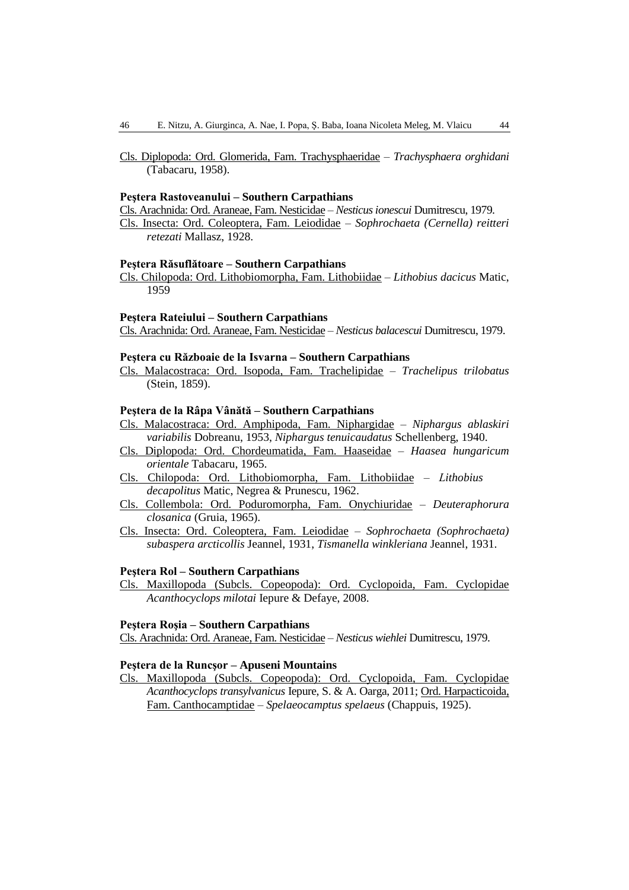Cls. Diplopoda: Ord. Glomerida, Fam. Trachysphaeridae – *Trachysphaera orghidani* (Tabacaru, 1958).

**Peştera Rastoveanului – Southern Carpathians**

Cls. Arachnida: Ord. Araneae, Fam. Nesticidae – *Nesticus ionescui* Dumitrescu, 1979.

Cls. Insecta: Ord. Coleoptera, Fam. Leiodidae – *Sophrochaeta (Cernella) reitteri retezati* Mallasz, 1928.

**Peştera Răsuflătoare – Southern Carpathians**

Cls. Chilopoda: Ord. Lithobiomorpha, Fam. Lithobiidae – *Lithobius dacicus* Matic, 1959

**Peştera Rateiului – Southern Carpathians**

Cls. Arachnida: Ord. Araneae, Fam. Nesticidae – *Nesticus balacescui* Dumitrescu, 1979.

**Peştera cu Războaie de la Isvarna – Southern Carpathians**

Cls. Malacostraca: Ord. Isopoda, Fam. Trachelipidae – *Trachelipus trilobatus* (Stein, 1859).

**Peştera de la Râpa Vânătă – Southern Carpathians**

Cls. Malacostraca: Ord. Amphipoda, Fam. Niphargidae – *Niphargus ablaskiri variabilis* Dobreanu, 1953, *Niphargus tenuicaudatus* Schellenberg, 1940.

Cls. Diplopoda: Ord. Chordeumatida, Fam. Haaseidae – *Haasea hungaricum orientale* Tabacaru, 1965.

Cls. Chilopoda: Ord. Lithobiomorpha, Fam. Lithobiidae – *Lithobius decapolitus* Matic, Negrea & Prunescu, 1962.

Cls. Collembola: Ord. Poduromorpha, Fam. Onychiuridae – *Deuteraphorura closanica* (Gruia, 1965).

Cls. Insecta: Ord. Coleoptera, Fam. Leiodidae – *Sophrochaeta (Sophrochaeta) subaspera arcticollis* Jeannel, 1931, *Tismanella winkleriana* Jeannel, 1931.

**Peştera Rol – Southern Carpathians**

Cls. Maxillopoda (Subcls. Copeopoda): Ord. Cyclopoida, Fam. Cyclopidae *Acanthocyclops milotai* Iepure & Defaye, 2008.

**Peştera Roșia – Southern Carpathians**

Cls. Arachnida: Ord. Araneae, Fam. Nesticidae – *Nesticus wiehlei* Dumitrescu, 1979.

**Peştera de la Runcşor – Apuseni Mountains**

Cls. Maxillopoda (Subcls. Copeopoda): Ord. Cyclopoida, Fam. Cyclopidae *Acanthocyclops transylvanicus* Iepure, S. & A. Oarga, 2011; Ord. Harpacticoida, Fam. Canthocamptidae – *Spelaeocamptus spelaeus* (Chappuis, 1925).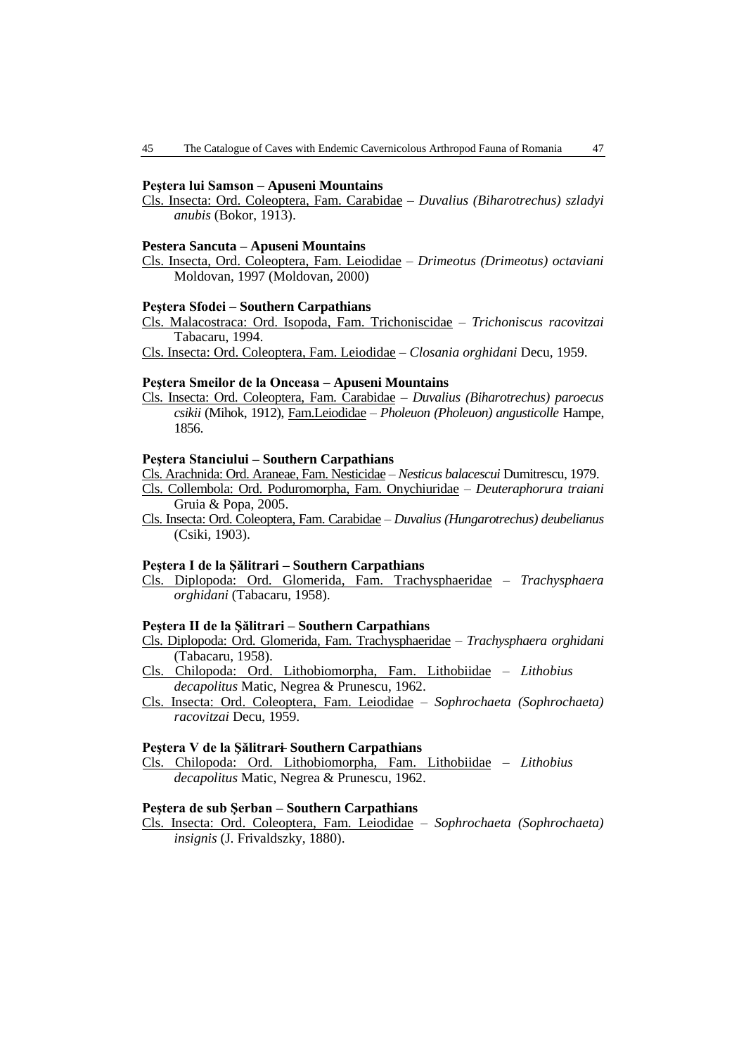**Peştera lui Samson – Apuseni Mountains**

Cls. Insecta: Ord. Coleoptera, Fam. Carabidae – *Duvalius (Biharotrechus) szladyi anubis* (Bokor, 1913).

**Pestera Sancuta – Apuseni Mountains**

Cls. Insecta, Ord. Coleoptera, Fam. Leiodidae – *Drimeotus (Drimeotus) octaviani* Moldovan, 1997 (Moldovan, 2000)

**Peştera Sfodei – Southern Carpathians**

Cls. Malacostraca: Ord. Isopoda, Fam. Trichoniscidae – *Trichoniscus racovitzai* Tabacaru, 1994.

Cls. Insecta: Ord. Coleoptera, Fam. Leiodidae – *Closania orghidani* Decu, 1959.

**Peştera Smeilor de la Onceasa – Apuseni Mountains**

Cls. Insecta: Ord. Coleoptera, Fam. Carabidae – *Duvalius (Biharotrechus) paroecus csikii* (Mihok, 1912), Fam.Leiodidae – *Pholeuon (Pholeuon) angusticolle* Hampe, 1856.

**Peştera Stanciului – Southern Carpathians**

Cls. Arachnida: Ord. Araneae, Fam. Nesticidae – *Nesticus balacescui* Dumitrescu, 1979.

Cls. Collembola: Ord. Poduromorpha, Fam. Onychiuridae – *Deuteraphorura traiani* Gruia & Popa, 2005.

Cls. Insecta: Ord. Coleoptera, Fam. Carabidae – *Duvalius (Hungarotrechus) deubelianus* (Csiki, 1903).

**Peştera I de la Șălitrari – Southern Carpathians**

Cls. Diplopoda: Ord. Glomerida, Fam. Trachysphaeridae – *Trachysphaera orghidani* (Tabacaru, 1958).

**Peştera II de la Șălitrari – Southern Carpathians**

Cls. Diplopoda: Ord. Glomerida, Fam. Trachysphaeridae – *Trachysphaera orghidani* (Tabacaru, 1958).

Cls. Chilopoda: Ord. Lithobiomorpha, Fam. Lithobiidae – *Lithobius decapolitus* Matic, Negrea & Prunescu, 1962.

Cls. Insecta: Ord. Coleoptera, Fam. Leiodidae – *Sophrochaeta (Sophrochaeta) racovitzai* Decu, 1959.

**Peştera V de la Șălitrari– Southern Carpathians**

Cls. Chilopoda: Ord. Lithobiomorpha, Fam. Lithobiidae – *Lithobius decapolitus* Matic, Negrea & Prunescu, 1962.

**Peştera de sub Şerban – Southern Carpathians**

Cls. Insecta: Ord. Coleoptera, Fam. Leiodidae – *Sophrochaeta (Sophrochaeta) insignis* (J. Frivaldszky, 1880).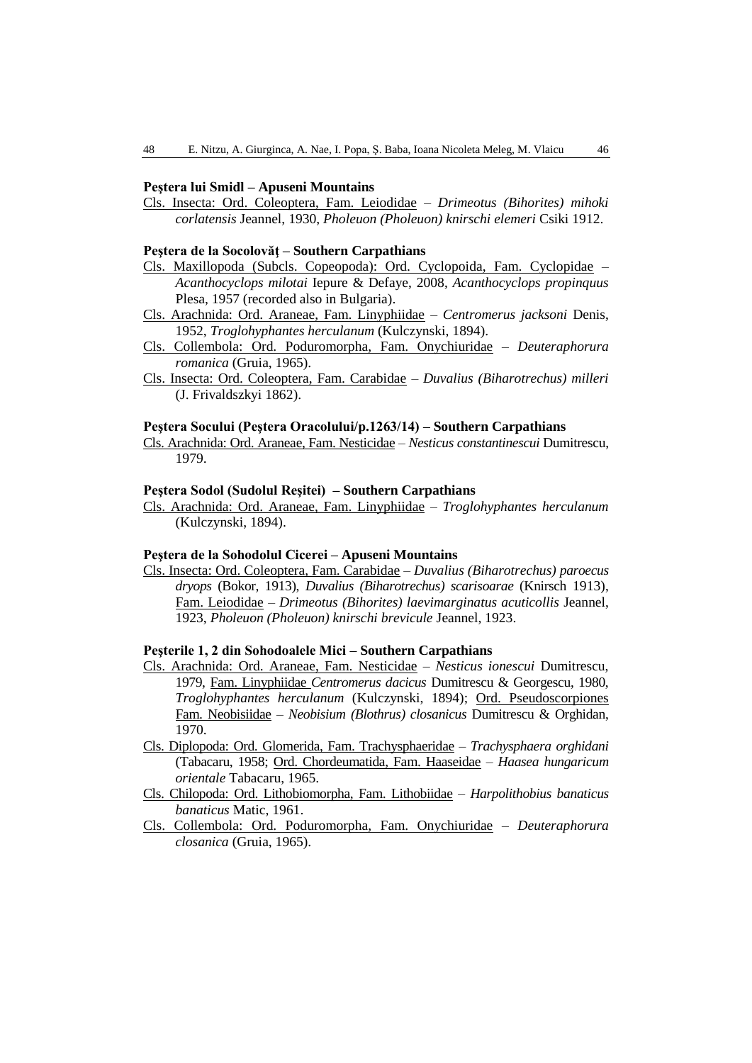**Peştera lui Smidl – Apuseni Mountains**

Cls. Insecta: Ord. Coleoptera, Fam. Leiodidae – *Drimeotus (Bihorites) mihoki corlatensis* Jeannel, 1930, *Pholeuon (Pholeuon) knirschi elemeri* Csiki 1912.

**Peştera de la Socolovăţ – Southern Carpathians**

Cls. Maxillopoda (Subcls. Copeopoda): Ord. Cyclopoida, Fam. Cyclopidae – *Acanthocyclops milotai* Iepure & Defaye, 2008, *Acanthocyclops propinquus* Plesa, 1957 (recorded also in Bulgaria).

Cls. Arachnida: Ord. Araneae, Fam. Linyphiidae – *Centromerus jacksoni* Denis, 1952, *Troglohyphantes herculanum* (Kulczynski, 1894).

Cls. Collembola: Ord. Poduromorpha, Fam. Onychiuridae – *Deuteraphorura romanica* (Gruia, 1965).

Cls. Insecta: Ord. Coleoptera, Fam. Carabidae – *Duvalius (Biharotrechus) milleri* (J. Frivaldszkyi 1862).

**Peştera Socului (Peştera Oracolului/p.1263/14) – Southern Carpathians**

Cls. Arachnida: Ord. Araneae, Fam. Nesticidae – *Nesticus constantinescui* Dumitrescu, 1979.

**Peştera Sodol (Sudolul Reşitei) – Southern Carpathians**

Cls. Arachnida: Ord. Araneae, Fam. Linyphiidae – *Troglohyphantes herculanum* (Kulczynski, 1894).

**Peştera de la Sohodolul Cicerei – Apuseni Mountains**

Cls. Insecta: Ord. Coleoptera, Fam. Carabidae – *Duvalius (Biharotrechus) paroecus dryops* (Bokor, 1913), *Duvalius (Biharotrechus) scarisoarae* (Knirsch 1913), Fam. Leiodidae – *Drimeotus (Bihorites) laevimarginatus acuticollis* Jeannel, 1923, *Pholeuon (Pholeuon) knirschi brevicule* Jeannel, 1923.

**Peşterile 1, 2 din Sohodoalele Mici – Southern Carpathians**

Cls. Arachnida: Ord. Araneae, Fam. Nesticidae – *Nesticus ionescui* Dumitrescu, 1979, Fam. Linyphiidae *Centromerus dacicus* Dumitrescu & Georgescu, 1980, *Troglohyphantes herculanum* (Kulczynski, 1894); Ord. Pseudoscorpiones Fam. Neobisiidae – *Neobisium (Blothrus) closanicus* Dumitrescu & Orghidan, 1970.

Cls. Diplopoda: Ord. Glomerida, Fam. Trachysphaeridae – *Trachysphaera orghidani* (Tabacaru, 1958; Ord. Chordeumatida, Fam. Haaseidae – *Haasea hungaricum orientale* Tabacaru, 1965.

Cls. Chilopoda: Ord. Lithobiomorpha, Fam. Lithobiidae – *Harpolithobius banaticus banaticus* Matic, 1961.

Cls. Collembola: Ord. Poduromorpha, Fam. Onychiuridae – *Deuteraphorura closanica* (Gruia, 1965).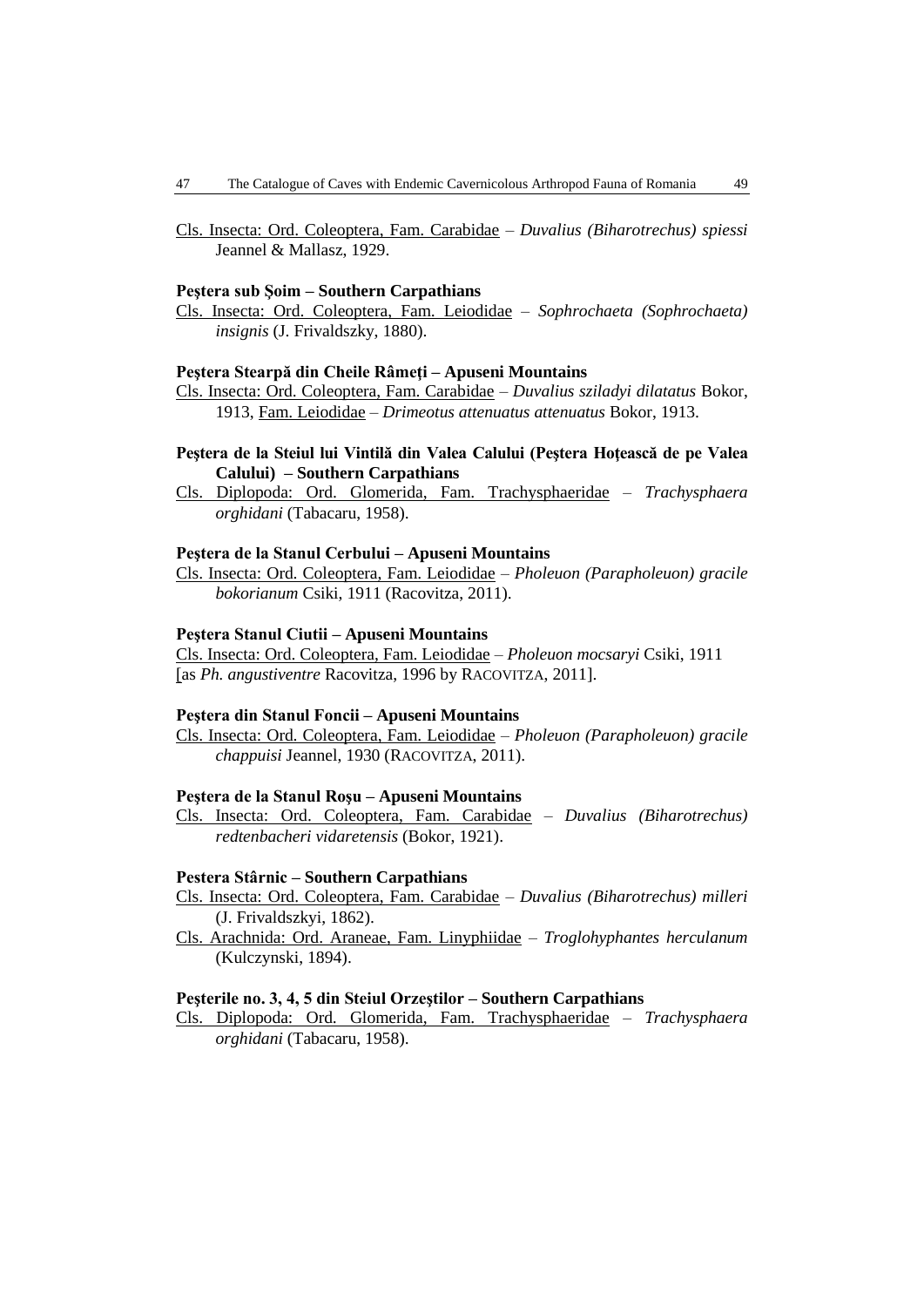Cls. Insecta: Ord. Coleoptera, Fam. Carabidae – *Duvalius (Biharotrechus) spiessi* Jeannel & Mallasz, 1929.

**Peştera sub Şoim – Southern Carpathians**

Cls. Insecta: Ord. Coleoptera, Fam. Leiodidae – *Sophrochaeta (Sophrochaeta) insignis* (J. Frivaldszky, 1880).

**Peştera Stearpă din Cheile Râmeţi – Apuseni Mountains**

Cls. Insecta: Ord. Coleoptera, Fam. Carabidae – *Duvalius sziladyi dilatatus* Bokor, 1913, Fam. Leiodidae – *Drimeotus attenuatus attenuatus* Bokor, 1913.

**Peştera de la Steiul lui Vintilă din Valea Calului (Peştera Hoţească de pe Valea Calului) – Southern Carpathians**

Cls. Diplopoda: Ord. Glomerida, Fam. Trachysphaeridae – *Trachysphaera orghidani* (Tabacaru, 1958).

**Peştera de la Stanul Cerbului – Apuseni Mountains**

Cls. Insecta: Ord. Coleoptera, Fam. Leiodidae – *Pholeuon (Parapholeuon) gracile bokorianum* Csiki, 1911 (Racovitza, 2011).

**Peştera Stanul Ciutii – Apuseni Mountains**

Cls. Insecta: Ord. Coleoptera, Fam. Leiodidae – *Pholeuon mocsaryi* Csiki, 1911 [as *Ph. angustiventre* Racovitza, 1996 by RACOVITZA, 2011].

**Peştera din Stanul Foncii – Apuseni Mountains**

Cls. Insecta: Ord. Coleoptera, Fam. Leiodidae – *Pholeuon (Parapholeuon) gracile chappuisi* Jeannel, 1930 (RACOVITZA, 2011).

**Peştera de la Stanul Roşu – Apuseni Mountains**

Cls. Insecta: Ord. Coleoptera, Fam. Carabidae – *Duvalius (Biharotrechus) redtenbacheri vidaretensis* (Bokor, 1921).

**Pestera Stârnic – Southern Carpathians**

Cls. Insecta: Ord. Coleoptera, Fam. Carabidae – *Duvalius (Biharotrechus) milleri* (J. Frivaldszkyi, 1862).

Cls. Arachnida: Ord. Araneae, Fam. Linyphiidae – *Troglohyphantes herculanum* (Kulczynski, 1894).

**Peşterile no. 3, 4, 5 din Steiul Orzeştilor – Southern Carpathians**

Cls. Diplopoda: Ord. Glomerida, Fam. Trachysphaeridae – *Trachysphaera orghidani* (Tabacaru, 1958).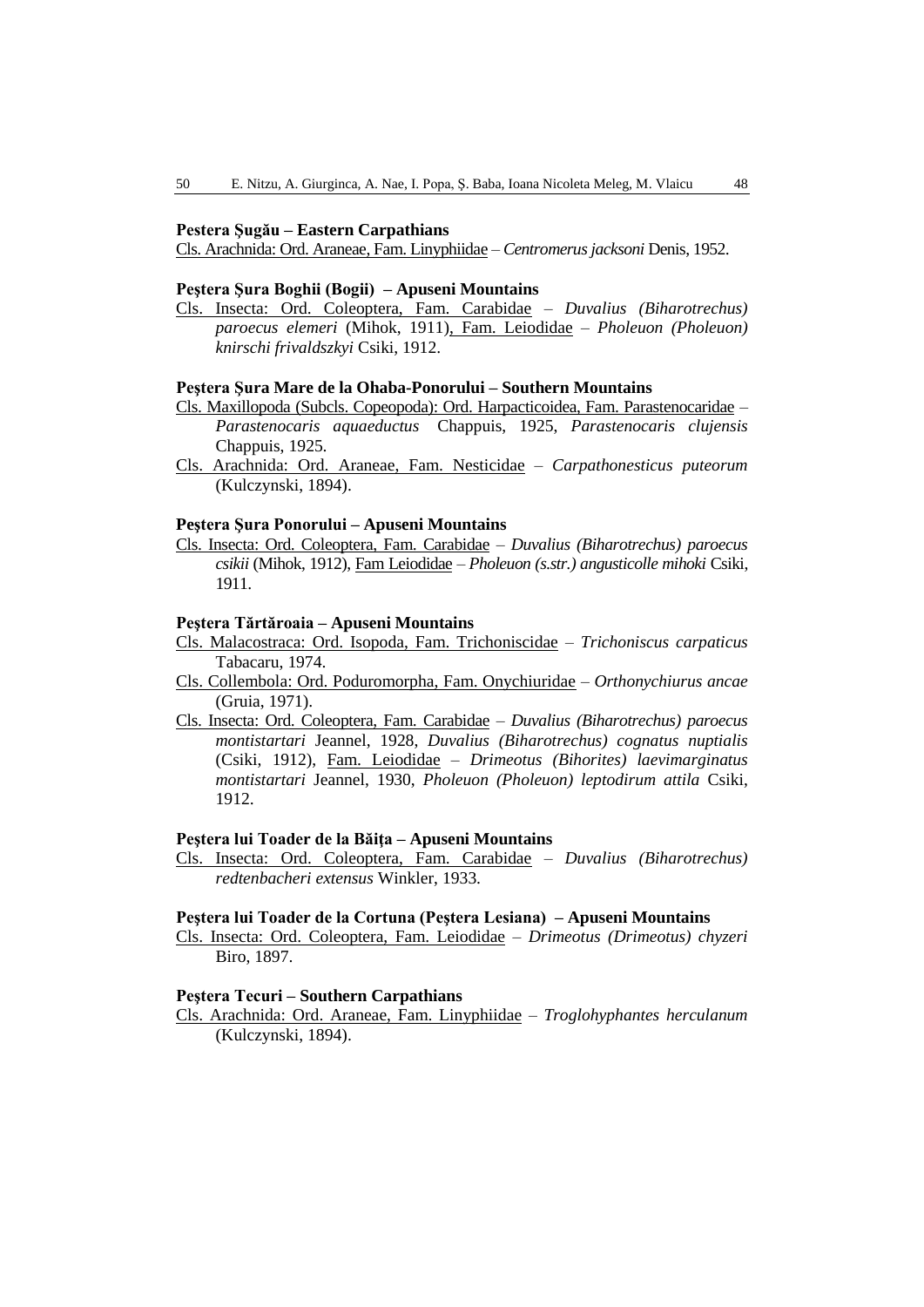**Pestera Şugău – Eastern Carpathians**

Cls. Arachnida: Ord. Araneae, Fam. Linyphiidae – *Centromerus jacksoni* Denis, 1952.

**Peştera Şura Boghii (Bogii) – Apuseni Mountains**

Cls. Insecta: Ord. Coleoptera, Fam. Carabidae – *Duvalius (Biharotrechus) paroecus elemeri* (Mihok, 1911), Fam. Leiodidae – *Pholeuon (Pholeuon) knirschi frivaldszkyi* Csiki, 1912.

**Peştera Şura Mare de la Ohaba-Ponorului – Southern Mountains**

Cls. Maxillopoda (Subcls. Copeopoda): Ord. Harpacticoidea, Fam. Parastenocaridae – *Parastenocaris aquaeductus* Chappuis, 1925, *Parastenocaris clujensis* Chappuis, 1925.

Cls. Arachnida: Ord. Araneae, Fam. Nesticidae – *Carpathonesticus puteorum* (Kulczynski, 1894).

**Peştera Şura Ponorului – Apuseni Mountains**

Cls. Insecta: Ord. Coleoptera, Fam. Carabidae – *Duvalius (Biharotrechus) paroecus csikii* (Mihok, 1912), Fam Leiodidae – *Pholeuon (s.str.) angusticolle mihoki* Csiki, 1911.

**Peştera Tărtăroaia – Apuseni Mountains**

Cls. Malacostraca: Ord. Isopoda, Fam. Trichoniscidae – *Trichoniscus carpaticus* Tabacaru, 1974.

Cls. Collembola: Ord. Poduromorpha, Fam. Onychiuridae – *Orthonychiurus ancae* (Gruia, 1971).

Cls. Insecta: Ord. Coleoptera, Fam. Carabidae – *Duvalius (Biharotrechus) paroecus montistartari* Jeannel, 1928, *Duvalius (Biharotrechus) cognatus nuptialis* (Csiki, 1912), Fam. Leiodidae – *Drimeotus (Bihorites) laevimarginatus montistartari* Jeannel, 1930, *Pholeuon (Pholeuon) leptodirum attila* Csiki, 1912.

**Peştera lui Toader de la Băiţa – Apuseni Mountains**

Cls. Insecta: Ord. Coleoptera, Fam. Carabidae – *Duvalius (Biharotrechus) redtenbacheri extensus* Winkler, 1933.

**Peştera lui Toader de la Cortuna (Peştera Lesiana) – Apuseni Mountains**

Cls. Insecta: Ord. Coleoptera, Fam. Leiodidae – *Drimeotus (Drimeotus) chyzeri* Biro, 1897.

**Peştera Tecuri – Southern Carpathians**

Cls. Arachnida: Ord. Araneae, Fam. Linyphiidae – *Troglohyphantes herculanum* (Kulczynski, 1894).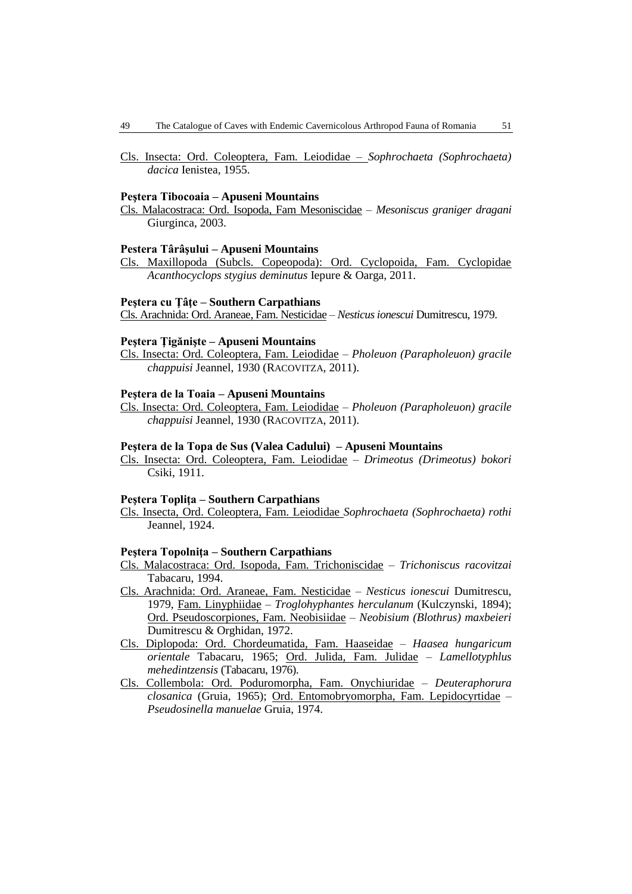Cls. Insecta: Ord. Coleoptera, Fam. Leiodidae – *Sophrochaeta (Sophrochaeta) dacica* Ienistea, 1955.

**Peştera Tibocoaia – Apuseni Mountains**

Cls. Malacostraca: Ord. Isopoda, Fam Mesoniscidae – *Mesoniscus graniger dragani* Giurginca, 2003.

**Pestera Târâşului – Apuseni Mountains**

Cls. Maxillopoda (Subcls. Copeopoda): Ord. Cyclopoida, Fam. Cyclopidae *Acanthocyclops stygius deminutus* Iepure & Oarga, 2011.

**Peştera cu Ţâţe – Southern Carpathians**

Cls. Arachnida: Ord. Araneae, Fam. Nesticidae – *Nesticus ionescui* Dumitrescu, 1979.

**Peştera Ţigănişte – Apuseni Mountains**

Cls. Insecta: Ord. Coleoptera, Fam. Leiodidae – *Pholeuon (Parapholeuon) gracile chappuisi* Jeannel, 1930 (RACOVITZA, 2011).

**Peştera de la Toaia – Apuseni Mountains**

Cls. Insecta: Ord. Coleoptera, Fam. Leiodidae – *Pholeuon (Parapholeuon) gracile chappuisi* Jeannel, 1930 (RACOVITZA, 2011).

**Peştera de la Topa de Sus (Valea Cadului) – Apuseni Mountains**

Cls. Insecta: Ord. Coleoptera, Fam. Leiodidae – *Drimeotus (Drimeotus) bokori* Csiki, 1911.

**Peştera Topliţa – Southern Carpathians**

Cls. Insecta, Ord. Coleoptera, Fam. Leiodidae *Sophrochaeta (Sophrochaeta) rothi* Jeannel, 1924.

**Peştera Topolniţa – Southern Carpathians**

Cls. Malacostraca: Ord. Isopoda, Fam. Trichoniscidae – *Trichoniscus racovitzai* Tabacaru, 1994.

Cls. Arachnida: Ord. Araneae, Fam. Nesticidae – *Nesticus ionescui* Dumitrescu, 1979, Fam. Linyphiidae – *Troglohyphantes herculanum* (Kulczynski, 1894); Ord. Pseudoscorpiones, Fam. Neobisiidae – *Neobisium (Blothrus) maxbeieri* Dumitrescu & Orghidan, 1972.

Cls. Diplopoda: Ord. Chordeumatida, Fam. Haaseidae – *Haasea hungaricum orientale* Tabacaru, 1965; Ord. Julida, Fam. Julidae – *Lamellotyphlus mehedintzensis* (Tabacaru, 1976).

Cls. Collembola: Ord. Poduromorpha, Fam. Onychiuridae – *Deuteraphorura closanica* (Gruia, 1965); Ord. Entomobryomorpha, Fam. Lepidocyrtidae – *Pseudosinella manuelae* Gruia, 1974.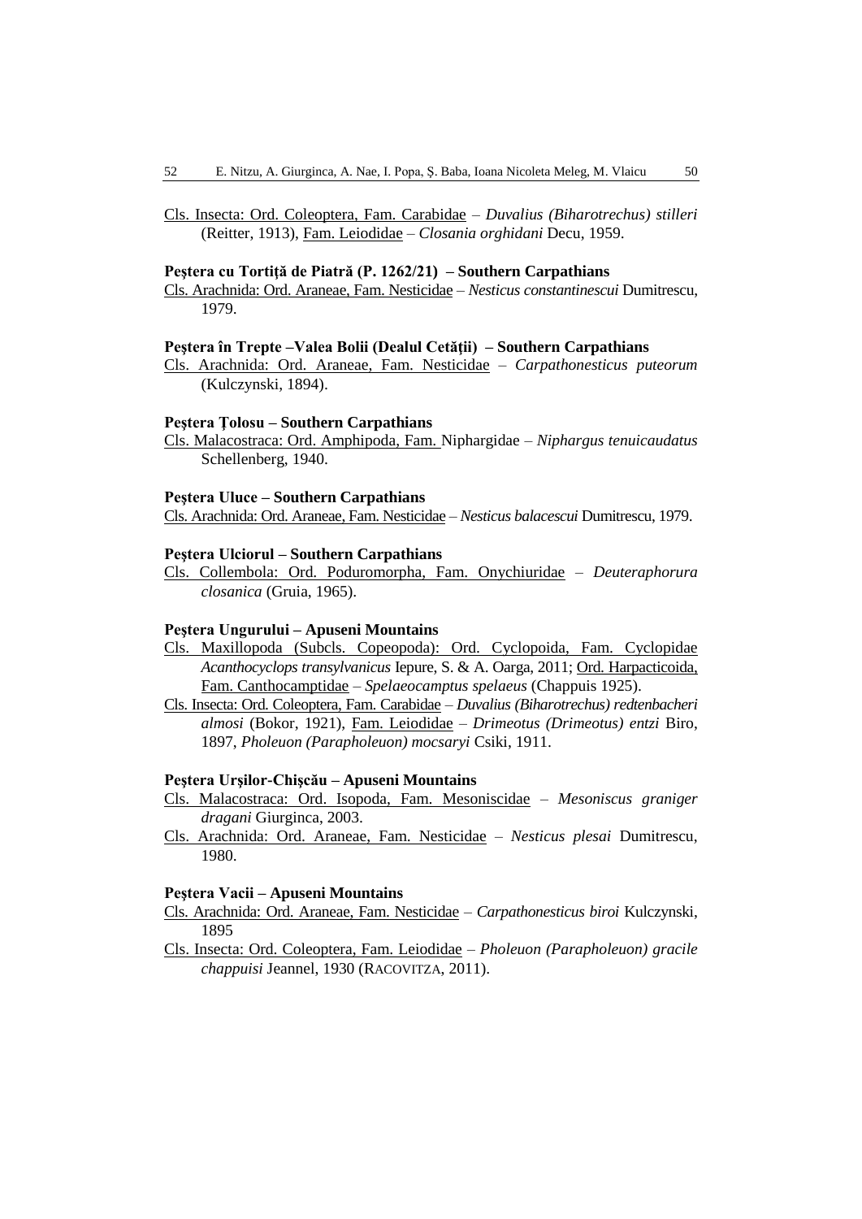Cls. Insecta: Ord. Coleoptera, Fam. Carabidae – *Duvalius (Biharotrechus) stilleri* (Reitter, 1913), Fam. Leiodidae – *Closania orghidani* Decu, 1959.

**Peştera cu Tortiţă de Piatră (P. 1262/21) – Southern Carpathians**

Cls. Arachnida: Ord. Araneae, Fam. Nesticidae – *Nesticus constantinescui* Dumitrescu, 1979.

**Peştera în Trepte –Valea Bolii (Dealul Cetăţii) – Southern Carpathians**

Cls. Arachnida: Ord. Araneae, Fam. Nesticidae – *Carpathonesticus puteorum* (Kulczynski, 1894).

**Peştera Ţolosu – Southern Carpathians**

Cls. Malacostraca: Ord. Amphipoda, Fam. Niphargidae – *Niphargus tenuicaudatus* Schellenberg, 1940.

**Peştera Uluce – Southern Carpathians**

Cls. Arachnida: Ord. Araneae, Fam. Nesticidae – *Nesticus balacescui* Dumitrescu, 1979.

**Peştera Ulciorul – Southern Carpathians**

Cls. Collembola: Ord. Poduromorpha, Fam. Onychiuridae – *Deuteraphorura closanica* (Gruia, 1965).

**Peştera Ungurului – Apuseni Mountains**

Cls. Maxillopoda (Subcls. Copeopoda): Ord. Cyclopoida, Fam. Cyclopidae *Acanthocyclops transylvanicus* Iepure, S. & A. Oarga, 2011; Ord. Harpacticoida, Fam. Canthocamptidae – *Spelaeocamptus spelaeus* (Chappuis 1925).

Cls. Insecta: Ord. Coleoptera, Fam. Carabidae – *Duvalius (Biharotrechus) redtenbacheri almosi* (Bokor, 1921), Fam. Leiodidae – *Drimeotus (Drimeotus) entzi* Biro, 1897, *Pholeuon (Parapholeuon) mocsaryi* Csiki, 1911.

**Peştera Urşilor-Chişcău – Apuseni Mountains**

Cls. Malacostraca: Ord. Isopoda, Fam. Mesoniscidae – *Mesoniscus graniger dragani* Giurginca, 2003.

Cls. Arachnida: Ord. Araneae, Fam. Nesticidae – *Nesticus plesai* Dumitrescu, 1980.

**Peştera Vacii – Apuseni Mountains**

Cls. Arachnida: Ord. Araneae, Fam. Nesticidae – *Carpathonesticus biroi* Kulczynski, 1895

Cls. Insecta: Ord. Coleoptera, Fam. Leiodidae – *Pholeuon (Parapholeuon) gracile chappuisi* Jeannel, 1930 (RACOVITZA, 2011).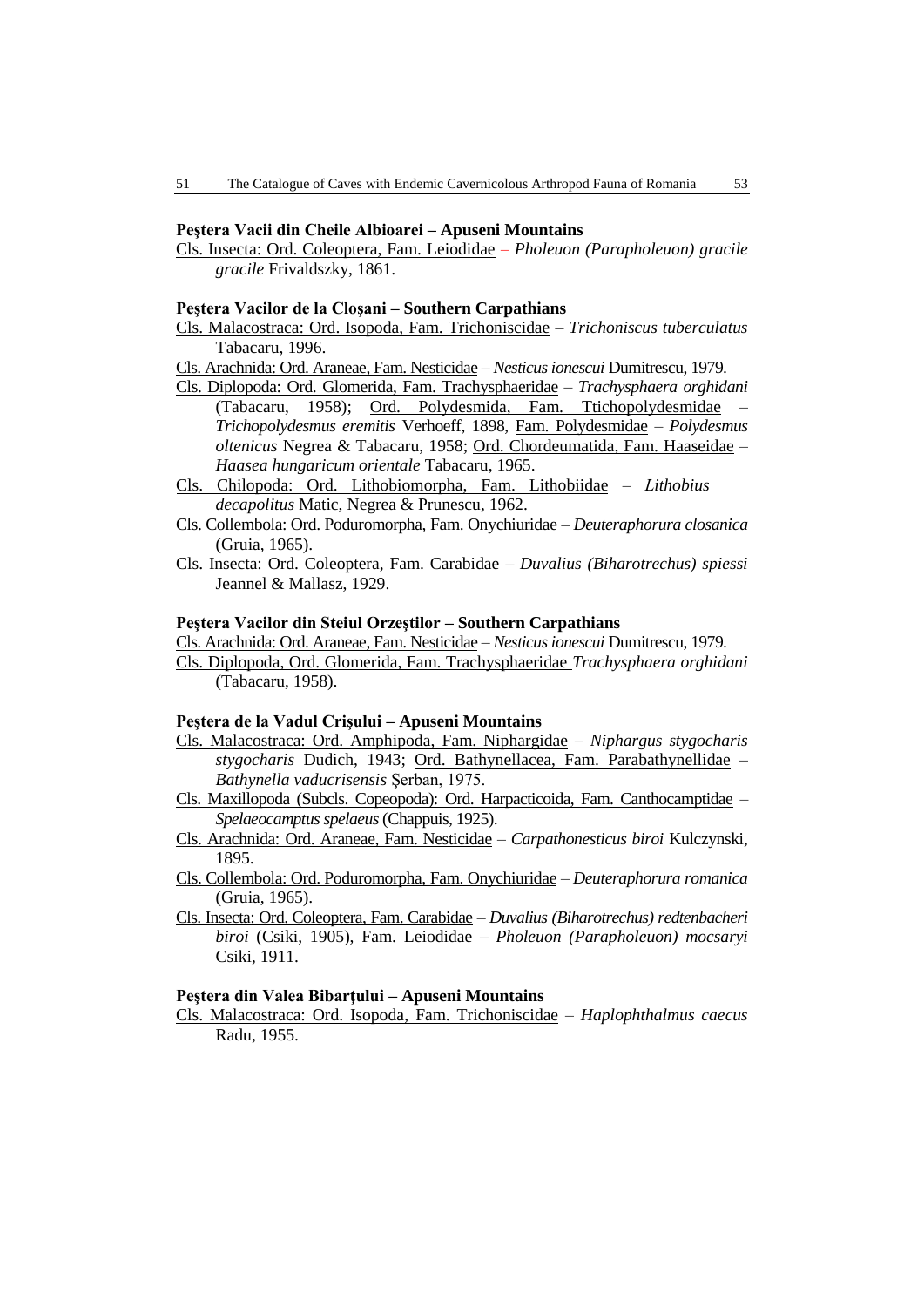**Peştera Vacii din Cheile Albioarei – Apuseni Mountains**

Cls. Insecta: Ord. Coleoptera, Fam. Leiodidae – *Pholeuon (Parapholeuon) gracile gracile* Frivaldszky, 1861.

**Peştera Vacilor de la Cloşani – Southern Carpathians**

Cls. Malacostraca: Ord. Isopoda, Fam. Trichoniscidae – *Trichoniscus tuberculatus* Tabacaru, 1996.

Cls. Arachnida: Ord. Araneae, Fam. Nesticidae – *Nesticus ionescui* Dumitrescu, 1979.

Cls. Diplopoda: Ord. Glomerida, Fam. Trachysphaeridae – *Trachysphaera orghidani* (Tabacaru, 1958); Ord. Polydesmida, Fam. Ttichopolydesmidae – *Trichopolydesmus eremitis* Verhoeff, 1898, Fam. Polydesmidae – *Polydesmus oltenicus* Negrea & Tabacaru, 1958; Ord. Chordeumatida, Fam. Haaseidae – *Haasea hungaricum orientale* Tabacaru, 1965.

Cls. Chilopoda: Ord. Lithobiomorpha, Fam. Lithobiidae – *Lithobius decapolitus* Matic, Negrea & Prunescu, 1962.

Cls. Collembola: Ord. Poduromorpha, Fam. Onychiuridae – *Deuteraphorura closanica* (Gruia, 1965).

Cls. Insecta: Ord. Coleoptera, Fam. Carabidae – *Duvalius (Biharotrechus) spiessi* Jeannel & Mallasz, 1929.

**Peştera Vacilor din Steiul Orzeştilor – Southern Carpathians**

Cls. Arachnida: Ord. Araneae, Fam. Nesticidae – *Nesticus ionescui* Dumitrescu, 1979.

Cls. Diplopoda, Ord. Glomerida, Fam. Trachysphaeridae *Trachysphaera orghidani* (Tabacaru, 1958).

**Peştera de la Vadul Crişului – Apuseni Mountains**

Cls. Malacostraca: Ord. Amphipoda, Fam. Niphargidae – *Niphargus stygocharis stygocharis* Dudich, 1943; Ord. Bathynellacea, Fam. Parabathynellidae – *Bathynella vaducrisensis* Şerban, 1975.

Cls. Maxillopoda (Subcls. Copeopoda): Ord. Harpacticoida, Fam. Canthocamptidae – *Spelaeocamptus spelaeus* (Chappuis, 1925).

Cls. Arachnida: Ord. Araneae, Fam. Nesticidae – *Carpathonesticus biroi* Kulczynski, 1895.

Cls. Collembola: Ord. Poduromorpha, Fam. Onychiuridae – *Deuteraphorura romanica* (Gruia, 1965).

Cls. Insecta: Ord. Coleoptera, Fam. Carabidae – *Duvalius (Biharotrechus) redtenbacheri biroi* (Csiki, 1905), Fam. Leiodidae – *Pholeuon (Parapholeuon) mocsaryi* Csiki, 1911.

**Peştera din Valea Bibarţului – Apuseni Mountains**

Cls. Malacostraca: Ord. Isopoda, Fam. Trichoniscidae – *Haplophthalmus caecus* Radu, 1955.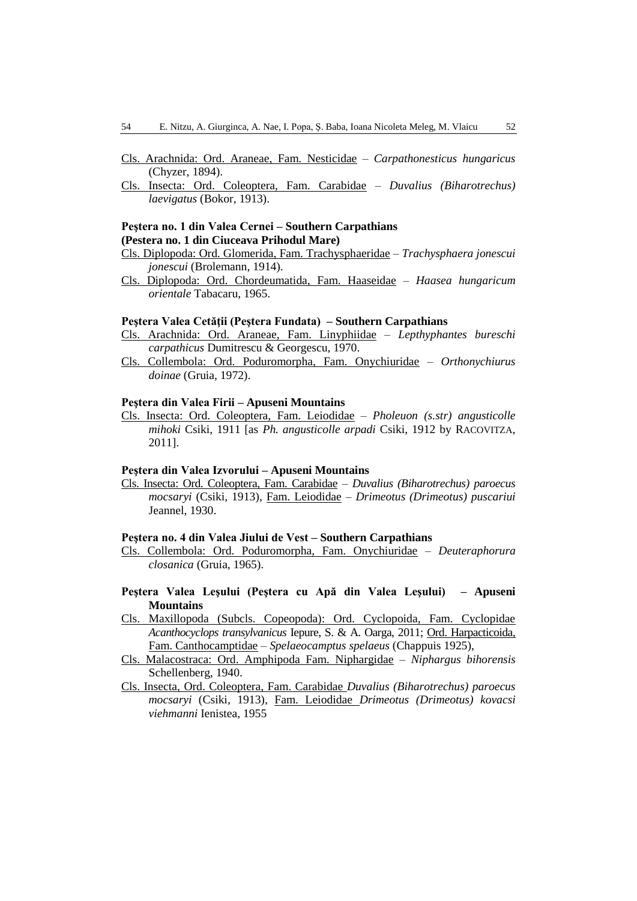Cls. Arachnida: Ord. Araneae, Fam. Nesticidae – *Carpathonesticus hungaricus* (Chyzer, 1894).

Cls. Insecta: Ord. Coleoptera, Fam. Carabidae – *Duvalius (Biharotrechus) laevigatus* (Bokor, 1913).

**Peştera no. 1 din Valea Cernei – Southern Carpathians (Pestera no. 1 din Ciuceava Prihodul Mare)**

Cls. Diplopoda: Ord. Glomerida, Fam. Trachysphaeridae – *Trachysphaera jonescui jonescui* (Brolemann, 1914).

Cls. Diplopoda: Ord. Chordeumatida, Fam. Haaseidae – *Haasea hungaricum orientale* Tabacaru, 1965.

**Peştera Valea Cetăţii (Peştera Fundata) – Southern Carpathians**

Cls. Arachnida: Ord. Araneae, Fam. Linyphiidae – *Lepthyphantes bureschi carpathicus* Dumitrescu & Georgescu, 1970.

Cls. Collembola: Ord. Poduromorpha, Fam. Onychiuridae – *Orthonychiurus doinae* (Gruia, 1972).

**Peştera din Valea Firii – Apuseni Mountains**

Cls. Insecta: Ord. Coleoptera, Fam. Leiodidae – *Pholeuon (s.str) angusticolle mihoki* Csiki, 1911 [as *Ph. angusticolle arpadi* Csiki, 1912 by RACOVITZA, 2011].

**Peştera din Valea Izvorului – Apuseni Mountains**

Cls. Insecta: Ord. Coleoptera, Fam. Carabidae – *Duvalius (Biharotrechus) paroecus mocsaryi* (Csiki, 1913), Fam. Leiodidae – *Drimeotus (Drimeotus) puscariui* Jeannel, 1930.

**Peştera no. 4 din Valea Jiului de Vest – Southern Carpathians**

Cls. Collembola: Ord. Poduromorpha, Fam. Onychiuridae – *Deuteraphorura closanica* (Gruia, 1965).

**Peştera Valea Leşului (Peştera cu Apă din Valea Leşului) – Apuseni Mountains**

Cls. Maxillopoda (Subcls. Copeopoda): Ord. Cyclopoida, Fam. Cyclopidae *Acanthocyclops transylvanicus* Iepure, S. & A. Oarga, 2011; Ord. Harpacticoida, Fam. Canthocamptidae – *Spelaeocamptus spelaeus* (Chappuis 1925),

Cls. Malacostraca: Ord. Amphipoda Fam. Niphargidae – *Niphargus bihorensis* Schellenberg, 1940.

Cls. Insecta, Ord. Coleoptera, Fam. Carabidae *Duvalius (Biharotrechus) paroecus mocsaryi* (Csiki, 1913), Fam. Leiodidae *Drimeotus (Drimeotus) kovacsi viehmanni* Ienistea, 1955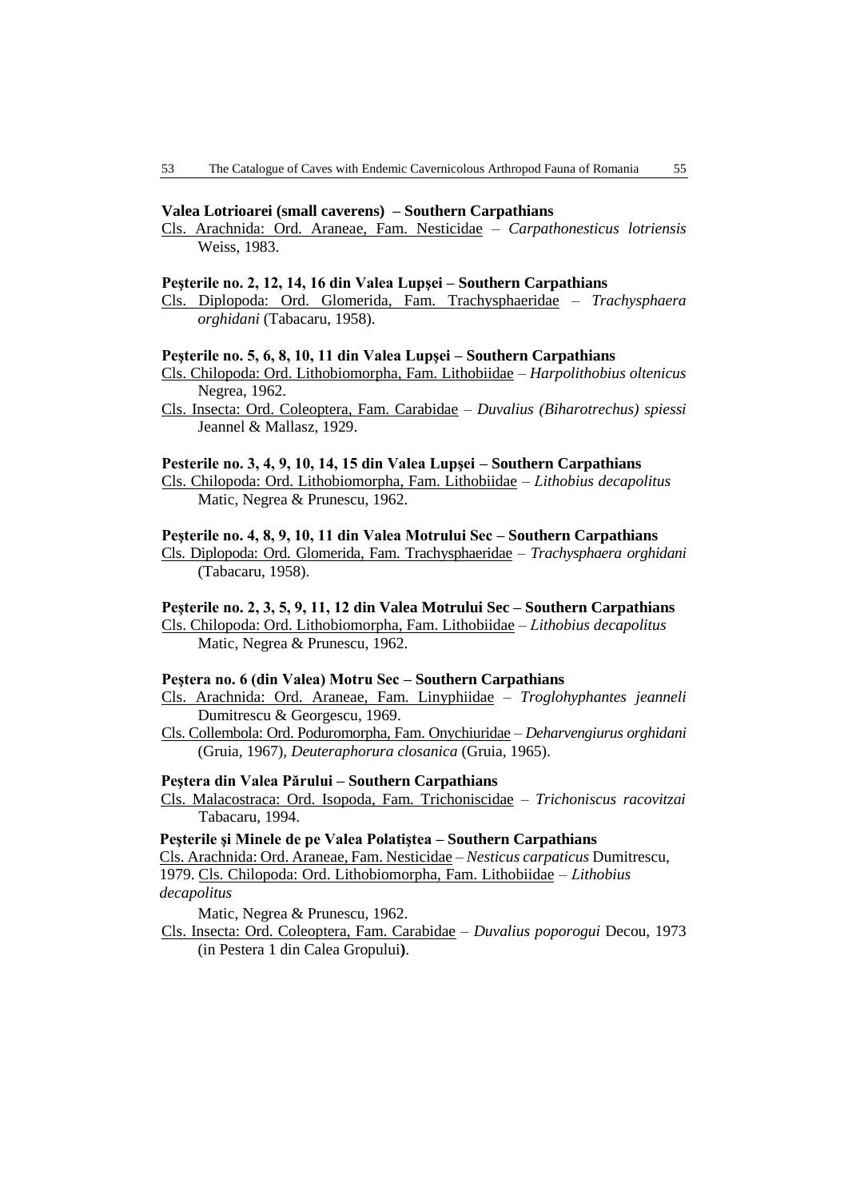**Valea Lotrioarei (small caverens) – Southern Carpathians**

Cls. Arachnida: Ord. Araneae, Fam. Nesticidae – *Carpathonesticus lotriensis* Weiss, 1983.

**Peşterile no. 2, 12, 14, 16 din Valea Lupşei – Southern Carpathians**

Cls. Diplopoda: Ord. Glomerida, Fam. Trachysphaeridae – *Trachysphaera orghidani* (Tabacaru, 1958).

**Peşterile no. 5, 6, 8, 10, 11 din Valea Lupşei – Southern Carpathians**

Cls. Chilopoda: Ord. Lithobiomorpha, Fam. Lithobiidae – *Harpolithobius oltenicus* Negrea, 1962.

Cls. Insecta: Ord. Coleoptera, Fam. Carabidae – *Duvalius (Biharotrechus) spiessi* Jeannel & Mallasz, 1929.

**Pesterile no. 3, 4, 9, 10, 14, 15 din Valea Lupşei – Southern Carpathians**

Cls. Chilopoda: Ord. Lithobiomorpha, Fam. Lithobiidae – *Lithobius decapolitus* Matic, Negrea & Prunescu, 1962.

**Peşterile no. 4, 8, 9, 10, 11 din Valea Motrului Sec – Southern Carpathians**

Cls. Diplopoda: Ord. Glomerida, Fam. Trachysphaeridae – *Trachysphaera orghidani* (Tabacaru, 1958).

**Peşterile no. 2, 3, 5, 9, 11, 12 din Valea Motrului Sec – Southern Carpathians**

Cls. Chilopoda: Ord. Lithobiomorpha, Fam. Lithobiidae – *Lithobius decapolitus* Matic, Negrea & Prunescu, 1962.

**Peştera no. 6 (din Valea) Motru Sec – Southern Carpathians**

Cls. Arachnida: Ord. Araneae, Fam. Linyphiidae – *Troglohyphantes jeanneli* Dumitrescu & Georgescu, 1969.

Cls. Collembola: Ord. Poduromorpha, Fam. Onychiuridae – *Deharvengiurus orghidani* (Gruia, 1967), *Deuteraphorura closanica* (Gruia, 1965).

**Peştera din Valea Părului – Southern Carpathians**

Cls. Malacostraca: Ord. Isopoda, Fam. Trichoniscidae – *Trichoniscus racovitzai* Tabacaru, 1994.

**Peşterile şi Minele de pe Valea Polatiştea – Southern Carpathians**

Cls. Arachnida: Ord. Araneae, Fam. Nesticidae – *Nesticus carpaticus* Dumitrescu, 1979. Cls. Chilopoda: Ord. Lithobiomorpha, Fam. Lithobiidae – *Lithobius decapolitus* Matic, Negrea & Prunescu, 1962.

Cls. Insecta: Ord. Coleoptera, Fam. Carabidae – *Duvalius poporogui* Decou, 1973 (in Pestera 1 din Calea Gropului**)**.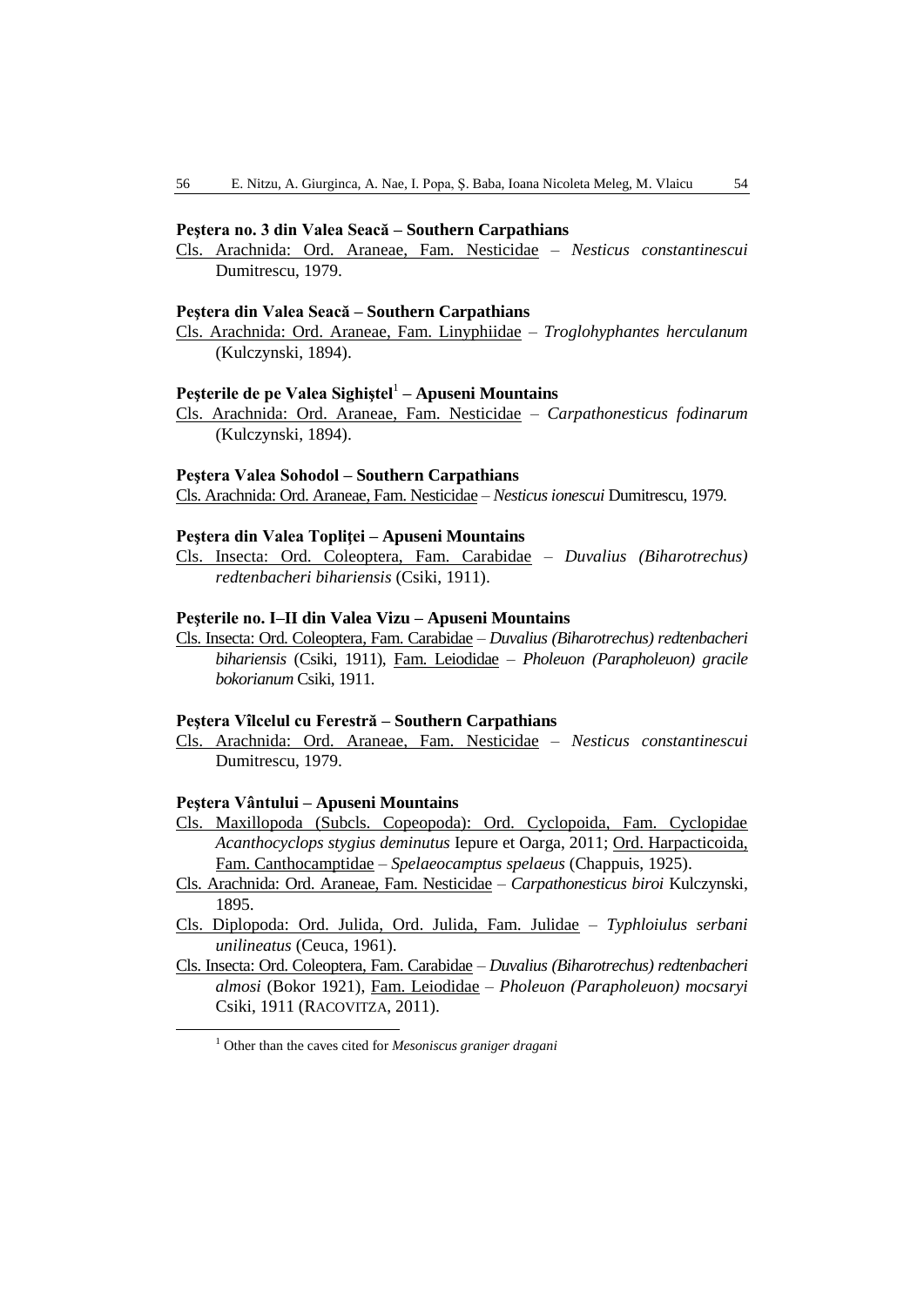**Peştera no. 3 din Valea Seacă – Southern Carpathians**

Cls. Arachnida: Ord. Araneae, Fam. Nesticidae – *Nesticus constantinescui* Dumitrescu, 1979.

**Peştera din Valea Seacă – Southern Carpathians**

Cls. Arachnida: Ord. Araneae, Fam. Linyphiidae – *Troglohyphantes herculanum* (Kulczynski, 1894).

**Peşterile de pe Valea Sighiştel[1] – Apuseni Mountains**

Cls. Arachnida: Ord. Araneae, Fam. Nesticidae – *Carpathonesticus fodinarum* (Kulczynski, 1894).

**Peştera Valea Sohodol – Southern Carpathians**

Cls. Arachnida: Ord. Araneae, Fam. Nesticidae – *Nesticus ionescui* Dumitrescu, 1979.

**Peştera din Valea Topliţei – Apuseni Mountains**

Cls. Insecta: Ord. Coleoptera, Fam. Carabidae – *Duvalius (Biharotrechus) redtenbacheri bihariensis* (Csiki, 1911).

**Peşterile no. I–II din Valea Vizu – Apuseni Mountains**

Cls. Insecta: Ord. Coleoptera, Fam. Carabidae – *Duvalius (Biharotrechus) redtenbacheri bihariensis* (Csiki, 1911), Fam. Leiodidae – *Pholeuon (Parapholeuon) gracile bokorianum* Csiki, 1911.

**Peştera Vîlcelul cu Ferestră – Southern Carpathians**

Cls. Arachnida: Ord. Araneae, Fam. Nesticidae – *Nesticus constantinescui* Dumitrescu, 1979.

**Peştera Vântului – Apuseni Mountains**

Cls. Maxillopoda (Subcls. Copeopoda): Ord. Cyclopoida, Fam. Cyclopidae *Acanthocyclops stygius deminutus* Iepure et Oarga, 2011; Ord. Harpacticoida, Fam. Canthocamptidae – *Spelaeocamptus spelaeus* (Chappuis, 1925).

Cls. Arachnida: Ord. Araneae, Fam. Nesticidae – *Carpathonesticus biroi* Kulczynski, 1895.

Cls. Diplopoda: Ord. Julida, Ord. Julida, Fam. Julidae – *Typhloiulus serbani unilineatus* (Ceuca, 1961).

Cls. Insecta: Ord. Coleoptera, Fam. Carabidae – *Duvalius (Biharotrechus) redtenbacheri almosi* (Bokor 1921), Fam. Leiodidae – *Pholeuon (Parapholeuon) mocsaryi* Csiki, 1911 (RACOVITZA, 2011).

---

[1] Other than the caves cited for *Mesoniscus graniger dragani*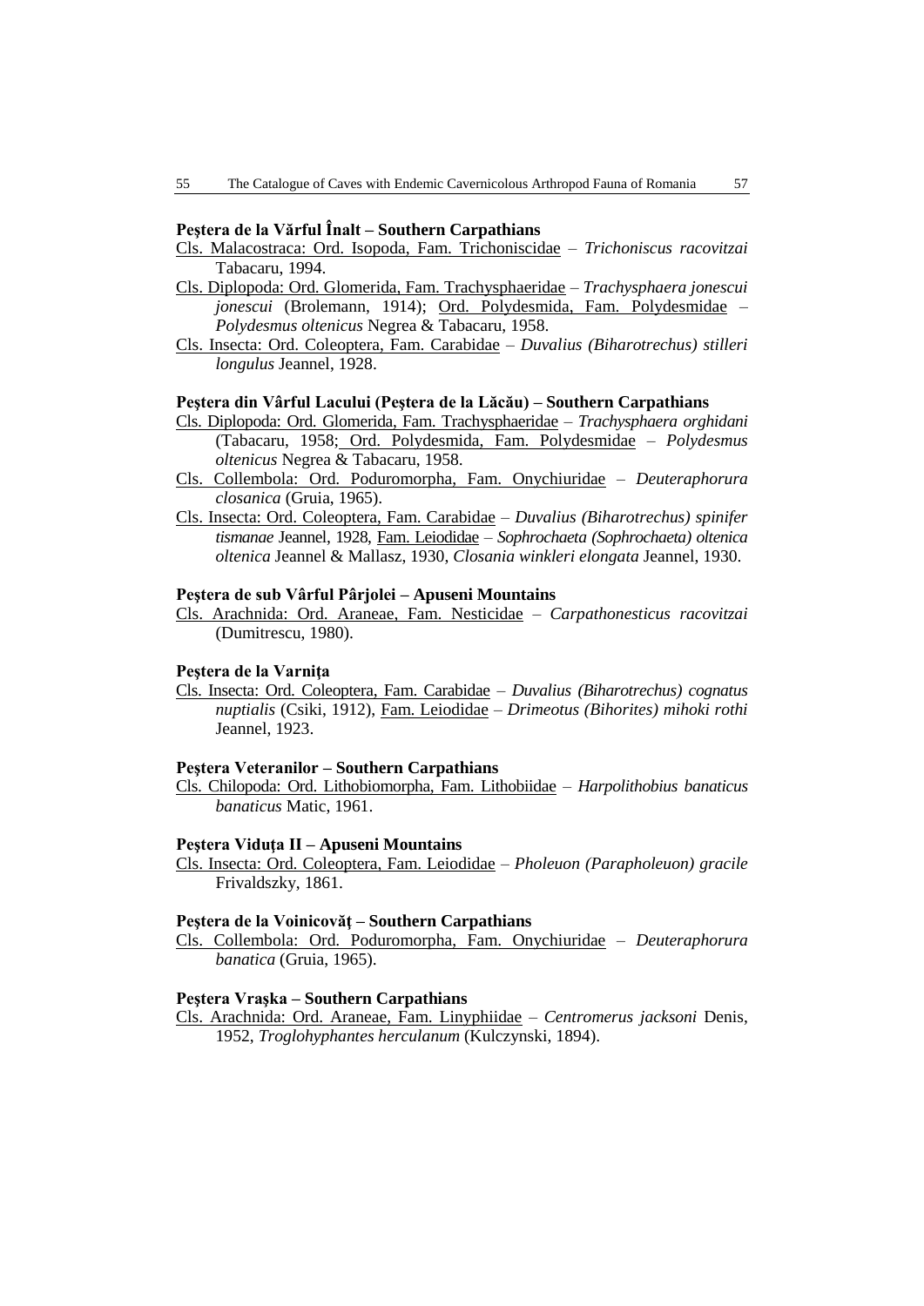**Peştera de la Vărful Înalt – Southern Carpathians**

Cls. Malacostraca: Ord. Isopoda, Fam. Trichoniscidae – *Trichoniscus racovitzai* Tabacaru, 1994.

Cls. Diplopoda: Ord. Glomerida, Fam. Trachysphaeridae – *Trachysphaera jonescui jonescui* (Brolemann, 1914); Ord. Polydesmida, Fam. Polydesmidae – *Polydesmus oltenicus* Negrea & Tabacaru, 1958.

Cls. Insecta: Ord. Coleoptera, Fam. Carabidae – *Duvalius (Biharotrechus) stilleri longulus* Jeannel, 1928.

**Peştera din Vârful Lacului (Peştera de la Lăcău) – Southern Carpathians**

Cls. Diplopoda: Ord. Glomerida, Fam. Trachysphaeridae – *Trachysphaera orghidani* (Tabacaru, 1958; Ord. Polydesmida, Fam. Polydesmidae – *Polydesmus oltenicus* Negrea & Tabacaru, 1958.

Cls. Collembola: Ord. Poduromorpha, Fam. Onychiuridae – *Deuteraphorura closanica* (Gruia, 1965).

Cls. Insecta: Ord. Coleoptera, Fam. Carabidae – *Duvalius (Biharotrechus) spinifer tismanae* Jeannel, 1928, Fam. Leiodidae – *Sophrochaeta (Sophrochaeta) oltenica oltenica* Jeannel & Mallasz, 1930, *Closania winkleri elongata* Jeannel, 1930.

**Peştera de sub Vârful Pârjolei – Apuseni Mountains**

Cls. Arachnida: Ord. Araneae, Fam. Nesticidae – *Carpathonesticus racovitzai* (Dumitrescu, 1980).

**Peştera de la Varniţa**

Cls. Insecta: Ord. Coleoptera, Fam. Carabidae – *Duvalius (Biharotrechus) cognatus nuptialis* (Csiki, 1912), Fam. Leiodidae – *Drimeotus (Bihorites) mihoki rothi* Jeannel, 1923.

**Peştera Veteranilor – Southern Carpathians**

Cls. Chilopoda: Ord. Lithobiomorpha, Fam. Lithobiidae – *Harpolithobius banaticus banaticus* Matic, 1961.

**Peştera Viduţa II – Apuseni Mountains**

Cls. Insecta: Ord. Coleoptera, Fam. Leiodidae – *Pholeuon (Parapholeuon) gracile* Frivaldszky, 1861.

**Peştera de la Voinicovăţ – Southern Carpathians**

Cls. Collembola: Ord. Poduromorpha, Fam. Onychiuridae – *Deuteraphorura banatica* (Gruia, 1965).

**Peştera Vraşka – Southern Carpathians**

Cls. Arachnida: Ord. Araneae, Fam. Linyphiidae – *Centromerus jacksoni* Denis, 1952, *Troglohyphantes herculanum* (Kulczynski, 1894).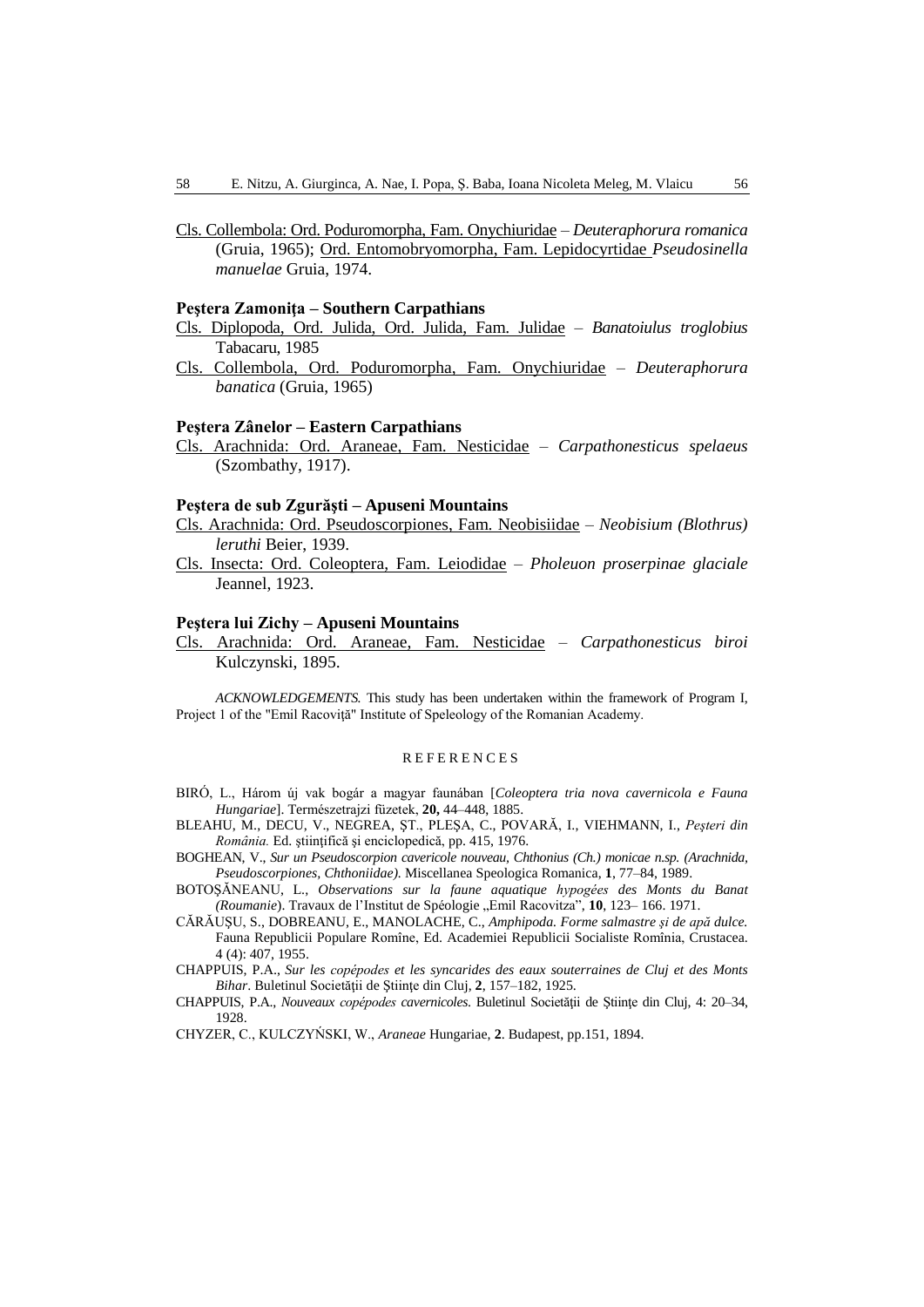Cls. Collembola: Ord. Poduromorpha, Fam. Onychiuridae – *Deuteraphorura romanica* (Gruia, 1965); Ord. Entomobryomorpha, Fam. Lepidocyrtidae *Pseudosinella manuelae* Gruia, 1974.

**Peştera Zamoniţa – Southern Carpathians**

Cls. Diplopoda, Ord. Julida, Ord. Julida, Fam. Julidae – *Banatoiulus troglobius* Tabacaru, 1985

Cls. Collembola, Ord. Poduromorpha, Fam. Onychiuridae – *Deuteraphorura banatica* (Gruia, 1965)

**Peştera Zânelor – Eastern Carpathians**

Cls. Arachnida: Ord. Araneae, Fam. Nesticidae – *Carpathonesticus spelaeus* (Szombathy, 1917).

**Peştera de sub Zgurăşti – Apuseni Mountains**

Cls. Arachnida: Ord. Pseudoscorpiones, Fam. Neobisiidae – *Neobisium (Blothrus) leruthi* Beier, 1939.

Cls. Insecta: Ord. Coleoptera, Fam. Leiodidae – *Pholeuon proserpinae glaciale* Jeannel, 1923.

**Peştera lui Zichy – Apuseni Mountains**

Cls. Arachnida: Ord. Araneae, Fam. Nesticidae – *Carpathonesticus biroi* Kulczynski, 1895.

*ACKNOWLEDGEMENTS.* This study has been undertaken within the framework of Program I, Project 1 of the "Emil Racoviţă" Institute of Speleology of the Romanian Academy.

## REFERENCES

BIRÓ, L., Három új vak bogár a magyar faunában [*Coleoptera tria nova cavernicola e Fauna Hungariae*]. Természetrajzi füzetek, **20,** 44–448, 1885.

BLEAHU, M., DECU, V., NEGREA, ŞT., PLEŞA, C., POVARĂ, I., VIEHMANN, I., *Peşteri din România.* Ed. ştiinţifică şi enciclopedică, pp. 415, 1976.

BOGHEAN, V., *Sur un Pseudoscorpion cavericole nouveau, Chthonius (Ch.) monicae n.sp. (Arachnida, Pseudoscorpiones, Chthoniidae).* Miscellanea Speologica Romanica, **1**, 77–84, 1989.

BOTOŞĂNEANU, L., *Observations sur la faune aquatique hypogées des Monts du Banat (Roumanie*). Travaux de l'Institut de Spéologie „Emil Racovitza", **10**, 123– 166. 1971.

CĂRĂUŞU, S., DOBREANU, E., MANOLACHE, C., *Amphipoda. Forme salmastre şi de apă dulce.* Fauna Republicii Populare Romîne, Ed. Academiei Republicii Socialiste Romînia, Crustacea. 4 (4): 407, 1955.

CHAPPUIS, P.A., *Sur les copépodes et les syncarides des eaux souterraines de Cluj et des Monts Bihar*. Buletinul Societăţii de Ştiinţe din Cluj, **2**, 157–182, 1925.

CHAPPUIS, P.A., *Nouveaux copépodes cavernicoles.* Buletinul Societăţii de Ştiinţe din Cluj, 4: 20–34, 1928.

CHYZER, C., KULCZYŃSKI, W., *Araneae* Hungariae, **2**. Budapest, pp.151, 1894.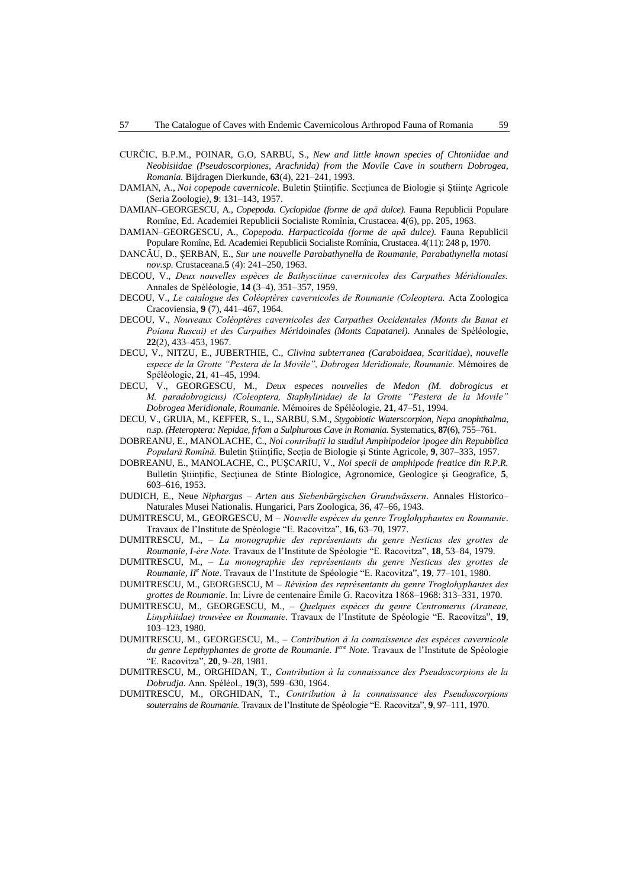CURČIC, B.P.M., POINAR, G.O, SARBU, S., *New and little known species of Chtoniidae and Neobisiidae (Pseudoscorpiones, Arachnida) from the Movile Cave in southern Dobrogea, Romania.* Bijdragen Dierkunde, **63**(4), 221–241, 1993.

DAMIAN, A., *Noi copepode cavernicole*. Buletin Ştiinţific. Secţiunea de Biologie şi Ştiinţe Agricole (Seria Zoologie*)*, **9**: 131–143, 1957.

DAMIAN–GEORGESCU, A., *Copepoda. Cyclopidae (forme de apă dulce).* Fauna Republicii Populare Romîne, Ed. Academiei Republicii Socialiste România, Crustacea. **4**(6), pp. 205, 1963.

DAMIAN–GEORGESCU, A., *Copepoda. Harpacticoida (forme de apă dulce).* Fauna Republicii Populare Romîne, Ed. Academiei Republicii Socialiste România, Crustacea. 4(11): 248 p, 1970.

DANCĂU, D., ŞERBAN, E., *Sur une nouvelle Parabathynella de Roumanie, Parabathynella motasi nov.sp.* Crustaceana.**5** (4): 241–250, 1963.

DECOU, V., *Deux nouvelles espèces de Bathysciinae cavernicoles des Carpathes Méridionales.* Annales de Spéléologie, **14** (3–4), 351–357, 1959.

DECOU, V., *Le catalogue des Coléoptères cavernicoles de Roumanie (Coleoptera.* Acta Zoologica Cracoviensia, **9** (7), 441–467, 1964.

DECOU, V., *Nouveaux Coléoptères cavernicoles des Carpathes Occidentales (Monts du Banat et Poiana Ruscai) et des Carpathes Méridoinales (Monts Capatanei).* Annales de Spéléologie, **22**(2), 433–453, 1967.

DECU, V., NITZU, E., JUBERTHIE, C., *Clivina subterranea (Caraboidaea, Scaritidae), nouvelle espece de la Grotte "Pestera de la Movile", Dobrogea Meridionale, Roumanie.* Mémoires de Spéléologie, **21**, 41–45, 1994.

DECU, V., GEORGESCU, M., *Deux especes nouvelles de Medon (M. dobrogicus et M. paradobrogicus) (Coleoptera, Staphylinidae) de la Grotte "Pestera de la Movile" Dobrogea Meridionale, Roumanie.* Mémoires de Spéléologie, **21**, 47–51, 1994.

DECU, V., GRUIA, M., KEFFER, S., L., SARBU, S.M., *Stygobiotic Waterscorpion, Nepa anophthalma, n.sp. (Heteroptera: Nepidae, frfom a Sulphurous Cave in Romania.* Systematics, **87**(6), 755–761.

DOBREANU, E., MANOLACHE, C., *Noi contribuţii la studiul Amphipodelor ipogee din Repubblica Populară Romînă.* Buletin Ştiinţific, Secţia de Biologie şi Stinte Agricole, **9**, 307–333, 1957.

DOBREANU, E., MANOLACHE, C., PUŞCARIU, V., *Noi specii de amphipode freatice din R.P.R.* Bulletin Ştiinţific, Secţiunea de Stinte Biologice, Agronomice, Geologice şi Geografice, **5**, 603–616, 1953.

DUDICH, E., Neue *Niphargus – Arten aus Siebenbürgischen Grundwässern*. Annales Historico–Naturales Musei Nationalis. Hungarici, Pars Zoologica, 36, 47–66, 1943.

DUMITRESCU, M., GEORGESCU, M – *Nouvelle espèces du genre Troglohyphantes en Roumanie*. Travaux de l'Institute de Spéologie "E. Racovitza", **16**, 63–70, 1977.

DUMITRESCU, M., – *La monographie des représentants du genre Nesticus des grottes de Roumanie, I-ère Note*. Travaux de l'Institute de Spéologie "E. Racovitza", **18**, 53–84, 1979.

DUMITRESCU, M., – *La monographie des représentants du genre Nesticus des grottes de Roumanie, II[e] Note*. Travaux de l'Institute de Spéologie "E. Racovitza", **19**, 77–101, 1980.

DUMITRESCU, M., GEORGESCU, M – *Révision des représentants du genre Troglohyphantes des grottes de Roumanie*. In: Livre de centenaire Émile G. Racovitza 1868–1968: 313–331, 1970.

DUMITRESCU, M., GEORGESCU, M., – *Quelques espèces du genre Centromerus (Araneae, Linyphiidae) trouvéee en Roumanie*. Travaux de l'Institute de Spéologie "E. Racovitza", **19**, 103–123, 1980.

DUMITRESCU, M., GEORGESCU, M., – *Contribution à la connaissence des espèces cavernicole du genre Lepthyphantes de grotte de Roumanie. I[ere] Note*. Travaux de l'Institute de Spéologie "E. Racovitza", **20**, 9–28, 1981.

DUMITRESCU, M., ORGHIDAN, T., *Contribution à la connaissance des Pseudoscorpions de la Dobrudja.* Ann. Spéléol., **19**(3), 599–630, 1964.

DUMITRESCU, M., ORGHIDAN, T., *Contribution à la connaissance des Pseudoscorpions souterrains de Roumanie.* Travaux de l'Institute de Spéologie "E. Racovitza", **9**, 97–111, 1970.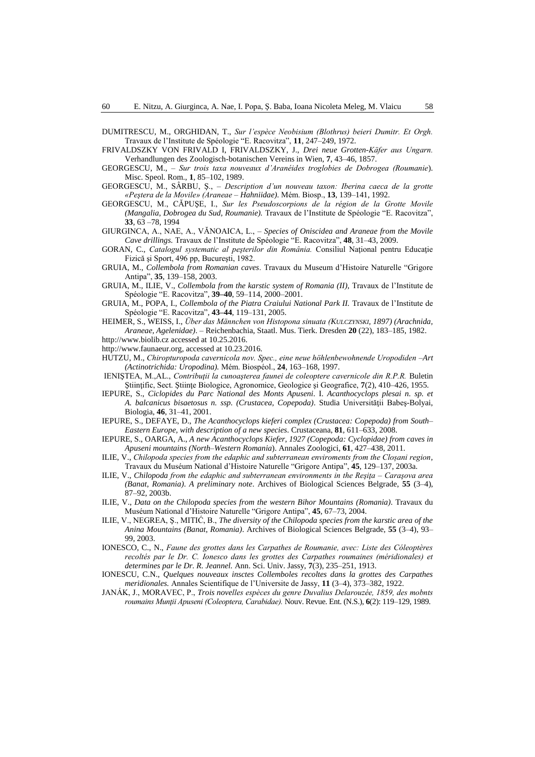DUMITRESCU, M., ORGHIDAN, T., *Sur l'espèce Neobisium (Blothrus) beieri Dumitr. Et Orgh.* Travaux de l'Institute de Spéologie "E. Racovitza", **11**, 247–249, 1972.

FRIVALDSZKY VON FRIVALD I, FRIVALDSZKY, J., *Drei neue Grotten-Käfer aus Ungarn.* Verhandlungen des Zoologisch-botanischen Vereins in Wien, **7**, 43–46, 1857.

GEORGESCU, M., – *Sur trois taxa nouveaux d'Aranéides troglobies de Dobrogea (Roumanie*). Misc. Speol. Rom., **1**, 85–102, 1989.

GEORGESCU, M., SÂRBU, Ş., – *Description d'un nouveau taxon: Iberina caeca de la grotte «Peştera de la Movile» (Araneae – Hahniidae).* Mém. Biosp., **13**, 139–141, 1992.

GEORGESCU, M., CĂPUŞE, I., *Sur les Pseudoscorpions de la région de la Grotte Movile (Mangalia, Dobrogea du Sud, Roumanie).* Travaux de l'Institute de Spéologie "E. Racovitza", **33**, 63 –78, 1994

GIURGINCA, A., NAE, A., VĂNOAICA, L., – *Species of Oniscidea and Araneae from the Movile Cave drillings.* Travaux de l'Institute de Spéologie "E. Racovitza", **48**, 31–43, 2009.

GORAN, C., *Catalogul systematic al peşterilor din România.* Consiliul Naţional pentru Educaţie Fizică şi Sport, 496 pp, Bucureşti, 1982.

GRUIA, M., *Collembola from Romanian caves*. Travaux du Museum d'Histoire Naturelle "Grigore Antipa", **35**, 139–158, 2003.

GRUIA, M., ILIE, V., *Collembola from the karstic system of Romania (II),* Travaux de l'Institute de Spéologie "E. Racovitza", **39–40**, 59–114, 2000–2001.

GRUIA, M., POPA, I., *Collembola of the Piatra Craiului National Park II.* Travaux de l'Institute de Spéologie "E. Racovitza", **43–44**, 119–131, 2005.

HEIMER, S., WEISS, I., *Über das Männchen von Histopona sinuata (KULCZYNSKI, 1897) (Arachnida, Araneae, Agelenidae)*. – Reichenbachia, Staatl. Mus. Tierk. Dresden **20** (22), 183–185, 1982.

http://www.biolib.cz accessed at 10.25.2016.

http://www.faunaeur.org, accessed at 10.23.2016.

HUTZU, M., *Chiropturopoda cavernicola nov. Spec., eine neue höhlenbewohnende Uropodiden –Art (Actinotrichida: Uropodina).* Mém. Biospéol., **24**, 163–168, 1997.

IENIŞTEA, M.,AL., *Contribuţii la cunoaşterea faunei de coleoptere cavernicole din R.P.R.* Buletin Ştiinţific, Sect. Ştiinţe Biologice, Agronomice, Geologice şi Geografice, **7**(2), 410–426, 1955.

IEPURE, S., *Ciclopides du Parc National des Monts Apuseni.* I. *Acanthocyclops plesai n. sp. et A. balcanicus bisaetosus n. ssp. (Crustacea, Copepoda)*. Studia Universităţii Babeş-Bolyai, Biologia, **46**, 31–41, 2001.

IEPURE, S., DEFAYE, D., *The Acanthocyclops kieferi complex (Crustacea: Copepoda) from South–Eastern Europe, with description of a new species*. Crustaceana, **81**, 611–633, 2008.

IEPURE, S., OARGA, A., *A new Acanthocyclops Kiefer, 1927 (Copepoda: Cyclopidae) from caves in Apuseni mountains (North–Western Romania*). Annales Zoologici, **61**, 427–438, 2011.

ILIE, V., *Chilopoda species from the edaphic and subterranean enviroments from the Cloşani region*, Travaux du Muséum National d'Histoire Naturelle "Grigore Antipa", **45**, 129–137, 2003a.

ILIE, V., *Chilopoda from the edaphic and subterranean environments in the Reşiţa – Caraşova area (Banat, Romania)*. *A preliminary note*. Archives of Biological Sciences Belgrade, **55** (3–4), 87–92, 2003b.

ILIE, V., *Data on the Chilopoda species from the western Bihor Mountains (Romania)*. Travaux du Muséum National d'Histoire Naturelle "Grigore Antipa", **45**, 67–73, 2004.

ILIE, V., NEGREA, Ş., MITIĆ, B., *The diversity of the Chilopoda species from the karstic area of the Anina Mountains (Banat, Romania)*. Archives of Biological Sciences Belgrade, **55** (3–4), 93–99, 2003.

IONESCO, C., N., *Faune des grottes dans les Carpathes de Roumanie, avec: Liste des Côleoptères recoltés par le Dr. C. Ionesco dans les grottes des Carpathes roumaines (méridionales) et determines par le Dr. R. Jeannel.* Ann. Sci. Univ. Jassy, **7**(3), 235–251, 1913.

IONESCU, C.N., *Quelques nouveaux insctes Collemboles recoltes dans la grottes des Carpathes meridionales.* Annales Scientifique de l'Universite de Jassy, **11** (3–4), 373–382, 1922.

JANÁK, J., MORAVEC, P., *Trois novelles espèces du genre Duvalius Delarouzée, 1859, des mobnts roumains Munţii Apuseni (Coleoptera, Carabidae).* Nouv. Revue. Ent. (N.S.), **6**(2): 119–129, 1989.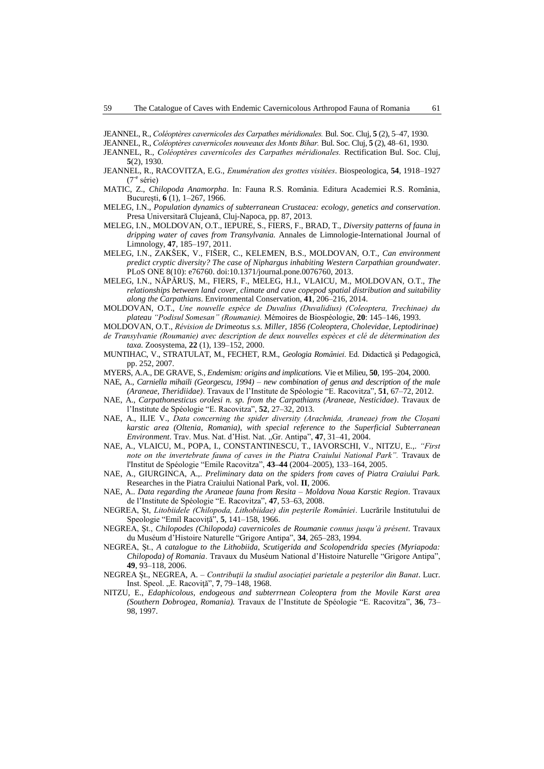JEANNEL, R., *Coléoptères cavernicoles des Carpathes méridionales.* Bul. Soc. Cluj, **5** (2), 5–47, 1930.

JEANNEL, R., *Coléoptères cavernicoles nouveaux des Monts Bihar.* Bul. Soc. Cluj, **5** (2), 48–61, 1930.

JEANNEL, R., *Coléoptères cavernicoles des Carpathes méridionales.* Rectification Bul. Soc. Cluj, **5**(2), 1930.

JEANNEL, R., RACOVITZA, E.G., *Enumération des grottes visitées*. Biospeologica, **54**, 1918–1927 (7$^{e}$ série)

MATIC, Z., *Chilopoda Anamorpha*. In: Fauna R.S. România. Editura Academiei R.S. România, Bucureşti, **6** (1), 1–267, 1966.

MELEG, I.N., *Population dynamics of subterranean Crustacea: ecology, genetics and conservation*. Presa Universitară Clujeană, Cluj-Napoca, pp. 87, 2013.

MELEG, I.N., MOLDOVAN, O.T., IEPURE, S., FIERS, F., BRAD, T., *Diversity patterns of fauna in dripping water of caves from Transylvania.* Annales de Limnologie-International Journal of Limnology, **47**, 185–197, 2011.

MELEG, I.N., ZAKŠEK, V., FIŠER, C., KELEMEN, B.S., MOLDOVAN, O.T., *Can environment predict cryptic diversity? The case of Niphargus inhabiting Western Carpathian groundwater*. PLoS ONE 8(10): e76760. doi:10.1371/journal.pone.0076760, 2013.

MELEG, I.N., NĂPĂRUŞ, M., FIERS, F., MELEG, H.I., VLAICU, M., MOLDOVAN, O.T., *The relationships between land cover, climate and cave copepod spatial distribution and suitability along the Carpathians*. Environmental Conservation, **41**, 206–216, 2014.

MOLDOVAN, O.T., *Une nouvelle espèce de Duvalius (Duvalidius) (Coleoptera, Trechinae) du plateau "Podisul Somesan" (Roumanie).* Mémoires de Biospéologie, **20**: 145–146, 1993.

MOLDOVAN, O.T., *Révision de Drimeotus s.s. Miller, 1856 (Coleoptera, Cholevidae, Leptodirinae) de Transylvanie (Roumanie) avec description de deux nouvelles espèces et clé de détermination des taxa.* Zoosystema, **22** (1), 139–152, 2000.

MUNTIHAC, V., STRATULAT, M., FECHET, R.M., *Geologia României.* Ed. Didactică şi Pedagogică, pp. 252, 2007.

MYERS, A.A., DE GRAVE, S., *Endemism: origins and implications.* Vie et Milieu, **50**, 195–204, 2000.

NAE, A., *Carniella mihaili (Georgescu, 1994) – new combination of genus and description of the male (Araneae, Theridiidae)*. Travaux de l'Institute de Spéologie "E. Racovitza", **51**, 67–72, 2012.

NAE, A., *Carpathonesticus orolesi n. sp. from the Carpathians (Araneae, Nesticidae)*. Travaux de l'Institute de Spéologie "E. Racovitza", **52**, 27–32, 2013.

NAE, A., ILIE V., *Data concerning the spider diversity (Arachnida, Araneae) from the Cloşani karstic area (Oltenia, Romania), with special reference to the Superficial Subterranean Environment*. Trav. Mus. Nat. d'Hist. Nat. „Gr. Antipa", **47**, 31–41, 2004.

NAE, A., VLAICU, M., POPA, I., CONSTANTINESCU, T., IAVORSCHI, V., NITZU, E.,. *"First note on the invertebrate fauna of caves in the Piatra Craiului National Park".* Travaux de l'Institut de Spéologie "Emile Racovitza", **43–44** (2004–2005), 133–164, 2005.

NAE, A., GIURGINCA, A.,. *Preliminary data on the spiders from caves of Piatra Craiului Park.* Researches in the Piatra Craiului National Park, vol. **II**, 2006.

NAE, A.. *Data regarding the Araneae fauna from Resita – Moldova Noua Karstic Region*. Travaux de l'Institute de Spéologie "E. Racovitza", **47**, 53–63, 2008.

NEGREA, Şt, *Litobiidele (Chilopoda, Lithobiidae) din peşterile României*. Lucrările Institutului de Speologie "Emil Racoviţă", **5**, 141–158, 1966.

NEGREA, Şt., *Chilopodes (Chilopoda) cavernicoles de Roumanie connus jusqu'à présent*. Travaux du Muséum d'Histoire Naturelle "Grigore Antipa", **34**, 265–283, 1994.

NEGREA, Şt., *A catalogue to the Lithobiida, Scutigerida and Scolopendrida species (Myriapoda: Chilopoda) of Romania*. Travaux du Muséum National d'Histoire Naturelle "Grigore Antipa", **49**, 93–118, 2006.

NEGREA Şt., NEGREA, A. – *Contribuţii la studiul asociaţiei parietale a peşterilor din Banat*. Lucr. Inst. Speol. „E. Racoviţă", **7**, 79–148, 1968.

NITZU, E., *Edaphicolous, endogeous and subterrnean Coleoptera from the Movile Karst area (Southern Dobrogea, Romania).* Travaux de l'Institute de Spéologie "E. Racovitza", **36**, 73–98, 1997.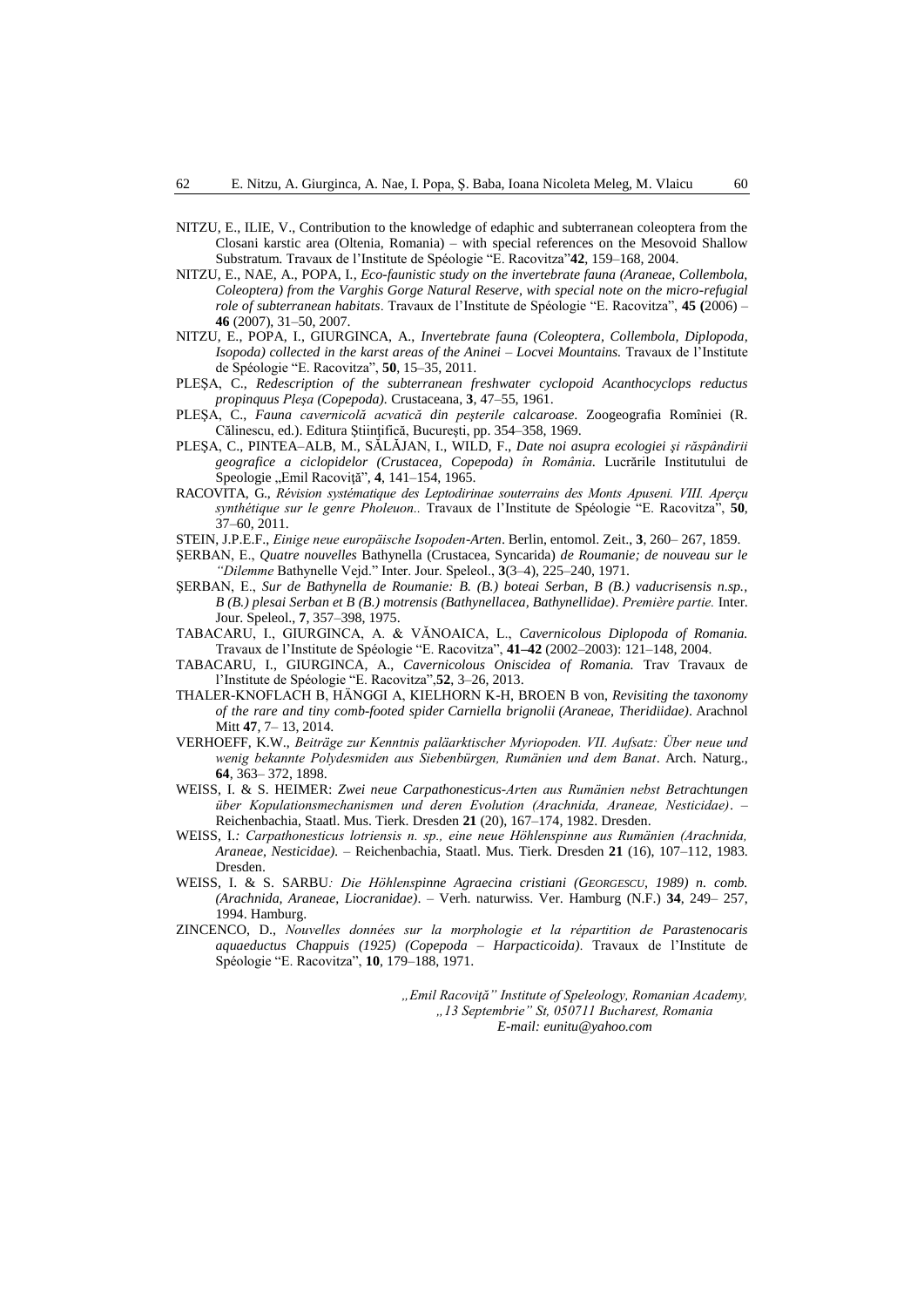NITZU, E., ILIE, V., Contribution to the knowledge of edaphic and subterranean coleoptera from the Closani karstic area (Oltenia, Romania) – with special references on the Mesovoid Shallow Substratum. Travaux de l'Institute de Spéologie "E. Racovitza"**42**, 159–168, 2004.

NITZU, E., NAE, A., POPA, I., *Eco-faunistic study on the invertebrate fauna (Araneae, Collembola, Coleoptera) from the Varghis Gorge Natural Reserve, with special note on the micro-refugial role of subterranean habitats*. Travaux de l'Institute de Spéologie "E. Racovitza", **45 (**2006) – **46** (2007), 31–50, 2007.

NITZU, E., POPA, I., GIURGINCA, A., *Invertebrate fauna (Coleoptera, Collembola, Diplopoda, Isopoda) collected in the karst areas of the Aninei – Locvei Mountains.* Travaux de l'Institute de Spéologie "E. Racovitza", **50**, 15–35, 2011.

PLEŞA, C., *Redescription of the subterranean freshwater cyclopoid Acanthocyclops reductus propinquus Pleşa (Copepoda)*. Crustaceana, **3**, 47–55, 1961.

PLEŞA, C., *Fauna cavernicolă acvatică din peşterile calcaroase*. Zoogeografia Romîniei (R. Călinescu, ed.). Editura Ştiinţifică, Bucureşti, pp. 354–358, 1969.

PLEŞA, C., PINTEA–ALB, M., SĂLĂJAN, I., WILD, F., *Date noi asupra ecologiei şi răspândirii geografice a ciclopidelor (Crustacea, Copepoda) în România*. Lucrările Institutului de Speologie „Emil Racoviţă", **4**, 141–154, 1965.

RACOVITA, G., *Révision systématique des Leptodirinae souterrains des Monts Apuseni. VIII. Aperçu synthétique sur le genre Pholeuon.*. Travaux de l'Institute de Spéologie "E. Racovitza", **50**, 37–60, 2011.

STEIN, J.P.E.F., *Einige neue europäische Isopoden-Arten*. Berlin, entomol. Zeit., **3**, 260– 267, 1859.

ŞERBAN, E., *Quatre nouvelles* Bathynella (Crustacea, Syncarida) *de Roumanie; de nouveau sur le "Dilemme* Bathynelle Vejd." Inter. Jour. Speleol., **3**(3–4), 225–240, 1971.

ŞERBAN, E., *Sur de Bathynella de Roumanie: B. (B.) boteai Serban, B (B.) vaducrisensis n.sp., B (B.) plesai Serban et B (B.) motrensis (Bathynellacea, Bathynellidae). Première partie.* Inter. Jour. Speleol., **7**, 357–398, 1975.

TABACARU, I., GIURGINCA, A. & VĂNOAICA, L., *Cavernicolous Diplopoda of Romania.* Travaux de l'Institute de Spéologie "E. Racovitza", **41–42** (2002–2003): 121–148, 2004.

TABACARU, I., GIURGINCA, A., *Cavernicolous Oniscidea of Romania.* Trav Travaux de l'Institute de Spéologie "E. Racovitza",**52**, 3–26, 2013.

THALER-KNOFLACH B, HÄNGGI A, KIELHORN K-H, BROEN B von, *Revisiting the taxonomy of the rare and tiny comb-footed spider Carniella brignolii (Araneae, Theridiidae)*. Arachnol Mitt **47**, 7– 13, 2014.

VERHOEFF, K.W., *Beiträge zur Kenntnis paläarktischer Myriopoden. VII. Aufsatz: Über neue und wenig bekannte Polydesmiden aus Siebenbürgen, Rumänien und dem Banat*. Arch. Naturg., **64**, 363– 372, 1898.

WEISS, I. & S. HEIMER: *Zwei neue Carpathonesticus-Arten aus Rumänien nebst Betrachtungen über Kopulationsmechanismen und deren Evolution (Arachnida, Araneae, Nesticidae)*. – Reichenbachia, Staatl. Mus. Tierk. Dresden **21** (20), 167–174, 1982. Dresden.

WEISS, I.: *Carpathonesticus lotriensis n. sp., eine neue Höhlenspinne aus Rumänien (Arachnida, Araneae, Nesticidae).* – Reichenbachia, Staatl. Mus. Tierk. Dresden **21** (16), 107–112, 1983. Dresden.

WEISS, I. & S. SARBU*: Die Höhlenspinne Agraecina cristiani (GEORGESCU, 1989) n. comb. (Arachnida, Araneae, Liocranidae)*. – Verh. naturwiss. Ver. Hamburg (N.F.) **34**, 249– 257, 1994. Hamburg.

ZINCENCO, D., *Nouvelles données sur la morphologie et la répartition de Parastenocaris aquaeductus Chappuis (1925) (Copepoda – Harpacticoida).* Travaux de l'Institute de Spéologie "E. Racovitza", **10**, 179–188, 1971.

*„Emil Racoviţă" Institute of Speleology, Romanian Academy,*
*„13 Septembrie" St, 050711 Bucharest, Romania*
*E-mail: eunitu@yahoo.com*